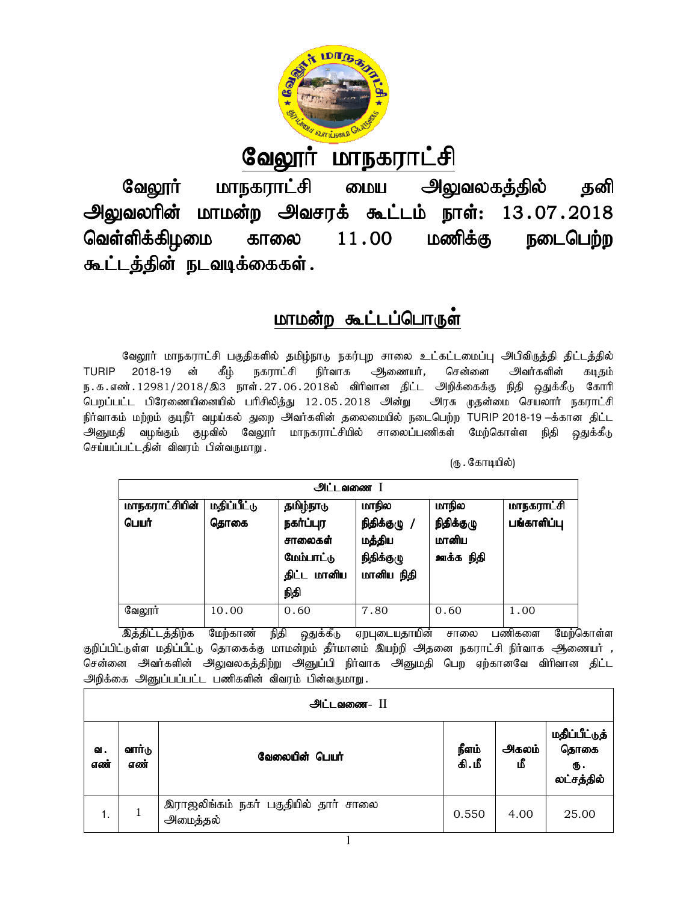# வேலூர் மாநகராட்சி

## வேலூர் மாநகராட்சி மைய அலுவலகத்தில் தனி அலுவலரின் மாமன்ற அவசரக் கூட்டம் நாள்: 13.07.2018 வெள்ளிக்கிழமை காலை 11.00 மணிக்கு நடைபெற்ற கூட்டத்தின் நடவடிக்கைகள்.

## மாமன்ற கூட்டப்பொருள்

வேலூர் மாநகராட்சி பகுதிகளில் தமிழ்நாடு நகர்புற சாலை உட்கட்டமைப்பு அபிவிருத்தி திட்டத்தில் TURIP 2018-19 ன் கீழ் நகராட்சி நிர்வாக ஆணையர், சென்னை அவர்களின் கடிதம் ந.க.எண்.12981/2018/இ3 நாள்.27.06.2018ல் விரிவான திட்ட அறிக்கைக்கு நிதி ஒதுக்கீடு கோரி பெறப்பட்ட பிரேரணையினையில் பரிசிலித்து 12.05.2018 அன்று அரசு முதன்மை செயலார் நகராட்சி நிர்வாகம் மற்றும் குடிநீர் வழங்கல் துறை அவர்களின் தலைமையில் நடைபெற்ற TURIP 2018-19 –க்கான திட்ட அனுமதி வழங்கும் குழவில் வேலூர் மாநகராட்சியில் சாலைப்பணிகள் மேற்கொள்ள நிதி ஒதுக்கீடு செய்யப்பட்டதின் விவரம் பின்வருமாறு.

(ரூ.கோடியில்)

| அட்டவணை I | | | | | |
|---|---|---|---|---|---|
| மாநகராட்சியின் பெயர் | மதிப்பீட்டு தொகை | தமிழ்நாடு நகர்ப்புர சாலைகள் மேம்பாட்டு திட்ட மானிய நிதி | மாநில நிதிக்குழு / மத்திய நிதிக்குழு மானிய நிதி | மாநில நிதிக்குழு மானிய ஊக்க நிதி | மாநகராட்சி பங்காளிப்பு |
| வேலூர் | 10.00 | 0.60 | 7.80 | 0.60 | 1.00 |

இத்திட்டத்திற்க மேற்காண் நிதி ஒதுக்கீடு ஏறபுடையதாயின் சாலை பணிகளை மேற்கொள்ள குறிப்பிட்டுள்ள மதிப்பீட்டு தொகைக்கு மாமன்றம் தீர்மானம் இயற்றி அதனை நகராட்சி நிர்வாக ஆணையர் , சென்னை அவர்களின் அலுவலகத்திற்று அனுப்பி நிர்வாக அனுமதி பெற ஏற்கானவே விரிவான திட்ட அறிக்கை அனுப்பப்பட்ட பணிகளின் விவரம் பின்வருமாறு.

| அட்டவணை- II | | | | | |
|---|---|---|---|---|---|
| வ. எண் | வார்டு எண் | வேலையின் பெயர் | நீளம் கி.மீ | அகலம் மீ | மதிப்பீட்டுத் தொகை ரூ. லட்சத்தில் |
| 1. | 1 | இராஜலிங்கம் நகர் பகுதியில் தார் சாலை அமைத்தல் | 0.550 | 4.00 | 25.00 |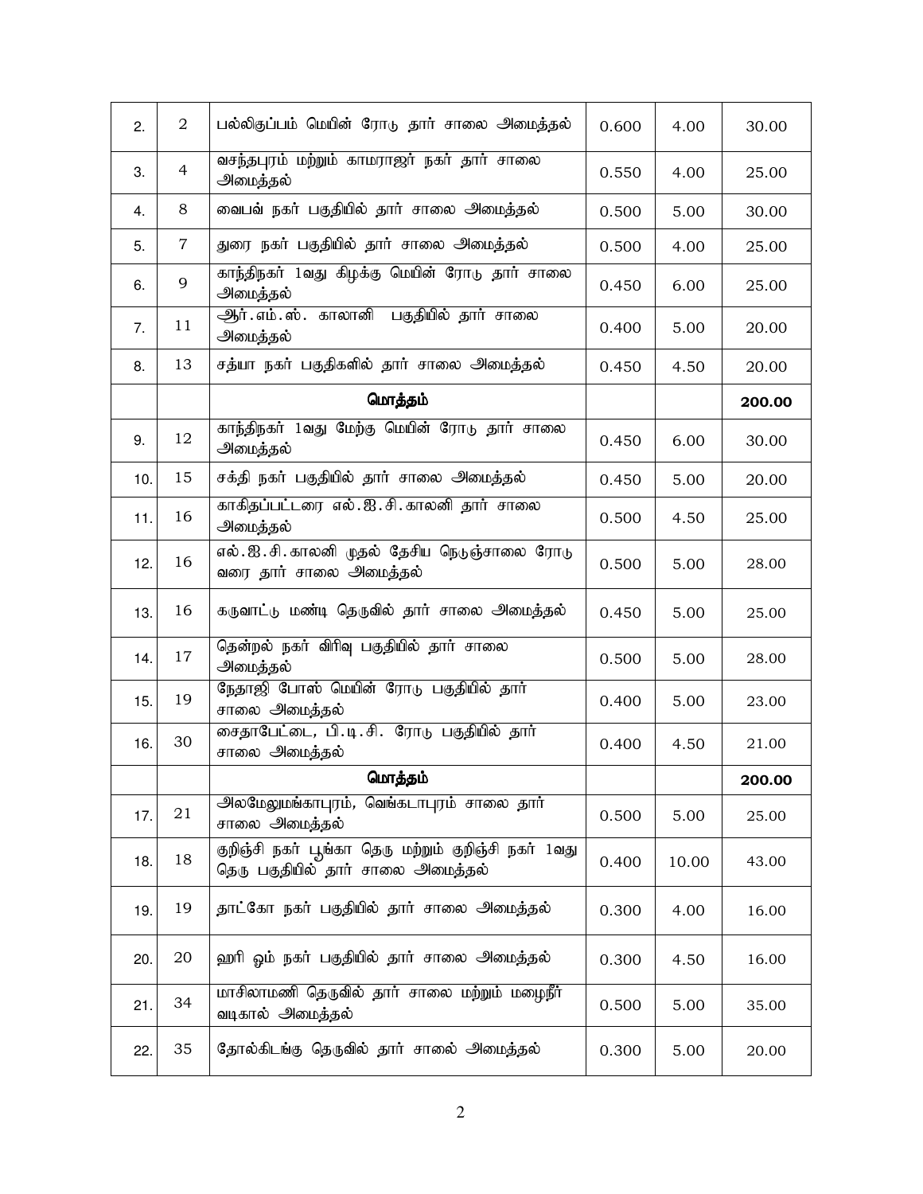| 2. | 2 | பல்லிகுப்பம் மெயின் ரோடு தார் சாலை அமைத்தல் | 0.600 | 4.00 | 30.00 |
|---|---|---|---|---|---|
| 3. | 4 | வசந்தபுரம் மற்றும் காமராஜர் நகர் தார் சாலை அமைத்தல் | 0.550 | 4.00 | 25.00 |
| 4. | 8 | வைபவ் நகர் பகுதியில் தார் சாலை அமைத்தல் | 0.500 | 5.00 | 30.00 |
| 5. | 7 | துரை நகர் பகுதியில் தார் சாலை அமைத்தல் | 0.500 | 4.00 | 25.00 |
| 6. | 9 | காந்திநகர் 1வது கிழக்கு மெயின் ரோடு தார் சாலை அமைத்தல் | 0.450 | 6.00 | 25.00 |
| 7. | 11 | ஆர்.எம்.ஸ். காலானி பகுதியில் தார் சாலை அமைத்தல் | 0.400 | 5.00 | 20.00 |
| 8. | 13 | சத்யா நகர் பகுதிகளில் தார் சாலை அமைத்தல் | 0.450 | 4.50 | 20.00 |
| | | **மொத்தம்** | | | **200.00** |
| 9. | 12 | காந்திநகர் 1வது மேற்கு மெயின் ரோடு தார் சாலை அமைத்தல் | 0.450 | 6.00 | 30.00 |
| 10. | 15 | சக்தி நகர் பகுதியில் தார் சாலை அமைத்தல் | 0.450 | 5.00 | 20.00 |
| 11. | 16 | காகிதப்பட்டரை எல்.ஐ.சி.காலனி தார் சாலை அமைத்தல் | 0.500 | 4.50 | 25.00 |
| 12. | 16 | எல்.ஐ.சி.காலனி முதல் தேசிய நெடுஞ்சாலை ரோடு வரை தார் சாலை அமைத்தல் | 0.500 | 5.00 | 28.00 |
| 13. | 16 | கருவாட்டு மண்டி தெருவில் தார் சாலை அமைத்தல் | 0.450 | 5.00 | 25.00 |
| 14. | 17 | தென்றல் நகர் விரிவு பகுதியில் தார் சாலை அமைத்தல் | 0.500 | 5.00 | 28.00 |
| 15. | 19 | நேதாஜி போஸ் மெயின் ரோடு பகுதியில் தார் சாலை அமைத்தல் | 0.400 | 5.00 | 23.00 |
| 16. | 30 | சைதாபேட்டை, பி.டி.சி. ரோடு பகுதியில் தார் சாலை அமைத்தல் | 0.400 | 4.50 | 21.00 |
| | | **மொத்தம்** | | | **200.00** |
| 17. | 21 | அலமேலுமங்காபுரம், வெங்கடாபுரம் சாலை தார் சாலை அமைத்தல் | 0.500 | 5.00 | 25.00 |
| 18. | 18 | குறிஞ்சி நகர் பூங்கா தெரு மற்றும் குறிஞ்சி நகர் 1வது தெரு பகுதியில் தார் சாலை அமைத்தல் | 0.400 | 10.00 | 43.00 |
| 19. | 19 | தாட்கோ நகர் பகுதியில் தார் சாலை அமைத்தல் | 0.300 | 4.00 | 16.00 |
| 20. | 20 | ஹரி ஓம் நகர் பகுதியில் தார் சாலை அமைத்தல் | 0.300 | 4.50 | 16.00 |
| 21. | 34 | மாசிலாமணி தெருவில் தார் சாலை மற்றும் மழைநீர் வடிகால் அமைத்தல் | 0.500 | 5.00 | 35.00 |
| 22. | 35 | தோல்கிடங்கு தெருவில் தார் சாலை அமைத்தல் | 0.300 | 5.00 | 20.00 |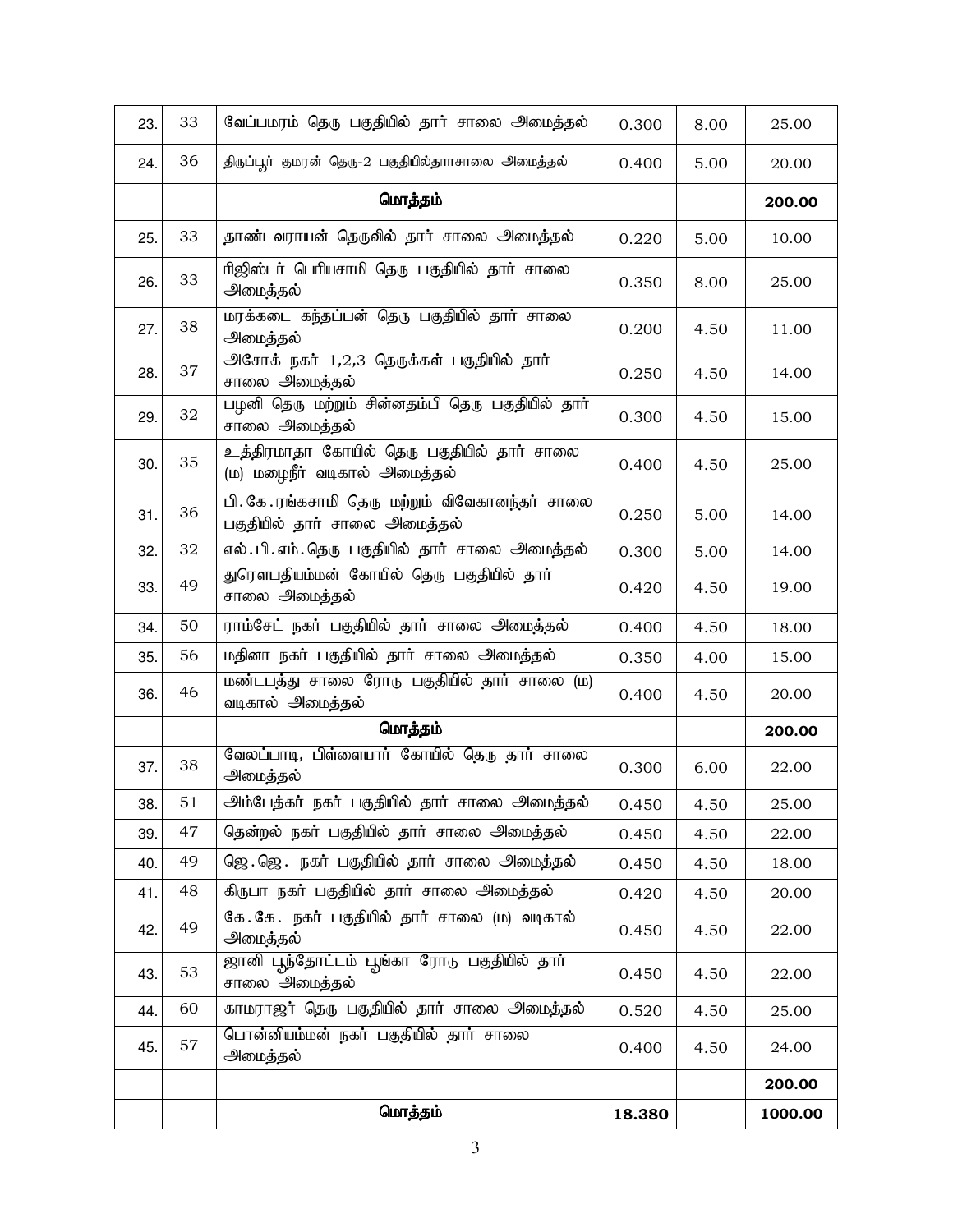| 23. | 33 | வேப்பமரம் தெரு பகுதியில் தார் சாலை அமைத்தல் | 0.300 | 8.00 | 25.00 |
|---|---|---|---|---|---|
| 24. | 36 | திருப்பூர் குமரன் தெரு-2 பகுதியில்தாாசாலை அமைத்தல் | 0.400 | 5.00 | 20.00 |
| | | **மொத்தம்** | | | **200.00** |
| 25. | 33 | தாண்டவராயன் தெருவில் தார் சாலை அமைத்தல் | 0.220 | 5.00 | 10.00 |
| 26. | 33 | ரிஜிஸ்டர் பெரியசாமி தெரு பகுதியில் தார் சாலை அமைத்தல் | 0.350 | 8.00 | 25.00 |
| 27. | 38 | மரக்கடை கந்தப்பன் தெரு பகுதியில் தார் சாலை அமைத்தல் | 0.200 | 4.50 | 11.00 |
| 28. | 37 | அசோக் நகர் 1,2,3 தெருக்கள் பகுதியில் தார் சாலை அமைத்தல் | 0.250 | 4.50 | 14.00 |
| 29. | 32 | பழனி தெரு மற்றும் சின்னதம்பி தெரு பகுதியில் தார் சாலை அமைத்தல் | 0.300 | 4.50 | 15.00 |
| 30. | 35 | உத்திரமாதா கோயில் தெரு பகுதியில் தார் சாலை (ம) மழைநீர் வடிகால் அமைத்தல் | 0.400 | 4.50 | 25.00 |
| 31. | 36 | பி.கே.ரங்கசாமி தெரு மற்றும் விவேகானந்தர் சாலை பகுதியில் தார் சாலை அமைத்தல் | 0.250 | 5.00 | 14.00 |
| 32. | 32 | எல்.பி.எம்.தெரு பகுதியில் தார் சாலை அமைத்தல் | 0.300 | 5.00 | 14.00 |
| 33. | 49 | துரௌபதியம்மன் கோயில் தெரு பகுதியில் தார் சாலை அமைத்தல் | 0.420 | 4.50 | 19.00 |
| 34. | 50 | ராம்சேட் நகர் பகுதியில் தார் சாலை அமைத்தல் | 0.400 | 4.50 | 18.00 |
| 35. | 56 | மதினா நகர் பகுதியில் தார் சாலை அமைத்தல் | 0.350 | 4.00 | 15.00 |
| 36. | 46 | மண்டபத்து சாலை ரோடு பகுதியில் தார் சாலை (ம) வடிகால் அமைத்தல் | 0.400 | 4.50 | 20.00 |
| | | **மொத்தம்** | | | **200.00** |
| 37. | 38 | வேலப்பாடி, பிள்ளையார் கோயில் தெரு தார் சாலை அமைத்தல் | 0.300 | 6.00 | 22.00 |
| 38. | 51 | அம்பேத்கர் நகர் பகுதியில் தார் சாலை அமைத்தல் | 0.450 | 4.50 | 25.00 |
| 39. | 47 | தென்றல் நகர் பகுதியில் தார் சாலை அமைத்தல் | 0.450 | 4.50 | 22.00 |
| 40. | 49 | ஜெ.ஜெ. நகர் பகுதியில் தார் சாலை அமைத்தல் | 0.450 | 4.50 | 18.00 |
| 41. | 48 | கிருபா நகர் பகுதியில் தார் சாலை அமைத்தல் | 0.420 | 4.50 | 20.00 |
| 42. | 49 | கே.கே. நகர் பகுதியில் தார் சாலை (ம) வடிகால் அமைத்தல் | 0.450 | 4.50 | 22.00 |
| 43. | 53 | ஜானி பூந்தோட்டம் பூங்கா ரோடு பகுதியில் தார் சாலை அமைத்தல் | 0.450 | 4.50 | 22.00 |
| 44. | 60 | காமராஜர் தெரு பகுதியில் தார் சாலை அமைத்தல் | 0.520 | 4.50 | 25.00 |
| 45. | 57 | பொன்னியம்மன் நகர் பகுதியில் தார் சாலை அமைத்தல் | 0.400 | 4.50 | 24.00 |
| | | | | | **200.00** |
| | | **மொத்தம்** | **18.380** | | **1000.00** |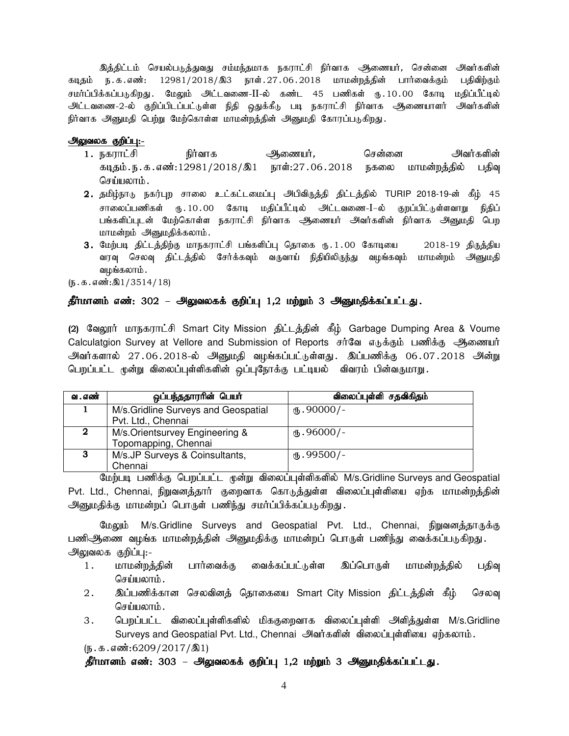இத்திட்டம் செயல்படுத்துவது சம்மந்தமாக நகராட்சி நிர்வாக ஆணையர், சென்னை அவர்களின் கடிதம் ந.க.எண்: 12981/2018/இ3 நாள்.27.06.2018 மாமன்றத்தின் பார்வைக்கும் பதிவிற்கும் சமர்ப்பிக்கப்படுகிறது. மேலும் அட்டவணை-II-ல் கண்ட 45 பணிகள் ரு.10.00 கோடி மதிப்பீட்டில் அட்டவணை-2-ல் குறிப்பிடப்பட்டுள்ள நிதி ஒதுக்கீடு படி நகராட்சி நிர்வாக ஆணையாளர் அவர்களின் நிர்வாக அனுமதி பெற்று மேற்கொள்ள மாமன்றத்தின் அனுமதி கோரப்படுகிறது.

**அலுவலக குறிப்பு:-**

1. நகராட்சி நிர்வாக ஆணையர், சென்னை அவர்களின் கடிதம்.ந.க.எண்:12981/2018/இ1 நாள்:27.06.2018 நகலை மாமன்றத்தில் பதிவு செய்யலாம்.
2. தமிழ்நாடு நகர்புற சாலை உட்கட்டமைப்பு அபிவிருத்தி திட்டத்தில் TURIP 2018-19-ன் கீழ் 45 சாலைப்பணிகள் ரு.10.00 கோடி மதிப்பீட்டில் அட்டவணை-I-ல் குறப்பிட்டுள்ளவாறு நிதிப் பங்களிப்புடன் மேற்கொள்ள நகராட்சி நிர்வாக ஆணையர் அவர்களின் நிர்வாக அனுமதி பெற மாமன்றம் அனுமதிக்கலாம்.
3. மேற்படி திட்டத்திற்கு மாநகராட்சி பங்களிப்பு தொகை ரு.1.00 கோடியை 2018-19 திருத்திய வரவு செலவு திட்டத்தில் சேர்க்கவும் வருவாய் நிதியிலிருந்து வழங்கவும் மாமன்றம் அனுமதி வழங்கலாம்.

(ந.க.எண்:இ1/3514/18)

**தீர்மானம் எண்: 302 – அலுவலகக் குறிப்பு 1,2 மற்றும் 3 அனுமதிக்கப்பட்டது.**

**(2)** வேலூர் மாநகராட்சி Smart City Mission திட்டத்தின் கீழ் Garbage Dumping Area & Voume Calculatgion Survey at Vellore and Submission of Reports சர்வே எடுக்கும் பணிக்கு ஆணையர் அவர்களால் 27.06.2018-ல் அனுமதி வழங்கப்பட்டுள்ளது. இப்பணிக்கு 06.07.2018 அன்று பெறப்பட்ட மூன்று விலைப்புள்ளிகளின் ஒப்புநோக்கு பட்டியல் விவரம் பின்வருமாறு.

| வ.எண் | ஒப்பந்ததாரரின் பெயர் | விலைப்புள்ளி சதவிகிதம் |
|---|---|---|
| 1 | M/s.Gridline Surveys and Geospatial Pvt. Ltd., Chennai | ரு.90000/- |
| 2 | M/s.Orientsurvey Engineering & Topomapping, Chennai | ரு.96000/- |
| 3 | M/s.JP Surveys & Coinsultants, Chennai | ரு.99500/- |

மேற்படி பணிக்கு பெறப்பட்ட மூன்று விலைப்புள்ளிகளில் M/s.Gridline Surveys and Geospatial Pvt. Ltd., Chennai, நிறுவனத்தார் குறைவாக கொடுத்துள்ள விலைப்புள்ளியை ஏற்க மாமன்றத்தின் அனுமதிக்கு மாமன்றப் பொருள் பணிந்து சமர்ப்பிக்கப்படுகிறது.

மேலும் M/s.Gridline Surveys and Geospatial Pvt. Ltd., Chennai, நிறுவனத்தாருக்கு பணிஆணை வழங்க மாமன்றத்தின் அனுமதிக்கு மாமன்றப் பொருள் பணிந்து வைக்கப்படுகிறது.

அலுவலக குறிப்பு:-

1. மாமன்றத்தின் பார்வைக்கு வைக்கப்பட்டுள்ள இப்பொருள் மாமன்றத்தில் பதிவு செய்யலாம்.
2. இப்பணிக்கான செலவினத் தொகையை Smart City Mission திட்டத்தின் கீழ் செலவு செய்யலாம்.
3. பெறப்பட்ட விலைப்புள்ளிகளில் மிககுறைவாக விலைப்புள்ளி அளித்துள்ள M/s.Gridline Surveys and Geospatial Pvt. Ltd., Chennai அவர்களின் விலைப்புள்ளியை ஏற்கலாம்.

(ந.க.எண்:6209/2017/இ1)

**தீர்மானம் எண்: 303 – அலுவலகக் குறிப்பு 1,2 மற்றும் 3 அனுமதிக்கப்பட்டது.**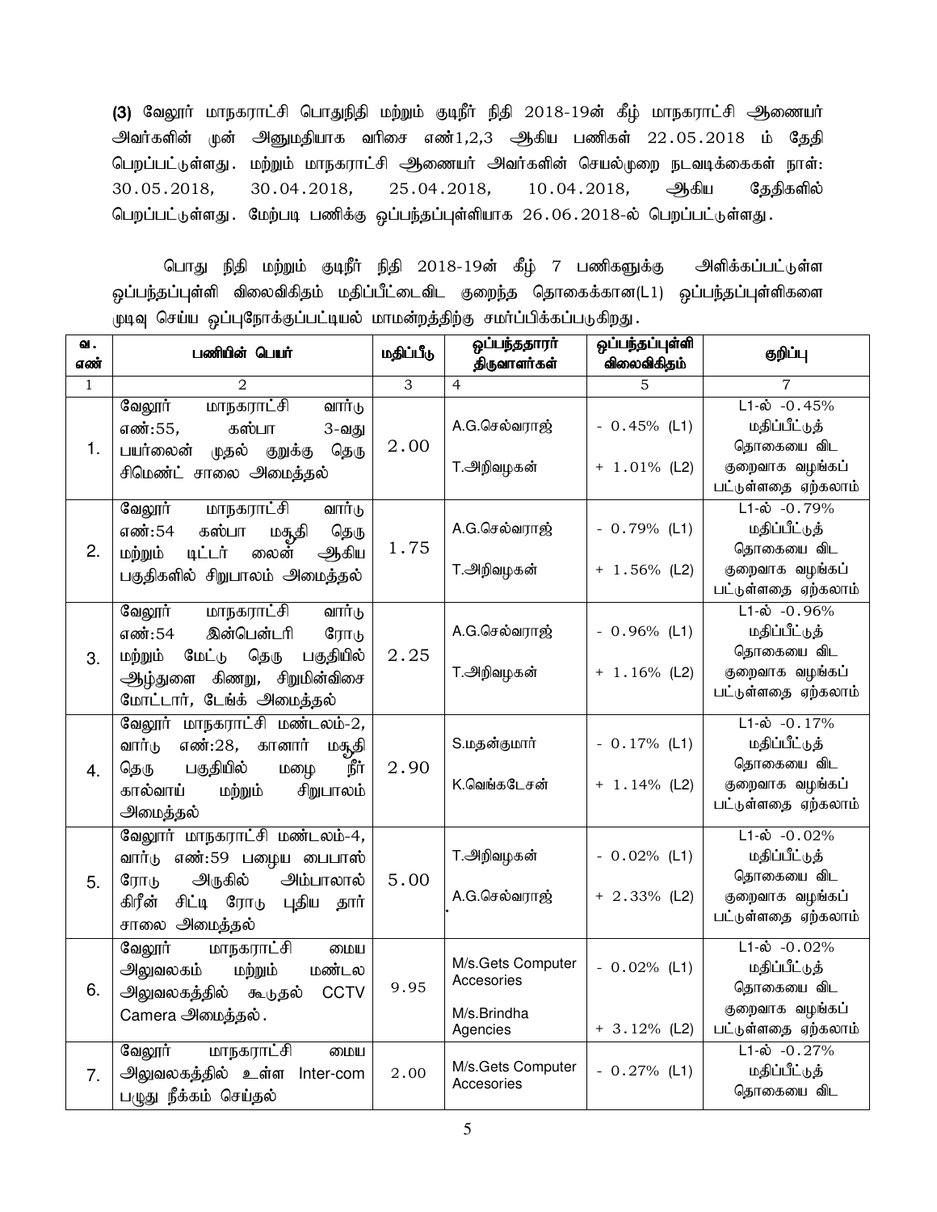**(3)** வேலூர் மாநகராட்சி பொதுநிதி மற்றும் குடிநீர் நிதி 2018-19ன் கீழ் மாநகராட்சி ஆணையர் அவர்களின் முன் அனுமதியாக வரிசை எண்1,2,3 ஆகிய பணிகள் 22.05.2018 ம் தேதி பெறப்பட்டுள்ளது. மற்றும் மாநகராட்சி ஆணையர் அவர்களின் செயல்முறை நடவடிக்கைகள் நாள்: 30.05.2018, 30.04.2018, 25.04.2018, 10.04.2018, ஆகிய தேதிகளில் பெறப்பட்டுள்ளது. மேற்படி பணிக்கு ஒப்பந்தப்புள்ளியாக 26.06.2018-ல் பெறப்பட்டுள்ளது.

பொது நிதி மற்றும் குடிநீர் நிதி 2018-19ன் கீழ் 7 பணிகளுக்கு அளிக்கப்பட்டுள்ள ஒப்பந்தப்புள்ளி விலைவிகிதம் மதிப்பீட்டைவிட குறைந்த தொகைக்கான(L1) ஒப்பந்தப்புள்ளிகளை முடிவு செய்ய ஒப்புநோக்குப்பட்டியல் மாமன்றத்திற்கு சமர்ப்பிக்கப்படுகிறது.

| வ. எண் | பணியின் பெயர் | மதிப்பீடு | ஒப்பந்ததாரர் திருவாளர்கள் | ஒப்பந்தப்புள்ளி விலைவிகிதம் | குறிப்பு |
|---|---|---|---|---|---|
| 1 | 2 | 3 | 4 | 5 | 7 |
| 1. | வேலூர் மாநகராட்சி வார்டு எண்:55, கஸ்பா 3-வது பயர்லைன் முதல் குறுக்கு தெரு சிமெண்ட் சாலை அமைத்தல் | 2.00 | A.G.செல்வராஜ்<br>T.அறிவழகன் | - 0.45% (L1)<br>+ 1.01% (L2) | L1-ல் -0.45% மதிப்பீட்டுத் தொகையை விட குறைவாக வழங்கப் பட்டுள்ளதை ஏற்கலாம் |
| 2. | வேலூர் மாநகராட்சி வார்டு எண்:54 கஸ்பா மசூதி தெரு மற்றும் டிட்டர் லைன் ஆகிய பகுதிகளில் சிறுபாலம் அமைத்தல் | 1.75 | A.G.செல்வராஜ்<br>T.அறிவழகன் | - 0.79% (L1)<br>+ 1.56% (L2) | L1-ல் -0.79% மதிப்பீட்டுத் தொகையை விட குறைவாக வழங்கப் பட்டுள்ளதை ஏற்கலாம் |
| 3. | வேலூர் மாநகராட்சி வார்டு எண்:54 இன்பென்டரி ரோடு மற்றும் மேட்டு தெரு பகுதியில் ஆழ்துளை கிணறு, சிறுமின்விசை மோட்டார், டேங்க் அமைத்தல் | 2.25 | A.G.செல்வராஜ்<br>T.அறிவழகன் | - 0.96% (L1)<br>+ 1.16% (L2) | L1-ல் -0.96% மதிப்பீட்டுத் தொகையை விட குறைவாக வழங்கப் பட்டுள்ளதை ஏற்கலாம் |
| 4. | வேலூர் மாநகராட்சி மண்டலம்-2, வார்டு எண்:28, கானார் மசூதி தெரு பகுதியில் மழை நீர் கால்வாய் மற்றும் சிறுபாலம் அமைத்தல் | 2.90 | S.மதன்குமார்<br>K.வெங்கடேசன் | - 0.17% (L1)<br>+ 1.14% (L2) | L1-ல் -0.17% மதிப்பீட்டுத் தொகையை விட குறைவாக வழங்கப் பட்டுள்ளதை ஏற்கலாம் |
| 5. | வேலூர் மாநகராட்சி மண்டலம்-4, வார்டு எண்:59 பழைய பைபாஸ் ரோடு அருகில் அம்பாலால் கிரீன் சிட்டி ரோடு புதிய தார் சாலை அமைத்தல் | 5.00 | T.அறிவழகன்<br>A.G.செல்வராஜ் | - 0.02% (L1)<br>+ 2.33% (L2) | L1-ல் -0.02% மதிப்பீட்டுத் தொகையை விட குறைவாக வழங்கப் பட்டுள்ளதை ஏற்கலாம் |
| 6. | வேலூர் மாநகராட்சி மைய அலுவலகம் மற்றும் மண்டல அலுவலகத்தில் கூடுதல் CCTV Camera அமைத்தல். | 9.95 | M/s.Gets Computer Accesories<br>M/s.Brindha Agencies | - 0.02% (L1)<br>+ 3.12% (L2) | L1-ல் -0.02% மதிப்பீட்டுத் தொகையை விட குறைவாக வழங்கப் பட்டுள்ளதை ஏற்கலாம் |
| 7. | வேலூர் மாநகராட்சி மைய அலுவலகத்தில் உள்ள Inter-com பழுது நீக்கம் செய்தல் | 2.00 | M/s.Gets Computer Accesories | - 0.27% (L1) | L1-ல் -0.27% மதிப்பீட்டுத் தொகையை விட |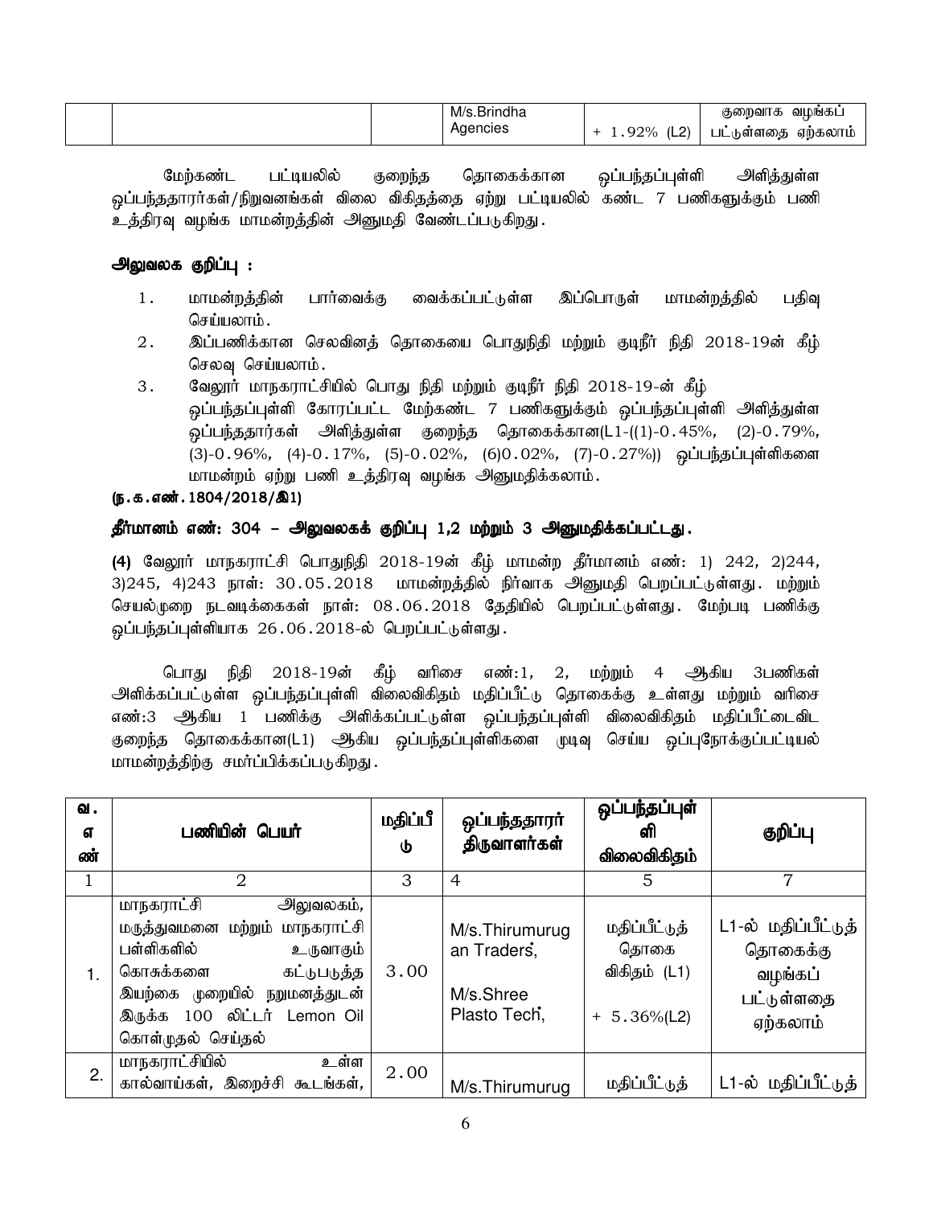| | | M/s.Brindha Agencies | + 1.92% (L2) | குறைவாக வழங்கப் பட்டுள்ளதை ஏற்கலாம் |
|---|---|---|---|---|

மேற்கண்ட பட்டியலில் குறைந்த தொகைக்கான ஒப்பந்தப்புள்ளி அளித்துள்ள ஒப்பந்ததாரர்கள்/நிறுவனங்கள் விலை விகிதத்தை ஏற்று பட்டியலில் கண்ட 7 பணிகளுக்கும் பணி உத்திரவு வழங்க மாமன்றத்தின் அனுமதி வேண்டப்படுகிறது.

**அலுவலக குறிப்பு :**

1. மாமன்றத்தின் பார்வைக்கு வைக்கப்பட்டுள்ள இப்பொருள் மாமன்றத்தில் பதிவு செய்யலாம்.
2. இப்பணிக்கான செலவினத் தொகையை பொதுநிதி மற்றும் குடிநீர் நிதி 2018-19ன் கீழ் செலவு செய்யலாம்.
3. வேலூர் மாநகராட்சியில் பொது நிதி மற்றும் குடிநீர் நிதி 2018-19-ன் கீழ் ஒப்பந்தப்புள்ளி கோரப்பட்ட மேற்கண்ட 7 பணிகளுக்கும் ஒப்பந்தப்புள்ளி அளித்துள்ள ஒப்பந்ததாரர்கள் அளித்துள்ள குறைந்த தொகைக்கான(L1-((1)-0.45%, (2)-0.79%, (3)-0.96%, (4)-0.17%, (5)-0.02%, (6)0.02%, (7)-0.27%)) ஒப்பந்தப்புள்ளிகளை மாமன்றம் ஏற்று பணி உத்திரவு வழங்க அனுமதிக்கலாம்.

**(ந.க.எண்.1804/2018/இ1)**

**தீர்மானம் எண்: 304 – அலுவலகக் குறிப்பு 1,2 மற்றும் 3 அனுமதிக்கப்பட்டது.**

**(4)** வேலூர் மாநகராட்சி பொதுநிதி 2018-19ன் கீழ் மாமன்ற தீர்மானம் எண்: 1) 242, 2)244, 3)245, 4)243 நாள்: 30.05.2018 மாமன்றத்தில் நிர்வாக அனுமதி பெறப்பட்டுள்ளது. மற்றும் செயல்முறை நடவடிக்கைகள் நாள்: 08.06.2018 தேதியில் பெறப்பட்டுள்ளது. மேற்படி பணிக்கு ஒப்பந்தப்புள்ளியாக 26.06.2018-ல் பெறப்பட்டுள்ளது.

பொது நிதி 2018-19ன் கீழ் வரிசை எண்:1, 2, மற்றும் 4 ஆகிய 3பணிகள் அளிக்கப்பட்டுள்ள ஒப்பந்தப்புள்ளி விலைவிகிதம் மதிப்பீட்டு தொகைக்கு உள்ளது மற்றும் வரிசை எண்:3 ஆகிய 1 பணிக்கு அளிக்கப்பட்டுள்ள ஒப்பந்தப்புள்ளி விலைவிகிதம் மதிப்பீட்டைவிட குறைந்த தொகைக்கான(L1) ஆகிய ஒப்பந்தப்புள்ளிகளை முடிவு செய்ய ஒப்புநோக்குப்பட்டியல் மாமன்றத்திற்கு சமர்ப்பிக்கப்படுகிறது.

| வ. எ ண் | பணியின் பெயர் | மதிப்பீடு | ஒப்பந்ததாரர் திருவாளர்கள் | ஒப்பந்தப்புள்ளி விலைவிகிதம் | குறிப்பு |
|---|---|---|---|---|---|
| 1 | 2 | 3 | 4 | 5 | 7 |
| 1. | மாநகராட்சி அலுவலகம், மருத்துவமனை மற்றும் மாநகராட்சி பள்ளிகளில் உருவாகும் கொசுக்களை கட்டுபடுத்த இயற்கை முறையில் நறுமனத்துடன் இருக்க 100 லிட்டர் Lemon Oil கொள்முதல் செய்தல் | 3.00 | M/s.Thirumurugan Traders, M/s.Shree Plasto Tech, | மதிப்பீட்டுத் தொகை விகிதம் (L1) + 5.36%(L2) | L1-ல் மதிப்பீட்டுத் தொகைக்கு வழங்கப் பட்டுள்ளதை ஏற்கலாம் |
| 2. | மாநகராட்சியில் உள்ள கால்வாய்கள், இறைச்சி கூடங்கள், | 2.00 | M/s.Thirumurug | மதிப்பீட்டுத் | L1-ல் மதிப்பீட்டுத் |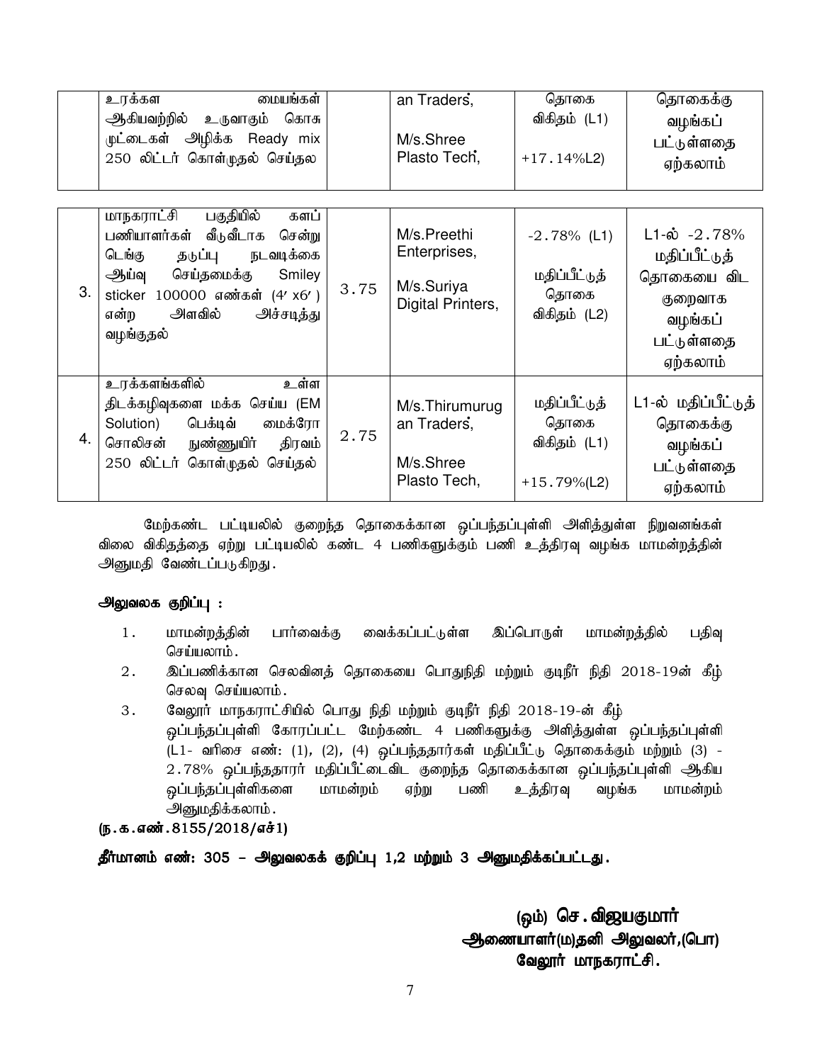| | | | | | |
|---|---|---|---|---|---|
| | உரக்கள மையங்கள் ஆகியவற்றில் உருவாகும் கொசு முட்டைகள் அழிக்க Ready mix 250 லிட்டர் கொள்முதல் செய்தல | | an Traders, M/s.Shree Plasto Tech, | தொகை விகிதம் (L1) +17.14%L2) | தொகைக்கு வழங்கப் பட்டுள்ளதை ஏற்கலாம் |
| 3. | மாநகராட்சி பகுதியில் களப் பணியாளர்கள் வீடுவீடாக சென்று டெங்கு தடுப்பு நடவடிக்கை ஆய்வு செய்தமைக்கு Smiley sticker 100000 எண்கள் (4′ x6′ ) என்ற அளவில் அச்சடித்து வழங்குதல் | 3.75 | M/s.Preethi Enterprises, M/s.Suriya Digital Printers, | -2.78% (L1) மதிப்பீட்டுத் தொகை விகிதம் (L2) | L1-ல் -2.78% மதிப்பீட்டுத் தொகையை விட குறைவாக வழங்கப் பட்டுள்ளதை ஏற்கலாம் |
| 4. | உரக்களங்களில் உள்ள திடக்கழிவுகளை மக்க செய்ய (EM Solution) பெக்டிவ் மைக்ரோ சொலிசன் நுண்ணுயிர் திரவம் 250 லிட்டர் கொள்முதல் செய்தல் | 2.75 | M/s.Thirumurugan Traders, M/s.Shree Plasto Tech, | மதிப்பீட்டுத் தொகை விகிதம் (L1) +15.79%(L2) | L1-ல் மதிப்பீட்டுத் தொகைக்கு வழங்கப் பட்டுள்ளதை ஏற்கலாம் |

மேற்கண்ட பட்டியலில் குறைந்த தொகைக்கான ஒப்பந்தப்புள்ளி அளித்துள்ள நிறுவனங்கள் விலை விகிதத்தை ஏற்று பட்டியலில் கண்ட 4 பணிகளுக்கும் பணி உத்திரவு வழங்க மாமன்றத்தின் அனுமதி வேண்டப்படுகிறது.

**அலுவலக குறிப்பு :**

1. மாமன்றத்தின் பார்வைக்கு வைக்கப்பட்டுள்ள இப்பொருள் மாமன்றத்தில் பதிவு செய்யலாம்.
2. இப்பணிக்கான செலவினத் தொகையை பொதுநிதி மற்றும் குடிநீர் நிதி 2018-19ன் கீழ் செலவு செய்யலாம்.
3. வேலூர் மாநகராட்சியில் பொது நிதி மற்றும் குடிநீர் நிதி 2018-19-ன் கீழ் ஒப்பந்தப்புள்ளி கோரப்பட்ட மேற்கண்ட 4 பணிகளுக்கு அளித்துள்ள ஒப்பந்தப்புள்ளி (L1- வரிசை எண்: (1), (2), (4) ஒப்பந்ததாரர்கள் மதிப்பீட்டு தொகைக்கும் மற்றும் (3) -2.78% ஒப்பந்ததாரர் மதிப்பீட்டைவிட குறைந்த தொகைக்கான ஒப்பந்தப்புள்ளி ஆகிய ஒப்பந்தப்புள்ளிகளை மாமன்றம் ஏற்று பணி உத்திரவு வழங்க மாமன்றம் அனுமதிக்கலாம்.

**(ந.க.எண்.8155/2018/எச்1)**

**தீர்மானம் எண்: 305 – அலுவலகக் குறிப்பு 1,2 மற்றும் 3 அனுமதிக்கப்பட்டது.**

**(ஒம்) செ.விஜயகுமார்**
**ஆணையாளர்(ம)தனி அலுவலர்,(பொ)**
**வேலூர் மாநகராட்சி.**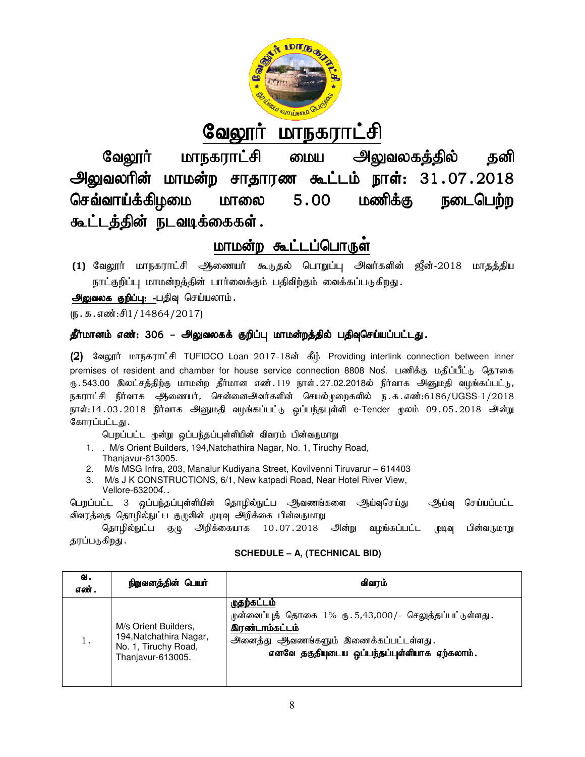# வேலூர் மாநகராட்சி

## வேலூர் மாநகராட்சி மைய அலுவலகத்தில் தனி அலுவலரின் மாமன்ற சாதாரண கூட்டம் நாள்: 31.07.2018 செவ்வாய்க்கிழமை மாலை 5.00 மணிக்கு நடைபெற்ற கூட்டத்தின் நடவடிக்கைகள்.

## மாமன்ற கூட்டப்பொருள்

**(1)** வேலூர் மாநகராட்சி ஆணையர் கூடுதல் பொறுப்பு அவர்களின் ஜீன்-2018 மாதத்திய நாட்குறிப்பு மாமன்றத்தின் பார்வைக்கும் பதிவிற்கும் வைக்கப்படுகிறது.

**அலுவலக குறிப்பு:** -பதிவு செய்யலாம்.

(ந.க.எண்:சி1/14864/2017)

**தீர்மானம் எண்: 306 – அலுவலகக் குறிப்பு மாமன்றத்தில் பதிவுசெய்யப்பட்டது.**

**(2)** வேலூர் மாநகராட்சி TUFIDCO Loan 2017-18ன் கீழ் Providing interlink connection between inner premises of resident and chamber for house service connection 8808 Nos. பணிக்கு மதிப்பீட்டு தொகை ரு.543.00 இலட்சத்திற்கு மாமன்ற தீர்மான எண்.119 நாள்.27.02.2018ல் நிர்வாக அனுமதி வழங்கப்பட்டு, நகராட்சி நிர்வாக ஆணையர், சென்னைஅவர்களின் செயல்முறைகளில் ந.க.எண்:6186/UGSS-1/2018 நாள்:14.03.2018 நிர்வாக அனுமதி வழங்கப்பட்டு ஒப்பந்தபுள்ளி e-Tender மூலம் 09.05.2018 அன்று கோரப்பட்டது.

பெறப்பட்ட மூன்று ஒப்பந்தப்புள்ளியின் விவரம் பின்வருமாறு

1. . M/s Orient Builders, 194,Natchathira Nagar, No. 1, Tiruchy Road, Thanjavur-613005.
2. M/s MSG Infra, 203, Manalur Kudiyana Street, Kovilvenni Tiruvarur – 614403
3. M/s J K CONSTRUCTIONS, 6/1, New katpadi Road, Near Hotel River View, Vellore-632004..

பெறப்பட்ட 3 ஒப்பந்தப்புள்ளியின் தொழில்நுட்ப ஆவணங்களை ஆய்வுசெய்து ஆய்வு செய்யப்பட்ட விவரத்தை தொழில்நுட்ப குழுவின் முடிவு அறிக்கை பின்வருமாறு

தொழில்நுட்ப குழு அறிக்கையாக 10.07.2018 அன்று வழங்கப்பட்ட முடிவு பின்வருமாறு தரப்படுகிறது.

**SCHEDULE – A, (TECHNICAL BID)**

| வ. எண். | நிறுவனத்தின் பெயர் | விவரம் |
|---|---|---|
| 1. | M/s Orient Builders, 194,Natchathira Nagar, No. 1, Tiruchy Road, Thanjavur-613005. | **முதற்கட்டம்**<br>முன்வைப்புத் தொகை 1% ரு.5,43,000/- செலுத்தப்பட்டுள்ளது.<br>**இரண்டாம்கட்டம்**<br>அனைத்து ஆவணங்களும் இணைக்கப்பட்டள்ளது.<br>**எனவே தகுதியுடைய ஒப்பந்தப்புள்ளியாக ஏற்கலாம்.** |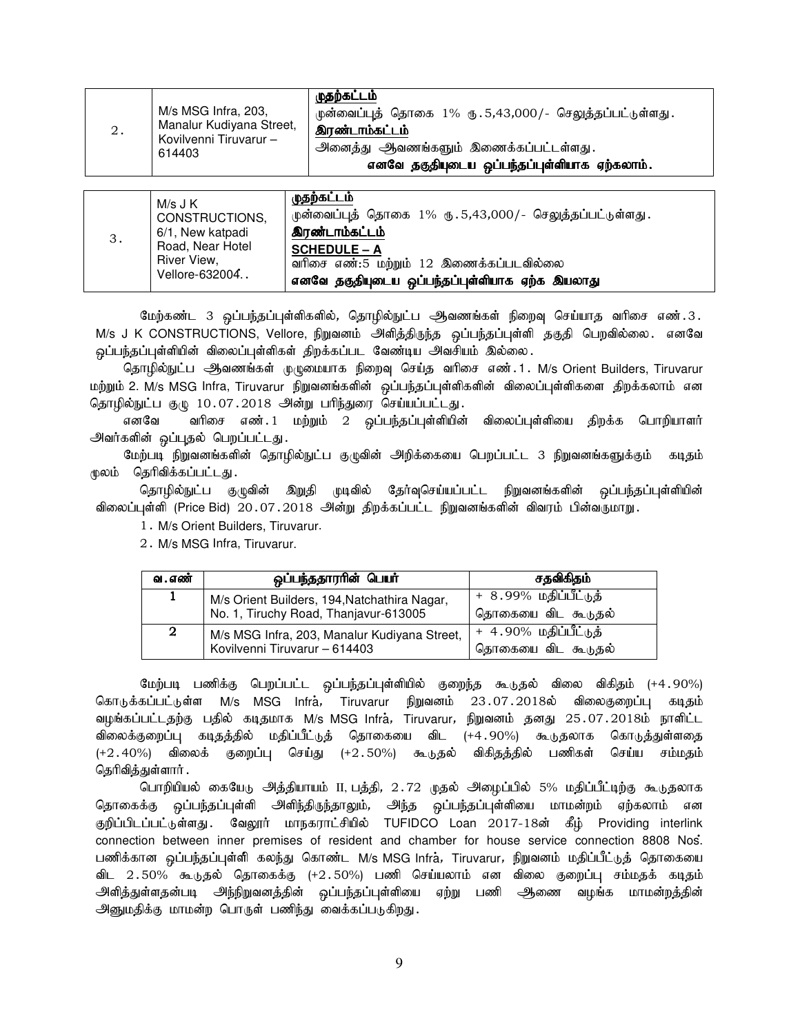| 2. | M/s MSG Infra, 203, Manalur Kudiyana Street, Kovilvenni Tiruvarur – 614403 | **முதற்கட்டம்**<br>முன்வைப்புத் தொகை 1% ரு.5,43,000/- செலுத்தப்பட்டுள்ளது.<br>**இரண்டாம்கட்டம்**<br>அனைத்து ஆவணங்களும் இணைக்கப்பட்டள்ளது.<br>**எனவே தகுதியுடைய ஒப்பந்தப்புள்ளியாக ஏற்கலாம்.** |
|---|---|---|

| 3. | M/s J K CONSTRUCTIONS, 6/1, New katpadi Road, Near Hotel River View, Vellore-632004.. | **முதற்கட்டம்**<br>முன்வைப்புத் தொகை 1% ரு.5,43,000/- செலுத்தப்பட்டுள்ளது.<br>**இரண்டாம்கட்டம்**<br>**SCHEDULE – A**<br>வரிசை எண்:5 மற்றும் 12 இணைக்கப்படவில்லை<br>**எனவே தகுதியுடைய ஒப்பந்தப்புள்ளியாக ஏற்க இயலாது** |
|---|---|---|

மேற்கண்ட 3 ஒப்பந்தப்புள்ளிகளில், தொழில்நுட்ப ஆவணங்கள் நிறைவு செய்யாத வரிசை எண்.3. M/s J K CONSTRUCTIONS, Vellore, நிறுவனம் அளித்திருந்த ஒப்பந்தப்புள்ளி தகுதி பெறவில்லை. எனவே ஒப்பந்தப்புள்ளியின் விலைப்புள்ளிகள் திறக்கப்பட வேண்டிய அவசியம் இல்லை.

தொழில்நுட்ப ஆவணங்கள் முழுமையாக நிறைவு செய்த வரிசை எண்.1. M/s Orient Builders, Tiruvarur மற்றும் 2. M/s MSG Infra, Tiruvarur நிறுவனங்களின் ஒப்பந்தப்புள்ளிகளின் விலைப்புள்ளிகளை திறக்கலாம் என தொழில்நுட்ப குழு 10.07.2018 அன்று பரிந்துரை செய்யப்பட்டது.

எனவே வரிசை எண்.1 மற்றும் 2 ஒப்பந்தப்புள்ளியின் விலைப்புள்ளியை திறக்க பொறியாளர் அவர்களின் ஒப்புதல் பெறப்பட்டது.

மேற்படி நிறுவனங்களின் தொழில்நுட்ப குழுவின் அறிக்கையை பெறப்பட்ட 3 நிறுவனங்களுக்கும் கடிதம் மூலம் தெரிவிக்கப்பட்டது.

தொழில்நுட்ப குழுவின் இறுதி முடிவில் தேர்வுசெய்யப்பட்ட நிறுவனங்களின் ஒப்பந்தப்புள்ளியின் விலைப்புள்ளி (Price Bid) 20.07.2018 அன்று திறக்கப்பட்ட நிறுவனங்களின் விவரம் பின்வருமாறு.

1. M/s Orient Builders, Tiruvarur.
2. M/s MSG Infra, Tiruvarur.

| வ.எண் | ஒப்பந்ததாரரின் பெயர் | சதவிகிதம் |
|---|---|---|
| 1 | M/s Orient Builders, 194,Natchathira Nagar, No. 1, Tiruchy Road, Thanjavur-613005 | + 8.99% மதிப்பீட்டுத் தொகையை விட கூடுதல் |
| 2 | M/s MSG Infra, 203, Manalur Kudiyana Street, Kovilvenni Tiruvarur – 614403 | + 4.90% மதிப்பீட்டுத் தொகையை விட கூடுதல் |

மேற்படி பணிக்கு பெறப்பட்ட ஒப்பந்தப்புள்ளியில் குறைந்த கூடுதல் விலை விகிதம் (+4.90%) கொடுக்கப்பட்டுள்ள M/s MSG Infra, Tiruvarur நிறுவனம் 23.07.2018ல் விலைகுறைப்பு கடிதம் வழங்கப்பட்டதற்கு பதில் கடிதமாக M/s MSG Infra, Tiruvarur, நிறுவனம் தனது 25.07.2018ம் நாளிட்ட விலைக்குறைப்பு கடிதத்தில் மதிப்பீட்டுத் தொகையை விட (+4.90%) கூடுதலாக கொடுத்துள்ளதை (+2.40%) விலைக் குறைப்பு செய்து (+2.50%) கூடுதல் விகிதத்தில் பணிகள் செய்ய சம்மதம் தெரிவித்துள்ளார்.

பொறியியல் கையேடு அத்தியாயம் II, பத்தி, 2.72 முதல் அழைப்பில் 5% மதிப்பீட்டிற்கு கூடுதலாக தொகைக்கு ஒப்பந்தப்புள்ளி அளித்திருந்தாலும், அந்த ஒப்பந்தப்புள்ளியை மாமன்றம் ஏற்கலாம் என குறிப்பிடப்பட்டுள்ளது. வேலூர் மாநகராட்சியில் TUFIDCO Loan 2017-18ன் கீழ் Providing interlink connection between inner premises of resident and chamber for house service connection 8808 Nos. பணிக்கான ஒப்பந்தப்புள்ளி கலந்து கொண்ட M/s MSG Infra, Tiruvarur, நிறுவனம் மதிப்பீட்டுத் தொகையை விட 2.50% கூடுதல் தொகைக்கு (+2.50%) பணி செய்யலாம் என விலை குறைப்பு சம்மதக் கடிதம் அளித்துள்ளதன்படி அந்நிறுவனத்தின் ஒப்பந்தப்புள்ளியை ஏற்று பணி ஆணை வழங்க மாமன்றத்தின் அனுமதிக்கு மாமன்ற பொருள் பணிந்து வைக்கப்படுகிறது.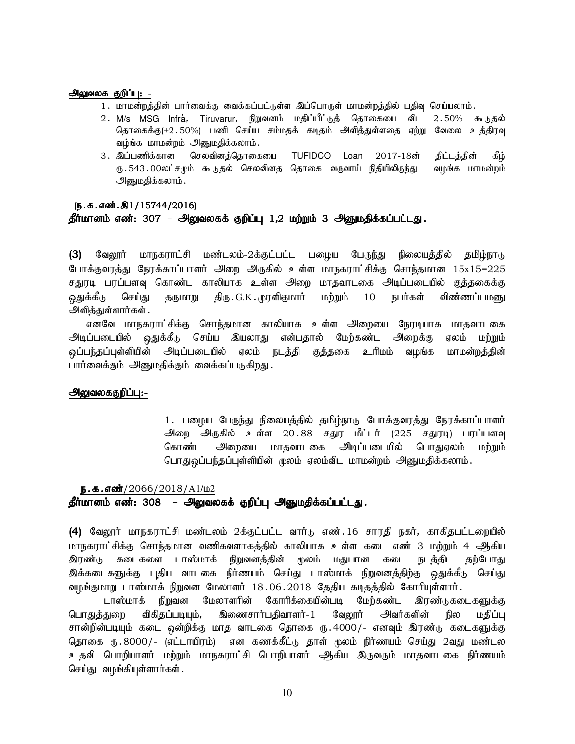**அலுவலக குறிப்பு: -**

1. மாமன்றத்தின் பார்வைக்கு வைக்கப்பட்டுள்ள இப்பொருள் மாமன்றத்தில் பதிவு செய்யலாம்.
2. M/s MSG Infra, Tiruvarur, நிறுவனம் மதிப்பீட்டுத் தொகையை விட 2.50% கூடுதல் தொகைக்கு(+2.50%) பணி செய்ய சம்மதக் கடிதம் அளித்துள்ளதை ஏற்று வேலை உத்திரவு வழங்க மாமன்றம் அனுமதிக்கலாம்.
3. இப்பணிக்கான செலவினத்தொகையை TUFIDCO Loan 2017-18ன் திட்டத்தின் கீழ் ரூ.543.00லட்சமும் கூடுதல் செலவினத தொகை வருவாய் நிதியிலிருந்து வழங்க மாமன்றம் அனுமதிக்கலாம்.

**(ந.க.எண்.இ1/15744/2016)**

**தீர்மானம் எண்: 307 – அலுவலகக் குறிப்பு 1,2 மற்றும் 3 அனுமதிக்கப்பட்டது.**

**(3)** வேலூர் மாநகராட்சி மண்டலம்-2க்குட்பட்ட பழைய பேருந்து நிலையத்தில் தமிழ்நாடு போக்குவரத்து நேரக்காப்பாளர் அறை அருகில் உள்ள மாநகராட்சிக்கு சொந்தமான 15x15=225 சதுரடி பரப்பளவு கொண்ட காலியாக உள்ள அறை மாதவாடகை அடிப்படையில் குத்தகைக்கு ஒதுக்கீடு செய்து தருமாறு திரு.G.K.முரளிகுமார் மற்றும் 10 நபர்கள் விண்ணப்பமனு அளித்துள்ளார்கள்.

எனவே மாநகராட்சிக்கு சொந்தமான காலியாக உள்ள அறையை நேரடியாக மாதவாடகை அடிப்படையில் ஒதுக்கீடு செய்ய இயலாது என்பதால் மேற்கண்ட அறைக்கு ஏலம் மற்றும் ஒப்பந்தப்புள்ளியின் அடிப்படையில் ஏலம் நடத்தி குத்தகை உரிமம் வழங்க மாமன்றத்தின் பார்வைக்கும் அனுமதிக்கும் வைக்கப்படுகிறது.

**அலுவலககுறிப்பு:-**

1. பழைய பேருந்து நிலையத்தில் தமிழ்நாடு போக்குவரத்து நேரக்காப்பாளர் அறை அருகில் உள்ள 20.88 சதுர மீட்டர் (225 சதுரடி) பரப்பளவு கொண்ட அறையை மாதவாடகை அடிப்படையில் பொதுஏலம் மற்றும் பொதுஒப்பந்தப்புள்ளியின் மூலம் ஏலம்விட மாமன்றம் அனுமதிக்கலாம்.

**ந.க.எண்**/2066/2018/A1/ம2

**தீர்மானம் எண்: 308 – அலுவலகக் குறிப்பு அனுமதிக்கப்பட்டது.**

**(4)** வேலூர் மாநகராட்சி மண்டலம் 2க்குட்பட்ட வார்டு எண்.16 சாரதி நகர், காகிதபட்டறையில் மாநகராட்சிக்கு சொந்தமான வணிகவளாகத்தில் காலியாக உள்ள கடை எண் 3 மற்றும் 4 ஆகிய இரண்டு கடைகளை டாஸ்மாக் நிறுவனத்தின் மூலம் மதுபான கடை நடத்திட தற்போது இக்கடைகளுக்கு புதிய வாடகை நிர்ணயம் செய்து டாஸ்மாக் நிறுவனத்திற்கு ஒதுக்கீடு செய்து வழங்குமாறு டாஸ்மாக் நிறுவன மேலாளர் 18.06.2018 தேதிய கடிதத்தில் கோரியுள்ளார்.

டாஸ்மாக் நிறுவன மேலாளரின் கோரிக்கையின்படி மேற்கண்ட இரண்டுகடைகளுக்கு பொதுத்துறை விகிதப்படியும், இணைசார்பதிவாளர்-1 வேலூர் அவர்களின் நில மதிப்பு சான்றின்படியும் கடை ஒன்றிக்கு மாத வாடகை தொகை ரூ.4000/- எனவும் இரண்டு கடைகளுக்கு தொகை ரூ.8000/- (எட்டாயிரம்) என கணக்கீட்டு தாள் மூலம் நிர்ணயம் செய்து 2வது மண்டல உதவி பொறியாளர் மற்றும் மாநகராட்சி பொறியாளர் ஆகிய இருவரும் மாதவாடகை நிர்ணயம் செய்து வழங்கியுள்ளார்கள்.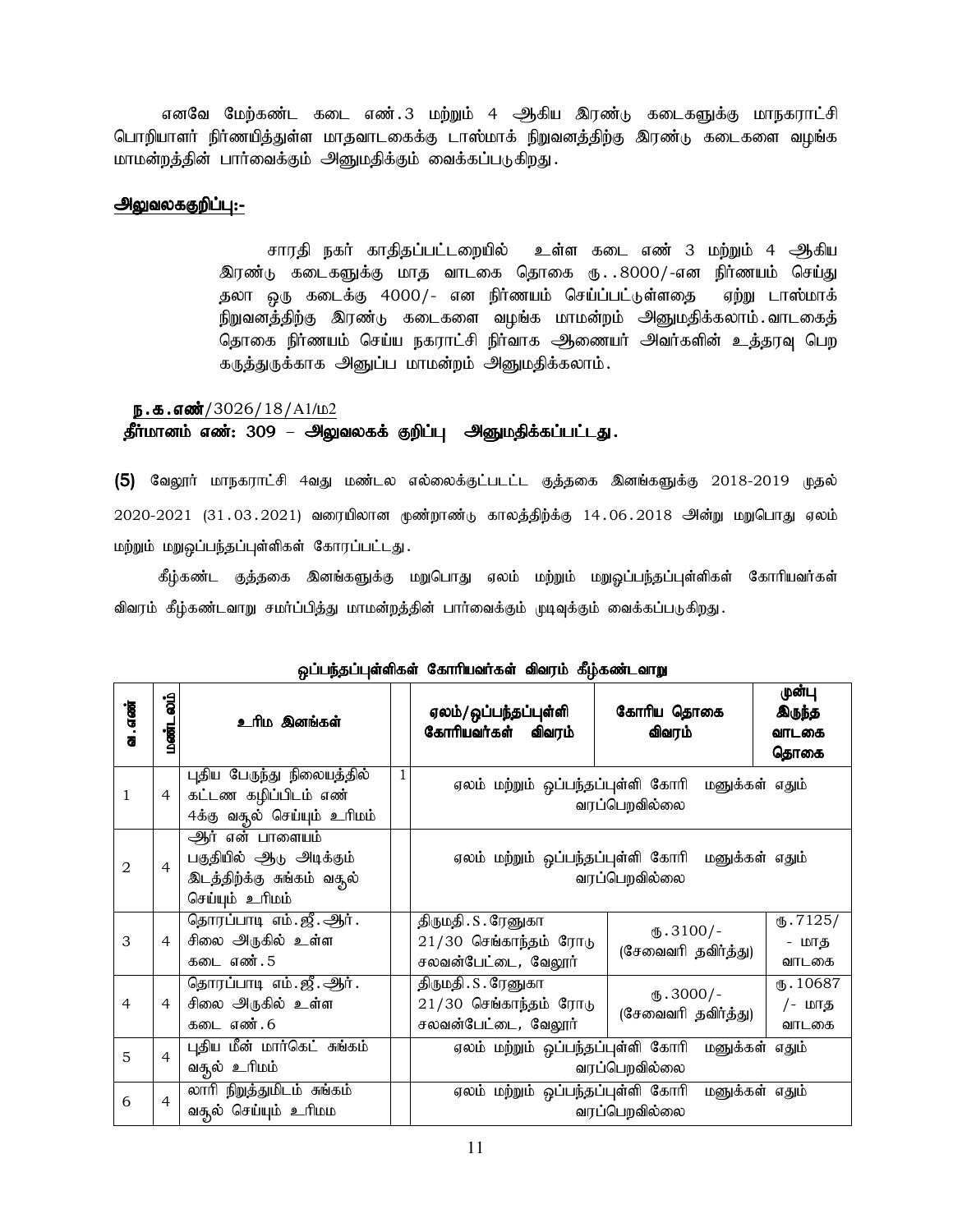எனவே மேற்கண்ட கடை எண்.3 மற்றும் 4 ஆகிய இரண்டு கடைகளுக்கு மாநகராட்சி பொறியாளர் நிர்ணயித்துள்ள மாதவாடகைக்கு டாஸ்மாக் நிறுவனத்திற்கு இரண்டு கடைகளை வழங்க மாமன்றத்தின் பார்வைக்கும் அனுமதிக்கும் வைக்கப்படுகிறது.

**அலுவலககுறிப்பு:-**

சாரதி நகர் காதிதப்பட்டறையில் உள்ள கடை எண் 3 மற்றும் 4 ஆகிய இரண்டு கடைகளுக்கு மாத வாடகை தொகை ரூ..8000/-என நிர்ணயம் செய்து தலா ஒரு கடைக்கு 4000/- என நிர்ணயம் செய்ப்பட்டுள்ளதை ஏற்று டாஸ்மாக் நிறுவனத்திற்கு இரண்டு கடைகளை வழங்க மாமன்றம் அனுமதிக்கலாம். வாடகைத் தொகை நிர்ணயம் செய்ய நகராட்சி நிர்வாக ஆணையர் அவர்களின் உத்தரவு பெற கருத்துருக்காக அனுப்ப மாமன்றம் அனுமதிக்கலாம்.

**ந.க.எண்**/3026/18/A1/ம2

**தீர்மானம் எண்: 309 – அலுவலகக் குறிப்பு அனுமதிக்கப்பட்டது.**

**(5)** வேலூர் மாநகராட்சி 4வது மண்டல எல்லைக்குட்படட்ட குத்தகை இனங்களுக்கு 2018-2019 முதல் 2020-2021 (31.03.2021) வரையிலான மூண்றாண்டு காலத்திற்க்கு 14.06.2018 அன்று மறுபொது ஏலம் மற்றும் மறுஒப்பந்தப்புள்ளிகள் கோரப்பட்டது.

கீழ்கண்ட குத்தகை இனங்களுக்கு மறுபொது ஏலம் மற்றும் மறுஒப்பந்தப்புள்ளிகள் கோரியவர்கள் விவரம் கீழ்கண்டவாறு சமர்ப்பித்து மாமன்றத்தின் பார்வைக்கும் முடிவுக்கும் வைக்கப்படுகிறது.

**ஒப்பந்தப்புள்ளிகள் கோரியவர்கள் விவரம் கீழ்கண்டவாறு**

| வ.எண் | மண்டலம் | உரிம இனங்கள் | | ஏலம்/ஒப்பந்தப்புள்ளி கோரியவர்கள் விவரம் | கோரிய தொகை விவரம் | முன்பு இருந்த வாடகை தொகை |
|---|---|---|---|---|---|---|
| 1 | 4 | புதிய பேருந்து நிலையத்தில் கட்டண கழிப்பிடம் எண் 4க்கு வசூல் செய்யும் உரிமம் | 1 | ஏலம் மற்றும் ஒப்பந்தப்புள்ளி கோரி மனுக்கள் எதும் வரப்பெறவில்லை | | |
| 2 | 4 | ஆர் என் பாளையம் பகுதியில் ஆடு அடிக்கும் இடத்திற்கு சுங்கம் வசூல் செய்யும் உரிமம் | | ஏலம் மற்றும் ஒப்பந்தப்புள்ளி கோரி மனுக்கள் எதும் வரப்பெறவில்லை | | |
| 3 | 4 | தொரப்பாடி எம்.ஜீ.ஆர். சிலை அருகில் உள்ள கடை எண்.5 | | திருமதி.S.ரேனுகா 21/30 செங்காந்தம் ரோடு சலவன்பேட்டை, வேலூர் | ரூ.3100/- (சேவைவரி தவிர்த்து) | ரூ.7125/- மாத வாடகை |
| 4 | 4 | தொரப்பாடி எம்.ஜீ.ஆர். சிலை அருகில் உள்ள கடை எண்.6 | | திருமதி.S.ரேனுகா 21/30 செங்காந்தம் ரோடு சலவன்பேட்டை, வேலூர் | ரூ.3000/- (சேவைவரி தவிர்த்து) | ரூ.10687/- மாத வாடகை |
| 5 | 4 | புதிய மீன் மார்கெட் சுங்கம் வசூல் உரிமம் | | ஏலம் மற்றும் ஒப்பந்தப்புள்ளி கோரி மனுக்கள் எதும் வரப்பெறவில்லை | | |
| 6 | 4 | லாரி நிறுத்துமிடம் சுங்கம் வசூல் செய்யும் உரிமம | | ஏலம் மற்றும் ஒப்பந்தப்புள்ளி கோரி மனுக்கள் எதும் வரப்பெறவில்லை | | |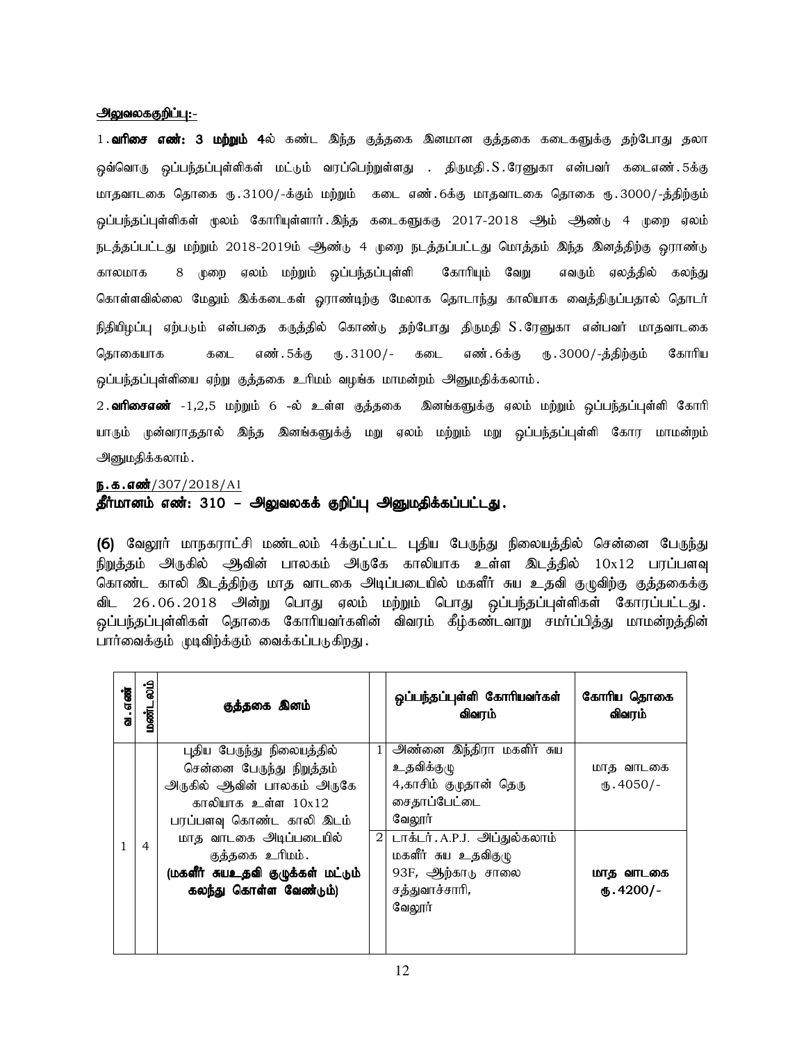**அலுவலககுறிப்பு:-**

1.**வரிசை எண்: 3 மற்றும் 4**ல் கண்ட இந்த குத்தகை இனமான குத்தகை கடைகளுக்கு தற்போது தலா ஒவ்வொரு ஒப்பந்தப்புள்ளிகள் மட்டும் வரப்பெற்றுள்ளது . திருமதி.S.ரேணுகா என்பவர் கடைஎண்.5க்கு மாதவாடகை தொகை ரூ.3100/-க்கும் மற்றும் கடை எண்.6க்கு மாதவாடகை தொகை ரூ.3000/-த்திற்கும் ஒப்பந்தப்புள்ளிகள் மூலம் கோரியுள்ளார்.இந்த கடைகளுககு 2017-2018 ஆம் ஆண்டு 4 முறை ஏலம் நடத்தப்பட்டது மற்றும் 2018-2019ம் ஆண்டு 4 முறை நடத்தப்பட்டது மொத்தம் இந்த இனத்திற்கு ஓராண்டு காலமாக 8 முறை ஏலம் மற்றும் ஒப்பந்தப்புள்ளி கோரியும் வேறு எவரும் ஏலத்தில் கலந்து கொள்ளவில்லை மேலும் இக்கடைகள் ஓராண்டிற்கு மேலாக தொடாந்து காலியாக வைத்திருப்பதால் தொடர் நிதியிழப்பு ஏற்படும் என்பதை கருத்தில் கொண்டு தற்போது திருமதி S.ரேணுகா என்பவர் மாதவாடகை தொகையாக கடை எண்.5க்கு ரூ.3100/- கடை எண்.6க்கு ரூ.3000/-த்திற்கும் கோரிய ஒப்பந்தப்புள்ளியை ஏற்று குத்தகை உரிமம் வழங்க மாமன்றம் அனுமதிக்கலாம்.

2.**வரிசைஎண்** -1,2,5 மற்றும் 6 -ல் உள்ள குத்தகை இனங்களுக்கு ஏலம் மற்றும் ஒப்பந்தப்புள்ளி கோரி யாரும் முன்வராததால் இந்த இனங்களுக்கு் மறு ஏலம் மற்றும் மறு ஒப்பந்தப்புள்ளி கோர மாமன்றம் அனுமதிக்கலாம்.

**ந.க.எண்**/307/2018/A1

**தீர்மானம் எண்: 310 – அலுவலகக் குறிப்பு அனுமதிக்கப்பட்டது.**

**(6)** வேலூர் மாநகராட்சி மண்டலம் 4க்குட்பட்ட புதிய பேருந்து நிலையத்தில் சென்னை பேருந்து நிறுத்தம் அருகில் ஆவின் பாலகம் அருகே காலியாக உள்ள இடத்தில் 10x12 பரப்பளவு கொண்ட காலி இடத்திற்கு மாத வாடகை அடிப்படையில் மகளீர் சுய உதவி குழுவிற்கு குத்தகைக்கு விட 26.06.2018 அன்று பொது ஏலம் மற்றும் பொது ஒப்பந்தப்புள்ளிகள் கோரப்பட்டது. ஒப்பந்தப்புள்ளிகள் தொகை கோரியவர்களின் விவரம் கீழ்கண்டவாறு சமர்ப்பித்து மாமன்றத்தின் பார்வைக்கும் முடிவிற்க்கும் வைக்கப்படுகிறது.

| வ.எண் | மண்டலம் | குத்தகை இனம் | | ஒப்பந்தப்புள்ளி கோரியவர்கள் விவரம் | கோரிய தொகை விவரம் |
|---|---|---|---|---|---|
| 1 | 4 | புதிய பேருந்து நிலையத்தில் சென்னை பேருந்து நிறுத்தம் அருகில் ஆவின் பாலகம் அருகே காலியாக உள்ள 10x12 பரப்பளவு கொண்ட காலி இடம் மாத வாடகை அடிப்படையில் குத்தகை உரிமம். **(மகளீர் சுயஉதவி குழுக்கள் மட்டும் கலந்து கொள்ள வேண்டும்)** | 1 | அன்னை இந்திரா மகளீர் சுய உதவிக்குழு 4,காசிம் குமுதான் தெரு சைதாப்பேட்டை வேலூர் | மாத வாடகை ரூ.4050/- |
| | | | 2 | டாக்டர்.A.P.J. அப்துல்கலாம் மகளீர் சுய உதவிகுழு 93F, ஆற்காடு சாலை சத்துவாச்சாரி, வேலூர் | **மாத வாடகை ரூ.4200/-** |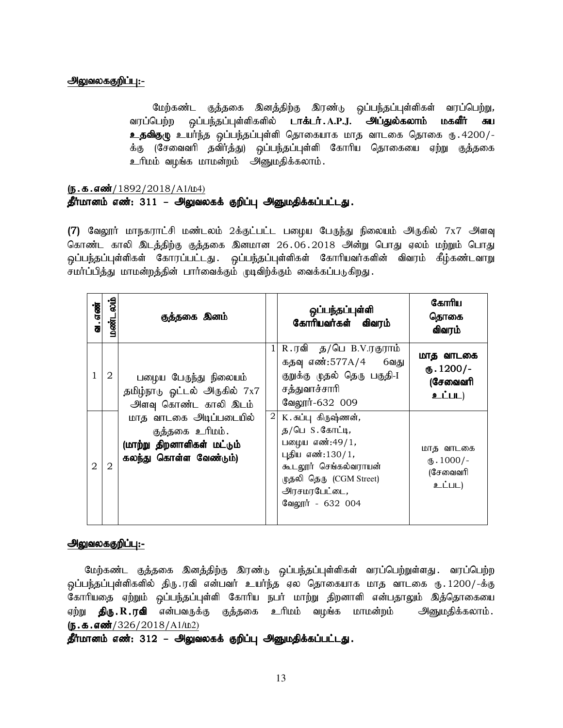<u>**அலுவலககுறிப்பு:-**</u>

மேற்கண்ட குத்தகை இனத்திற்கு இரண்டு ஒப்பந்தப்புள்ளிகள் வரப்பெற்று, வரப்பெற்ற ஒப்பந்தப்புள்ளிகளில் **டாக்டர்.A.P.J. அப்துல்கலாம் மகளீர் சுய உதவிகுழு** உயர்ந்த ஒப்பந்தப்புள்ளி தொகையாக மாத வாடகை தொகை ரூ.4200/-க்கு (சேவைவரி தவிர்த்து) ஒப்பந்தப்புள்ளி கோரிய தொகையை ஏற்று குத்தகை உரிமம் வழங்க மாமன்றம் அனுமதிக்கலாம்.

**(ந.க.எண்**/1892/2018/A1/ம4)

**தீர்மானம் எண்: 311 – அலுவலகக் குறிப்பு அனுமதிக்கப்பட்டது.**

**(7)** வேலூர் மாநகராட்சி மண்டலம் 2க்குட்பட்ட பழைய பேருந்து நிலையம் அருகில் 7x7 அளவு கொண்ட காலி இடத்திற்கு குத்தகை இனமான 26.06.2018 அன்று பொது ஏலம் மற்றும் பொது ஒப்பந்தப்புள்ளிகள் கோரப்பட்டது. ஒப்பந்தப்புள்ளிகள் கோரியவர்களின் விவரம் கீழ்கண்டவாறு சமர்ப்பித்து மாமன்றத்தின் பார்வைக்கும் முடிவிற்க்கும் வைக்கப்படுகிறது.

| வ.எண் | மண்டலம் | குத்தகை இனம் | | ஒப்பந்தப்புள்ளி கோரியவர்கள் விவரம் | கோரிய தொகை விவரம் |
|---|---|---|---|---|---|
| 1 | 2 | பழைய பேருந்து நிலையம் தமிழ்நாடு ஓட்டல் அருகில் 7x7 அளவு கொண்ட காலி இடம் மாத வாடகை அடிப்படையில் குத்தகை உரிமம். **(மாற்று திறனாளிகள் மட்டும் கலந்து கொள்ள வேண்டும்)** | 1 | R.ரவி த/பெ B.V.ரகுராம் கதவு எண்:577A/4 6வது குறுக்கு முதல் தெரு பகுதி-I சத்துவாச்சாரி வேலூர்-632 009 | **மாத வாடகை ரூ.1200/- (சேவைவரி உட்பட)** |
| 2 | 2 | | 2 | K.சுப்பு கிருஷ்ணன், த/பெ S.கோட்டி, பழைய எண்:49/1, புதிய எண்:130/1, கூடலூர் செங்கல்வராயன் முதலி தெரு (CGM Street) அரசமரபேட்டை, வேலூர் - 632 004 | மாத வாடகை ரூ.1000/- (சேவைவரி உட்பட) |

<u>**அலுவலககுறிப்பு:-**</u>

மேற்கண்ட குத்தகை இனத்திற்கு இரண்டு ஒப்பந்தப்புள்ளிகள் வரப்பெற்றுள்ளது. வரப்பெற்ற ஒப்பந்தப்புள்ளிகளில் திரு.ரவி என்பவர் உயர்ந்த ஏல தொகையாக மாத வாடகை ரூ.1200/-க்கு கோரியதை ஏற்றும் ஒப்பந்தப்புள்ளி கோரிய நபர் மாற்று திறனாளி என்பதாலும் இத்தொகையை ஏற்று **திரு.R.ரவி** என்பவருக்கு குத்தகை உரிமம் வழங்க மாமன்றம் அனுமதிக்கலாம். **(ந.க.எண்**/326/2018/A1/ம2)

**தீர்மானம் எண்: 312 – அலுவலகக் குறிப்பு அனுமதிக்கப்பட்டது.**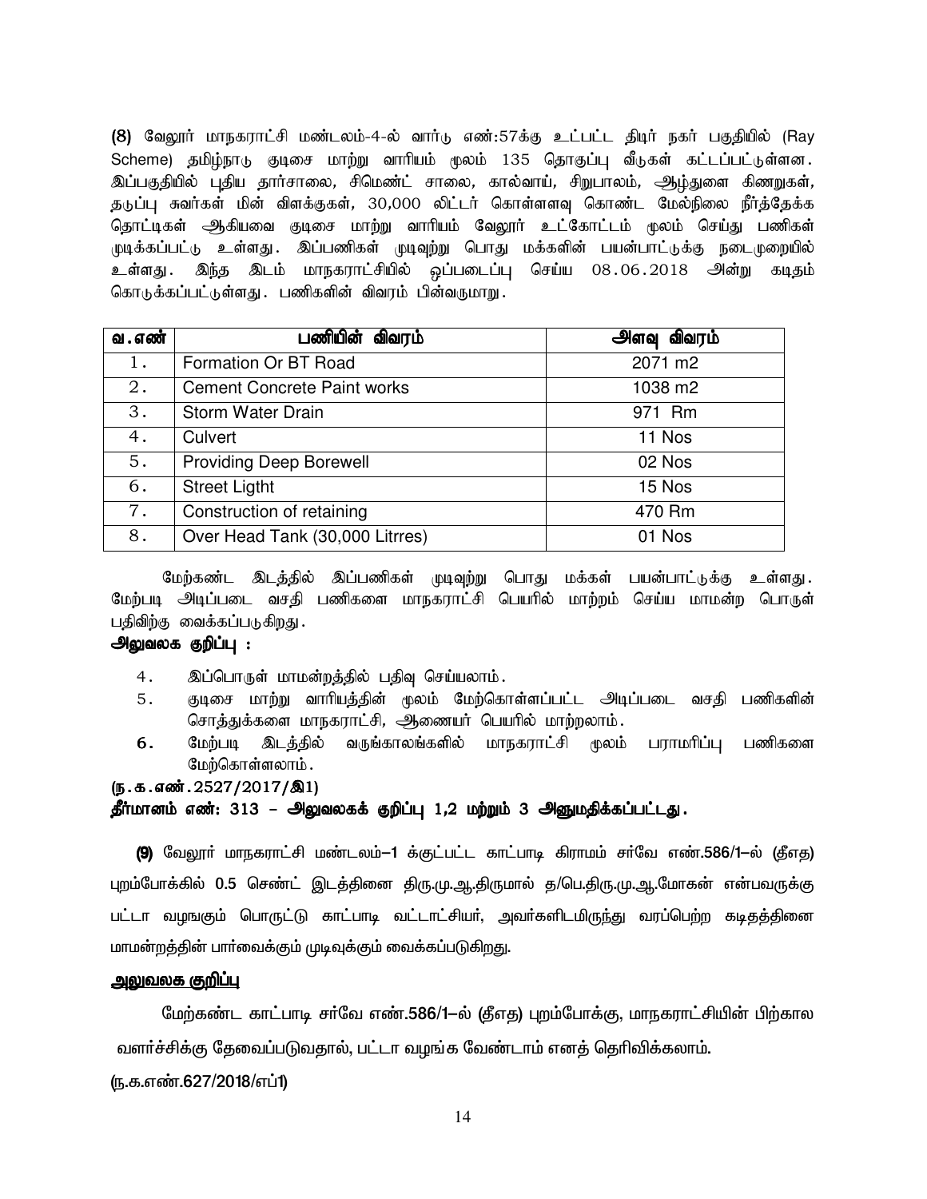**(8)** வேலூர் மாநகராட்சி மண்டலம்-4-ல் வார்டு எண்:57க்கு உட்பட்ட திடீர் நகர் பகுதியில் (Ray Scheme) தமிழ்நாடு குடிசை மாற்று வாரியம் மூலம் 135 தொகுப்பு வீடுகள் கட்டப்பட்டுள்ளன. இப்பகுதியில் புதிய தார்சாலை, சிமெண்ட் சாலை, கால்வாய், சிறுபாலம், ஆழ்துளை கிணறுகள், தடுப்பு சுவர்கள் மின் விளக்குகள், 30,000 லிட்டர் கொள்ளளவு கொண்ட மேல்நிலை நீர்த்தேக்க தொட்டிகள் ஆகியவை குடிசை மாற்று வாரியம் வேலூர் உட்கோட்டம் மூலம் செய்து பணிகள் முடிக்கப்பட்டு உள்ளது. இப்பணிகள் முடிவுற்று பொது மக்களின் பயன்பாட்டுக்கு நடைமுறையில் உள்ளது. இந்த இடம் மாநகராட்சியில் ஒப்படைப்பு செய்ய 08.06.2018 அன்று கடிதம் கொடுக்கப்பட்டுள்ளது. பணிகளின் விவரம் பின்வருமாறு.

| வ.எண் | பணியின் விவரம் | அளவு விவரம் |
|---|---|---|
| 1. | Formation Or BT Road | 2071 m2 |
| 2. | Cement Concrete Paint works | 1038 m2 |
| 3. | Storm Water Drain | 971 Rm |
| 4. | Culvert | 11 Nos |
| 5. | Providing Deep Borewell | 02 Nos |
| 6. | Street Ligtht | 15 Nos |
| 7. | Construction of retaining | 470 Rm |
| 8. | Over Head Tank (30,000 Litrres) | 01 Nos |

மேற்கண்ட இடத்தில் இப்பணிகள் முடிவுற்று பொது மக்கள் பயன்பாட்டுக்கு உள்ளது. மேற்படி அடிப்படை வசதி பணிகளை மாநகராட்சி பெயரில் மாற்றம் செய்ய மாமன்ற பொருள் பதிவிற்கு வைக்கப்படுகிறது.

**அலுவலக குறிப்பு :**

4. இப்பொருள் மாமன்றத்தில் பதிவு செய்யலாம்.
5. குடிசை மாற்று வாரியத்தின் மூலம் மேற்கொள்ளப்பட்ட அடிப்படை வசதி பணிகளின் சொத்துக்களை மாநகராட்சி, ஆணையர் பெயரில் மாற்றலாம்.
6. மேற்படி இடத்தில் வருங்காலங்களில் மாநகராட்சி மூலம் பராமரிப்பு பணிகளை மேற்கொள்ளலாம்.

**(ந.க.எண்.2527/2017/இ1)**

**தீர்மானம் எண்: 313 – அலுவலகக் குறிப்பு 1,2 மற்றும் 3 அனுமதிக்கப்பட்டது.**

**(9)** வேலூர் மாநகராட்சி மண்டலம்–1 க்குட்பட்ட காட்பாடி கிராமம் சர்வே எண்.586/1–ல் (தீஎத) புறம்போக்கில் 0.5 செண்ட் இடத்தினை திரு.மு.ஆ.திருமால் த/பெ.திரு.மு.ஆ.மோகன் என்பவருக்கு பட்டா வழங்கும் பொருட்டு காட்பாடி வட்டாட்சியர், அவர்களிடமிருந்து வரப்பெற்ற கடிதத்தினை மாமன்றத்தின் பார்வைக்கும் முடிவுக்கும் வைக்கப்படுகிறது.

**அலுவலக குறிப்பு**

மேற்கண்ட காட்பாடி சர்வே எண்.586/1–ல் (தீஎத) புறம்போக்கு, மாநகராட்சியின் பிற்கால வளர்ச்சிக்கு தேவைப்படுவதால், பட்டா வழங்க வேண்டாம் எனத் தெரிவிக்கலாம்.

(ந.க.எண்.627/2018/எப்1)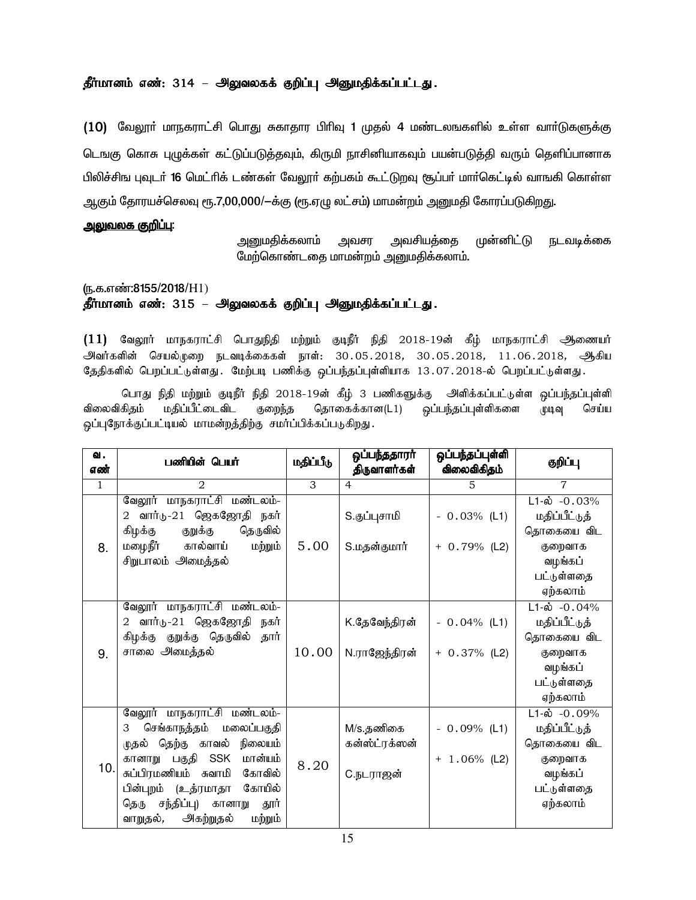**தீர்மானம் எண்: 314 – அலுவலகக் குறிப்பு அனுமதிக்கப்பட்டது.**

**(10)** வேலூர் மாநகராட்சி பொது சுகாதார பிரிவு **1** முதல் **4** மண்டலஙகளில் உள்ள வார்டுகளுக்கு டெஙகு கொசு புழுக்கள் கட்டுப்படுத்தவும், கிருமி நாசினியாகவும் பயன்படுத்தி வரும் தெளிப்பானாக பிலிச்சிங புவுடர் **16** மெட்ரிக் டண்கள் வேலூர் கற்பகம் கூட்டுறவு சூப்பர் மார்கெட்டில் வாஙகி கொள்ள ஆகும் தோரயச்செலவு ரூ.7,00,000/–க்கு (ரூ.ஏழு லட்சம்) மாமன்றம் அனுமதி கோரப்படுகிறது.

**அலுவலக குறிப்பு:**

அனுமதிக்கலாம் அவசர அவசியத்தை முன்னிட்டு நடவடிக்கை மேற்கொண்டதை மாமன்றம் அனுமதிக்கலாம்.

(ந.க.எண்:8155/2018/H1)

**தீர்மானம் எண்: 315 – அலுவலகக் குறிப்பு அனுமதிக்கப்பட்டது.**

**(11)** வேலூர் மாநகராட்சி பொதுநிதி மற்றும் குடிநீர் நிதி 2018-19ன் கீழ் மாநகராட்சி ஆணையர் அவர்களின் செயல்முறை நடவடிக்கைகள் நாள்: 30.05.2018, 30.05.2018, 11.06.2018, ஆகிய தேதிகளில் பெறப்பட்டுள்ளது. மேற்படி பணிக்கு ஒப்பந்தப்புள்ளியாக 13.07.2018-ல் பெறப்பட்டுள்ளது.

பொது நிதி மற்றும் குடிநீர் நிதி 2018-19ன் கீழ் 3 பணிகளுக்கு அளிக்கப்பட்டுள்ள ஒப்பந்தப்புள்ளி விலைவிகிதம் மதிப்பீட்டைவிட குறைந்த தொகைக்கான(L1) ஒப்பந்தப்புள்ளிகளை முடிவு செய்ய ஒப்புநோக்குப்பட்டியல் மாமன்றத்திற்கு சமர்ப்பிக்கப்படுகிறது.

| வ. எண் | பணியின் பெயர் | மதிப்பீடு | ஒப்பந்ததாரர் திருவாளர்கள் | ஒப்பந்தப்புள்ளி விலைவிகிதம் | குறிப்பு |
|---|---|---|---|---|---|
| 1 | 2 | 3 | 4 | 5 | 7 |
| 8. | வேலூர் மாநகராட்சி மண்டலம்-2 வார்டு-21 ஜெகஜோதி நகர் கிழக்கு குறுக்கு தெருவில் மழைநீர் கால்வாய் மற்றும் சிறுபாலம் அமைத்தல் | 5.00 | S.குப்புசாமி<br>S.மதன்குமார் | - 0.03% (L1)<br>+ 0.79% (L2) | L1-ல் -0.03% மதிப்பீட்டுத் தொகையை விட குறைவாக வழங்கப் பட்டுள்ளதை ஏற்கலாம் |
| 9. | வேலூர் மாநகராட்சி மண்டலம்-2 வார்டு-21 ஜெகஜோதி நகர் கிழக்கு குறுக்கு தெருவில் தார் சாலை அமைத்தல் | 10.00 | K.தேவேந்திரன்<br>N.ராஜேந்திரன் | - 0.04% (L1)<br>+ 0.37% (L2) | L1-ல் -0.04% மதிப்பீட்டுத் தொகையை விட குறைவாக வழங்கப் பட்டுள்ளதை ஏற்கலாம் |
| 10. | வேலூர் மாநகராட்சி மண்டலம்-3 செங்காநத்தம் மலைப்பகுதி முதல் தெற்கு காவல் நிலையம் கானாறு பகுதி SSK மான்யம் சுப்பிரமணியம் சுவாமி கோவில் பின்புறம் (உத்ரமாதா கோயில் தெரு சந்திப்பு) கானாறு தூர் வாறுதல், அகற்றுதல் மற்றும் | 8.20 | M/s.தணிகை கன்ஸ்ட்ரக்ஸன்<br>C.நடராஜன் | - 0.09% (L1)<br>+ 1.06% (L2) | L1-ல் -0.09% மதிப்பீட்டுத் தொகையை விட குறைவாக வழங்கப் பட்டுள்ளதை ஏற்கலாம் |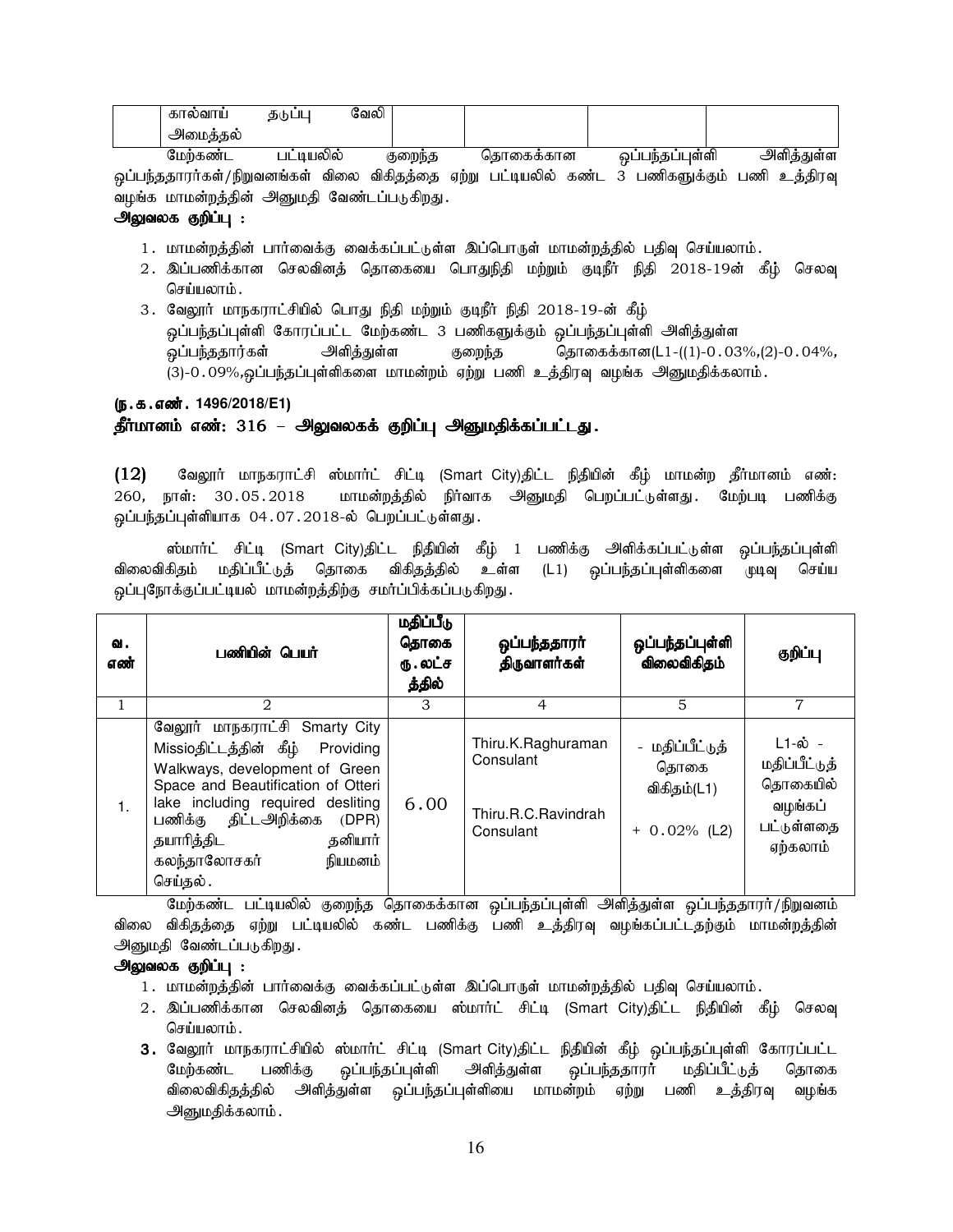| | கால்வாய் தடுப்பு வேலி அமைத்தல் | | | | |
|---|---|---|---|---|---|

மேற்கண்ட பட்டியலில் குறைந்த தொகைக்கான ஒப்பந்தப்புள்ளி அளித்துள்ள ஒப்பந்ததாரர்கள்/நிறுவனங்கள் விலை விகிதத்தை ஏற்று பட்டியலில் கண்ட 3 பணிகளுக்கும் பணி உத்திரவு வழங்க மாமன்றத்தின் அனுமதி வேண்டப்படுகிறது.

**அலுவலக குறிப்பு :**

1. மாமன்றத்தின் பார்வைக்கு வைக்கப்பட்டுள்ள இப்பொருள் மாமன்றத்தில் பதிவு செய்யலாம்.
2. இப்பணிக்கான செலவினத் தொகையை பொதுநிதி மற்றும் குடிநீர் நிதி 2018-19ன் கீழ் செலவு செய்யலாம்.
3. வேலூர் மாநகராட்சியில் பொது நிதி மற்றும் குடிநீர் நிதி 2018-19-ன் கீழ் ஒப்பந்தப்புள்ளி கோரப்பட்ட மேற்கண்ட 3 பணிகளுக்கும் ஒப்பந்தப்புள்ளி அளித்துள்ள ஒப்பந்ததாரர்கள் அளித்துள்ள குறைந்த தொகைக்கான(L1-((1)-0.03%,(2)-0.04%,(3)-0.09%,ஒப்பந்தப்புள்ளிகளை மாமன்றம் ஏற்று பணி உத்திரவு வழங்க அனுமதிக்கலாம்.

**(ந.க.எண். 1496/2018/E1)**

**தீர்மானம் எண்: 316 – அலுவலகக் குறிப்பு அனுமதிக்கப்பட்டது.**

**(12)** வேலூர் மாநகராட்சி ஸ்மார்ட் சிட்டி (Smart City)திட்ட நிதியின் கீழ் மாமன்ற தீர்மானம் எண்: 260, நாள்: 30.05.2018 மாமன்றத்தில் நிர்வாக அனுமதி பெறப்பட்டுள்ளது. மேற்படி பணிக்கு ஒப்பந்தப்புள்ளியாக 04.07.2018-ல் பெறப்பட்டுள்ளது.

ஸ்மார்ட் சிட்டி (Smart City)திட்ட நிதியின் கீழ் 1 பணிக்கு அளிக்கப்பட்டுள்ள ஒப்பந்தப்புள்ளி விலைவிகிதம் மதிப்பீட்டுத் தொகை விகிதத்தில் உள்ள (L1) ஒப்பந்தப்புள்ளிகளை முடிவு செய்ய ஒப்புநோக்குப்பட்டியல் மாமன்றத்திற்கு சமர்ப்பிக்கப்படுகிறது.

| வ. எண் | பணியின் பெயர் | மதிப்பீடு தொகை ரு.லட்சத்தில் | ஒப்பந்ததாரர் திருவாளர்கள் | ஒப்பந்தப்புள்ளி விலைவிகிதம் | குறிப்பு |
|---|---|---|---|---|---|
| 1 | 2 | 3 | 4 | 5 | 7 |
| 1. | வேலூர் மாநகராட்சி Smarty City Missioதிட்டத்தின் கீழ் Providing Walkways, development of Green Space and Beautification of Otteri lake including required desliting பணிக்கு திட்டஅறிக்கை (DPR) தயாரித்திட தனியார் கலந்தாலோசகர் நியமனம் செய்தல். | 6.00 | Thiru.K.Raghuraman Consulant<br><br>Thiru.R.C.Ravindrah Consulant | - மதிப்பீட்டுத் தொகை விகிதம்(L1)<br><br>+ 0.02% (L2) | L1-ல் - மதிப்பீட்டுத் தொகையில் வழங்கப் பட்டுள்ளதை ஏற்கலாம் |

மேற்கண்ட பட்டியலில் குறைந்த தொகைக்கான ஒப்பந்தப்புள்ளி அளித்துள்ள ஒப்பந்ததாரர்/நிறுவனம் விலை விகிதத்தை ஏற்று பட்டியலில் கண்ட பணிக்கு பணி உத்திரவு வழங்கப்பட்டதற்கும் மாமன்றத்தின் அனுமதி வேண்டப்படுகிறது.

**அலுவலக குறிப்பு :**

1. மாமன்றத்தின் பார்வைக்கு வைக்கப்பட்டுள்ள இப்பொருள் மாமன்றத்தில் பதிவு செய்யலாம்.
2. இப்பணிக்கான செலவினத் தொகையை ஸ்மார்ட் சிட்டி (Smart City)திட்ட நிதியின் கீழ் செலவு செய்யலாம்.
3. வேலூர் மாநகராட்சியில் ஸ்மார்ட் சிட்டி (Smart City)திட்ட நிதியின் கீழ் ஒப்பந்தப்புள்ளி கோரப்பட்ட மேற்கண்ட பணிக்கு ஒப்பந்தப்புள்ளி அளித்துள்ள ஒப்பந்ததாரர் மதிப்பீட்டுத் தொகை விலைவிகிதத்தில் அளித்துள்ள ஒப்பந்தப்புள்ளியை மாமன்றம் ஏற்று பணி உத்திரவு வழங்க அனுமதிக்கலாம்.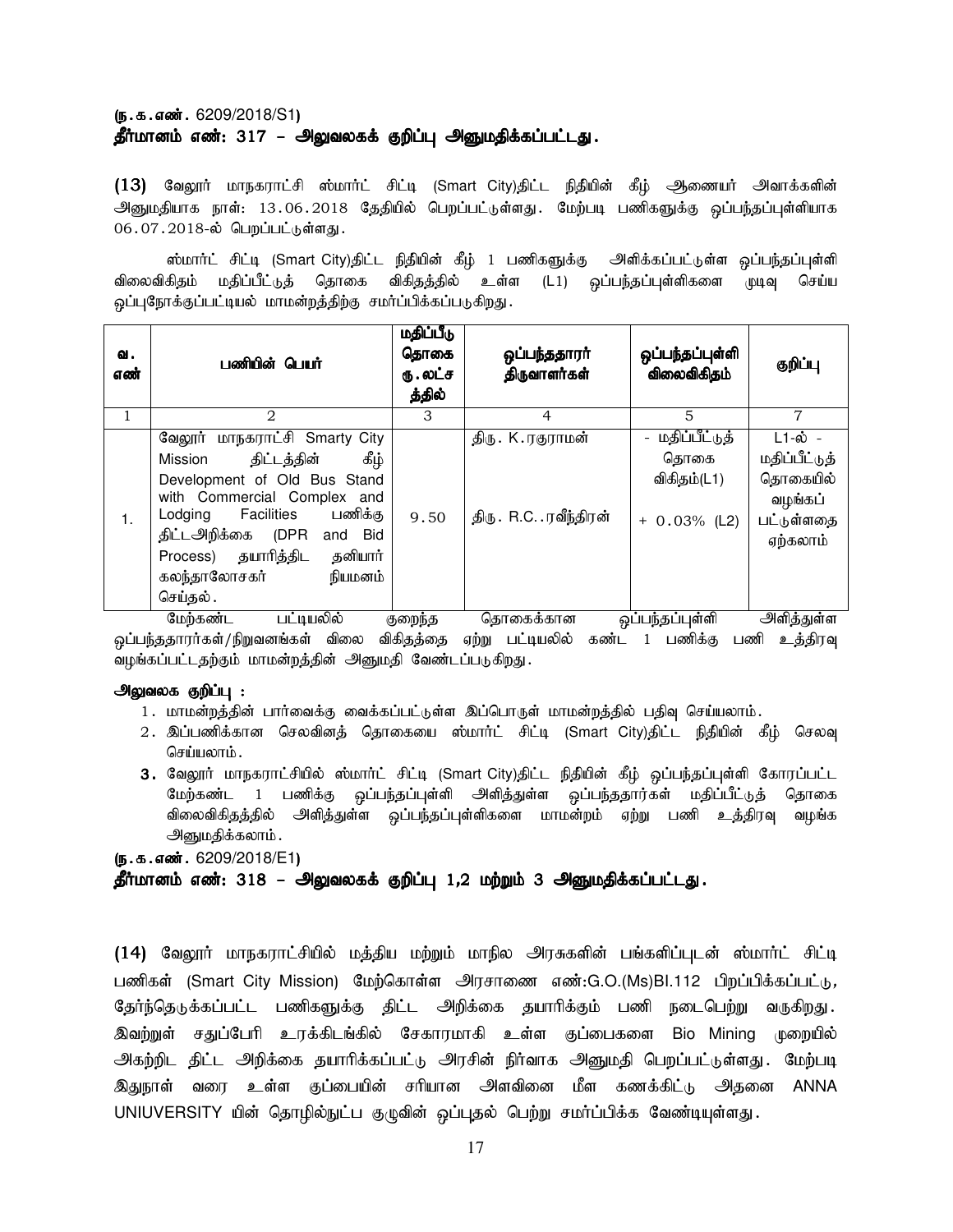**(ந.க.எண். 6209/2018/S1)**

**தீர்மானம் எண்: 317 – அலுவலகக் குறிப்பு அனுமதிக்கப்பட்டது.**

**(13)** வேலூர் மாநகராட்சி ஸ்மார்ட் சிட்டி (Smart City)திட்ட நிதியின் கீழ் ஆணையர் அவாக்களின் அனுமதியாக நாள்: 13.06.2018 தேதியில் பெறப்பட்டுள்ளது. மேற்படி பணிகளுக்கு ஒப்பந்தப்புள்ளியாக 06.07.2018-ல் பெறப்பட்டுள்ளது.

ஸ்மார்ட் சிட்டி (Smart City)திட்ட நிதியின் கீழ் 1 பணிகளுக்கு அளிக்கப்பட்டுள்ள ஒப்பந்தப்புள்ளி விலைவிகிதம் மதிப்பீட்டுத் தொகை விகிதத்தில் உள்ள (L1) ஒப்பந்தப்புள்ளிகளை முடிவு செய்ய ஒப்புநோக்குப்பட்டியல் மாமன்றத்திற்கு சமர்ப்பிக்கப்படுகிறது.

| வ. எண் | பணியின் பெயர் | மதிப்பீடு தொகை ரு.லட்சத்தில் | ஒப்பந்ததாரர் திருவாளர்கள் | ஒப்பந்தப்புள்ளி விலைவிகிதம் | குறிப்பு |
|---|---|---|---|---|---|
| 1 | 2 | 3 | 4 | 5 | 7 |
| 1. | வேலூர் மாநகராட்சி Smarty City Mission திட்டத்தின் கீழ் Development of Old Bus Stand with Commercial Complex and Lodging Facilities பணிக்கு திட்டஅறிக்கை (DPR and Bid Process) தயாரித்திட தனியார் கலந்தாலோசகர் நியமனம் செய்தல். | 9.50 | திரு. K.ரகுராமன்<br><br>திரு. R.C..ரவீந்திரன் | - மதிப்பீட்டுத் தொகை விகிதம்(L1)<br><br>+ 0.03% (L2) | L1-ல் - மதிப்பீட்டுத் தொகையில் வழங்கப் பட்டுள்ளதை ஏற்கலாம் |

மேற்கண்ட பட்டியலில் குறைந்த தொகைக்கான ஒப்பந்தப்புள்ளி அளித்துள்ள ஒப்பந்ததாரர்கள்/நிறுவனங்கள் விலை விகிதத்தை ஏற்று பட்டியலில் கண்ட 1 பணிக்கு பணி உத்திரவு வழங்கப்பட்டதற்கும் மாமன்றத்தின் அனுமதி வேண்டப்படுகிறது.

**அலுவலக குறிப்பு :**

1. மாமன்றத்தின் பார்வைக்கு வைக்கப்பட்டுள்ள இப்பொருள் மாமன்றத்தில் பதிவு செய்யலாம்.
2. இப்பணிக்கான செலவினத் தொகையை ஸ்மார்ட் சிட்டி (Smart City)திட்ட நிதியின் கீழ் செலவு செய்யலாம்.
3. வேலூர் மாநகராட்சியில் ஸ்மார்ட் சிட்டி (Smart City)திட்ட நிதியின் கீழ் ஒப்பந்தப்புள்ளி கோரப்பட்ட மேற்கண்ட 1 பணிக்கு ஒப்பந்தப்புள்ளி அளித்துள்ள ஒப்பந்ததார்கள் மதிப்பீட்டுத் தொகை விலைவிகிதத்தில் அளித்துள்ள ஒப்பந்தப்புள்ளிகளை மாமன்றம் ஏற்று பணி உத்திரவு வழங்க அனுமதிக்கலாம்.

**(ந.க.எண். 6209/2018/E1)**

**தீர்மானம் எண்: 318 – அலுவலகக் குறிப்பு 1,2 மற்றும் 3 அனுமதிக்கப்பட்டது.**

**(14)** வேலூர் மாநகராட்சியில் மத்திய மற்றும் மாநில அரசுகளின் பங்களிப்புடன் ஸ்மார்ட் சிட்டி பணிகள் (Smart City Mission) மேற்கொள்ள அரசாணை எண்:G.O.(Ms)Bl.112 பிறப்பிக்கப்பட்டு, தேர்ந்தெடுக்கப்பட்ட பணிகளுக்கு திட்ட அறிக்கை தயாரிக்கும் பணி நடைபெற்று வருகிறது. இவற்றுள் சதுப்பேரி உரக்கிடங்கில் சேகாரமாகி உள்ள குப்பைகளை Bio Mining முறையில் அகற்றிட திட்ட அறிக்கை தயாரிக்கப்பட்டு அரசின் நிர்வாக அனுமதி பெறப்பட்டுள்ளது. மேற்படி இதுநாள் வரை உள்ள குப்பையின் சரியான அளவினை மீள கணக்கிட்டு அதனை ANNA UNIUVERSITY யின் தொழில்நுட்ப குழுவின் ஒப்புதல் பெற்று சமர்ப்பிக்க வேண்டியுள்ளது.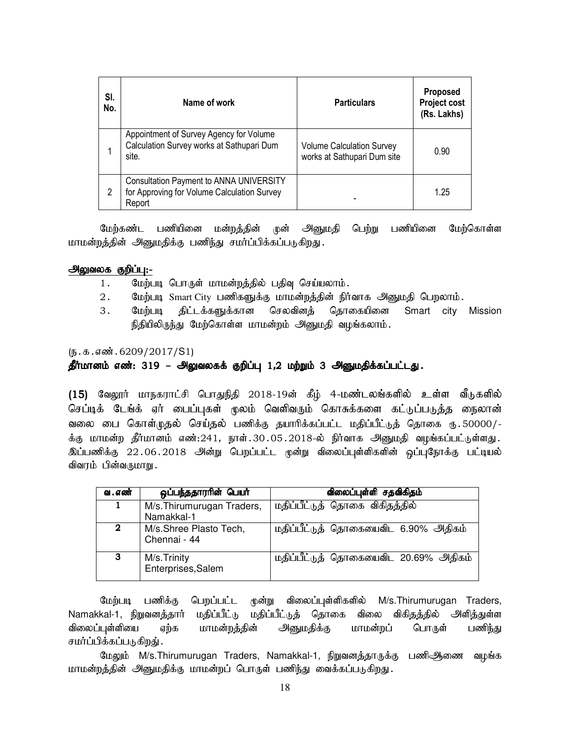| Sl. No. | Name of work | Particulars | Proposed Project cost (Rs. Lakhs) |
|---|---|---|---|
| 1 | Appointment of Survey Agency for Volume Calculation Survey works at Sathupari Dum site. | Volume Calculation Survey works at Sathupari Dum site | 0.90 |
| 2 | Consultation Payment to ANNA UNIVERSITY for Approving for Volume Calculation Survey Report | - | 1.25 |

மேற்கண்ட பணியினை மன்றத்தின் முன் அனுமதி பெற்று பணியினை மேற்கொள்ள மாமன்றத்தின் அனுமதிக்கு பணிந்து சமர்ப்பிக்கப்படுகிறது.

**அலுவலக குறிப்பு:-**

1. மேற்படி பொருள் மாமன்றத்தில் பதிவு செய்யலாம்.
2. மேற்படி Smart City பணிகளுக்கு மாமன்றத்தின் நிர்வாக அனுமதி பெறலாம்.
3. மேற்படி திட்டக்களுக்கான செலவினத் தொகையினை Smart city Mission நிதியிலிருந்து மேற்கொள்ள மாமன்றம் அனுமதி வழங்கலாம்.

(ந.க.எண்.6209/2017/S1)

**தீர்மானம் எண்: 319 – அலுவலகக் குறிப்பு 1,2 மற்றும் 3 அனுமதிக்கப்பட்டது.**

**(15)** வேலூர் மாநகராட்சி பொதுநிதி 2018-19ன் கீழ் 4-மண்டலங்களில் உள்ள வீடுகளில் செப்டிக் டேங்க் ஏர் பைப்புகள் மூலம் வெளிவரும் கொசுக்களை கட்டுப்படுத்த நைலான் வலை பை கொள்முதல் செய்தல் பணிக்கு தயாரிக்கப்பட்ட மதிப்பீட்டுத் தொகை ரூ.50000/-க்கு மாமன்ற தீர்மானம் எண்:241, நாள்.30.05.2018-ல் நிர்வாக அனுமதி வழங்கப்பட்டுள்ளது. இப்பணிக்கு 22.06.2018 அன்று பெறப்பட்ட மூன்று விலைப்புள்ளிகளின் ஒப்புநோக்கு பட்டியல் விவரம் பின்வருமாறு.

| வ.எண் | ஒப்பந்ததாராின் பெயர் | விலைப்புள்ளி சதவிகிதம் |
|---|---|---|
| 1 | M/s.Thirumurugan Traders, Namakkal-1 | மதிப்பீட்டுத் தொகை விகிதத்தில் |
| 2 | M/s.Shree Plasto Tech, Chennai - 44 | மதிப்பீட்டுத் தொகையைவிட 6.90% அதிகம் |
| 3 | M/s.Trinity Enterprises,Salem | மதிப்பீட்டுத் தொகையைவிட 20.69% அதிகம் |

மேற்படி பணிக்கு பெறப்பட்ட மூன்று விலைப்புள்ளிகளில் M/s.Thirumurugan Traders, Namakkal-1, நிறுவனத்தார் மதிப்பீட்டு மதிப்பீட்டுத் தொகை விலை விகிதத்தில் அளித்துள்ள விலைப்புள்ளியை ஏற்க மாமன்றத்தின் அனுமதிக்கு மாமன்றப் பொருள் பணிந்து சமர்ப்பிக்கப்படுகிறது்.

மேலும் M/s.Thirumurugan Traders, Namakkal-1, நிறுவனத்தாருக்கு பணிஆணை வழங்க மாமன்றத்தின் அனுமதிக்கு மாமன்றப் பொருள் பணிந்து வைக்கப்படுகிறது.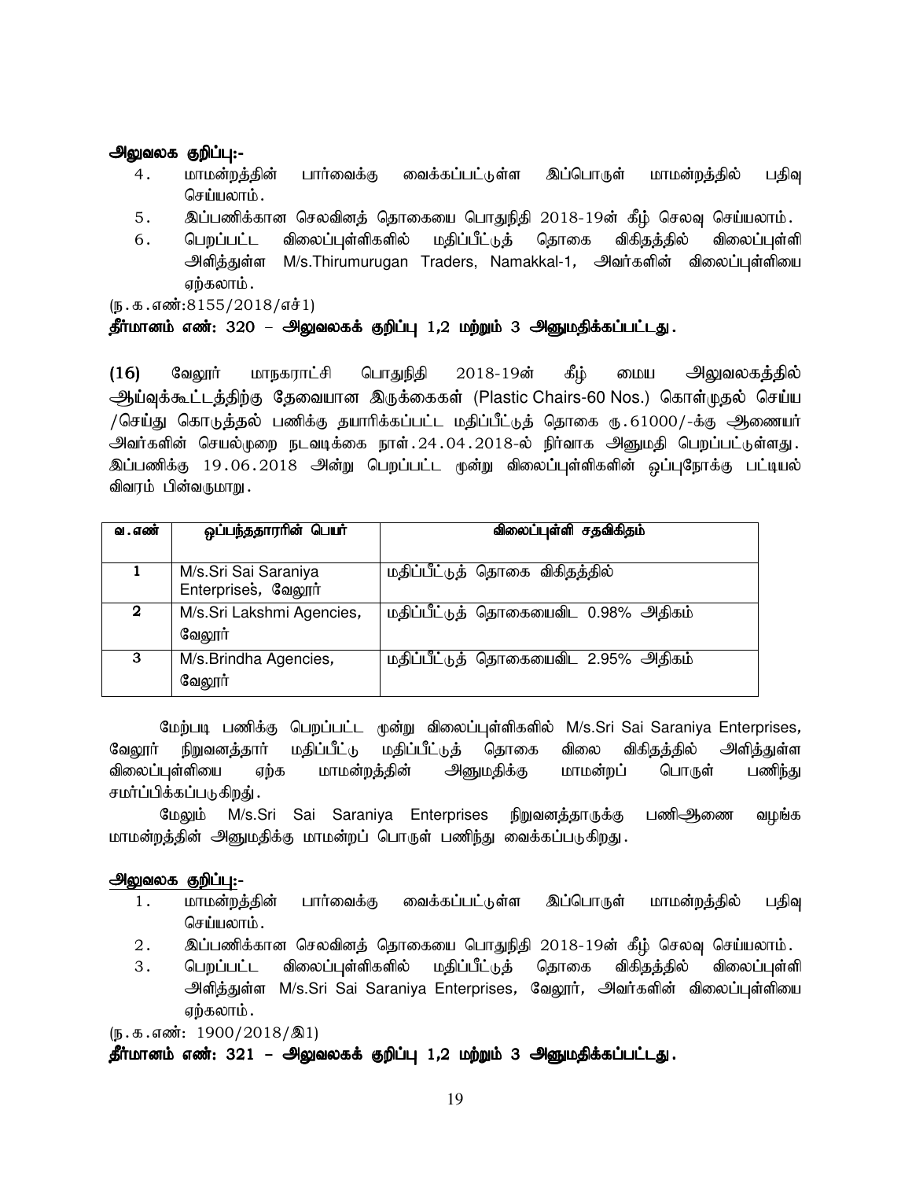**அலுவலக குறிப்பு:-**

4. மாமன்றத்தின் பார்வைக்கு வைக்கப்பட்டுள்ள இப்பொருள் மாமன்றத்தில் பதிவு செய்யலாம்.
5. இப்பணிக்கான செலவினத் தொகையை பொதுநிதி 2018-19ன் கீழ் செலவு செய்யலாம்.
6. பெறப்பட்ட விலைப்புள்ளிகளில் மதிப்பீட்டுத் தொகை விகிதத்தில் விலைப்புள்ளி அளித்துள்ள M/s.Thirumurugan Traders, Namakkal-1, அவர்களின் விலைப்புள்ளியை ஏற்கலாம்.

(ந.க.எண்:8155/2018/எச்1)

**தீர்மானம் எண்: 320 – அலுவலகக் குறிப்பு 1,2 மற்றும் 3 அனுமதிக்கப்பட்டது.**

**(16)** வேலூர் மாநகராட்சி பொதுநிதி 2018-19ன் கீழ் மைய அலுவலகத்தில் ஆய்வுக்கூட்டத்திற்கு தேவையான இருக்கைகள் (Plastic Chairs-60 Nos.) கொள்முதல் செய்ய /செய்து கொடுத்தல் பணிக்கு தயாரிக்கப்பட்ட மதிப்பீட்டுத் தொகை ரு.61000/-க்கு ஆணையர் அவர்களின் செயல்முறை நடவடிக்கை நாள்.24.04.2018-ல் நிர்வாக அனுமதி பெறப்பட்டுள்ளது. இப்பணிக்கு 19.06.2018 அன்று பெறப்பட்ட மூன்று விலைப்புள்ளிகளின் ஒப்புநோக்கு பட்டியல் விவரம் பின்வருமாறு.

| வ.எண் | ஒப்பந்ததாரரின் பெயர் | விலைப்புள்ளி சதவிகிதம் |
|---|---|---|
| 1 | M/s.Sri Sai Saraniya Enterprises, வேலூர் | மதிப்பீட்டுத் தொகை விகிதத்தில் |
| 2 | M/s.Sri Lakshmi Agencies, வேலூர் | மதிப்பீட்டுத் தொகையைவிட 0.98% அதிகம் |
| 3 | M/s.Brindha Agencies, வேலூர் | மதிப்பீட்டுத் தொகையைவிட 2.95% அதிகம் |

மேற்படி பணிக்கு பெறப்பட்ட மூன்று விலைப்புள்ளிகளில் M/s.Sri Sai Saraniya Enterprises, வேலூர் நிறுவனத்தார் மதிப்பீட்டு மதிப்பீட்டுத் தொகை விலை விகிதத்தில் அளித்துள்ள விலைப்புள்ளியை ஏற்க மாமன்றத்தின் அனுமதிக்கு மாமன்றப் பொருள் பணிந்து சமர்ப்பிக்கப்படுகிறது.

மேலும் M/s.Sri Sai Saraniya Enterprises நிறுவனத்தாருக்கு பணிஆணை வழங்க மாமன்றத்தின் அனுமதிக்கு மாமன்றப் பொருள் பணிந்து வைக்கப்படுகிறது.

**அலுவலக குறிப்பு:-**

1. மாமன்றத்தின் பார்வைக்கு வைக்கப்பட்டுள்ள இப்பொருள் மாமன்றத்தில் பதிவு செய்யலாம்.
2. இப்பணிக்கான செலவினத் தொகையை பொதுநிதி 2018-19ன் கீழ் செலவு செய்யலாம்.
3. பெறப்பட்ட விலைப்புள்ளிகளில் மதிப்பீட்டுத் தொகை விகிதத்தில் விலைப்புள்ளி அளித்துள்ள M/s.Sri Sai Saraniya Enterprises, வேலூர், அவர்களின் விலைப்புள்ளியை ஏற்கலாம்.

(ந.க.எண்: 1900/2018/இ1)

**தீர்மானம் எண்: 321 – அலுவலகக் குறிப்பு 1,2 மற்றும் 3 அனுமதிக்கப்பட்டது.**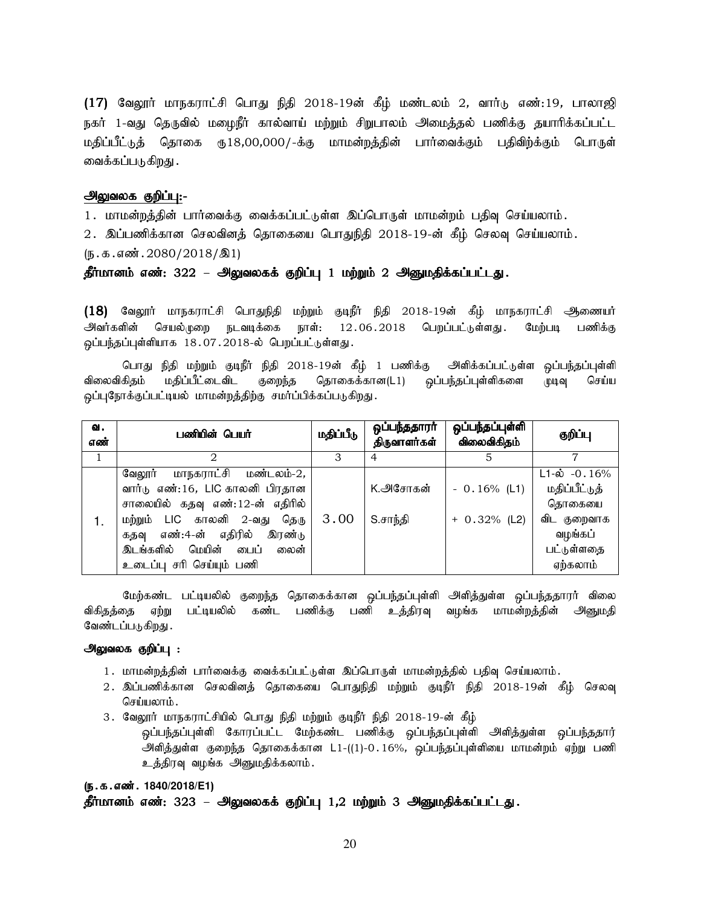**(17)** வேலூர் மாநகராட்சி பொது நிதி 2018-19ன் கீழ் மண்டலம் 2, வார்டு எண்:19, பாலாஜி நகர் 1-வது தெருவில் மழைநீர் கால்வாய் மற்றும் சிறுபாலம் அமைத்தல் பணிக்கு தயாரிக்கப்பட்ட மதிப்பீட்டுத் தொகை ரூ18,00,000/-க்கு மாமன்றத்தின் பார்வைக்கும் பதிவிற்க்கும் பொருள் வைக்கப்படுகிறது.

**அலுவலக குறிப்பு:-**

1. மாமன்றத்தின் பார்வைக்கு வைக்கப்பட்டுள்ள இப்பொருள் மாமன்றம் பதிவு செய்யலாம்.
2. இப்பணிக்கான செலவினத் தொகையை பொதுநிதி 2018-19-ன் கீழ் செலவு செய்யலாம்.

(ந.க.எண்.2080/2018/இ1)

**தீர்மானம் எண்: 322 – அலுவலகக் குறிப்பு 1 மற்றும் 2 அனுமதிக்கப்பட்டது.**

**(18)** வேலூர் மாநகராட்சி பொதுநிதி மற்றும் குடிநீர் நிதி 2018-19ன் கீழ் மாநகராட்சி ஆணையர் அவர்களின் செயல்முறை நடவடிக்கை நாள்: 12.06.2018 பெறப்பட்டுள்ளது. மேற்படி பணிக்கு ஒப்பந்தப்புள்ளியாக 18.07.2018-ல் பெறப்பட்டுள்ளது.

பொது நிதி மற்றும் குடிநீர் நிதி 2018-19ன் கீழ் 1 பணிக்கு அளிக்கப்பட்டுள்ள ஒப்பந்தப்புள்ளி விலைவிகிதம் மதிப்பீட்டைவிட குறைந்த தொகைக்கான(L1) ஒப்பந்தப்புள்ளிகளை முடிவு செய்ய ஒப்புநோக்குப்பட்டியல் மாமன்றத்திற்கு சமர்ப்பிக்கப்படுகிறது.

| வ. எண் | பணியின் பெயர் | மதிப்பீடு | ஒப்பந்ததாரர் திருவாளர்கள் | ஒப்பந்தப்புள்ளி விலைவிகிதம் | குறிப்பு |
|---|---|---|---|---|---|
| 1 | 2 | 3 | 4 | 5 | 7 |
| 1. | வேலூர் மாநகராட்சி மண்டலம்-2, வார்டு எண்:16, LIC காலனி பிரதான சாலையில் கதவு எண்:12-ன் எதிரில் மற்றும் LIC காலனி 2-வது தெரு கதவு எண்:4-ன் எதிரில் இரண்டு இடங்களில் மெயின் பைப் லைன் உடைப்பு சரி செய்யும் பணி | 3.00 | K.அசோகன்<br>S.சாந்தி | - 0.16% (L1)<br>+ 0.32% (L2) | L1-ல் -0.16% மதிப்பீட்டுத் தொகையை விட குறைவாக வழங்கப் பட்டுள்ளதை ஏற்கலாம் |

மேற்கண்ட பட்டியலில் குறைந்த தொகைக்கான ஒப்பந்தப்புள்ளி அளித்துள்ள ஒப்பந்ததாரர் விலை விகிதத்தை ஏற்று பட்டியலில் கண்ட பணிக்கு பணி உத்திரவு வழங்க மாமன்றத்தின் அனுமதி வேண்டப்படுகிறது.

**அலுவலக குறிப்பு :**

1. மாமன்றத்தின் பார்வைக்கு வைக்கப்பட்டுள்ள இப்பொருள் மாமன்றத்தில் பதிவு செய்யலாம்.
2. இப்பணிக்கான செலவினத் தொகையை பொதுநிதி மற்றும் குடிநீர் நிதி 2018-19ன் கீழ் செலவு செய்யலாம்.
3. வேலூர் மாநகராட்சியில் பொது நிதி மற்றும் குடிநீர் நிதி 2018-19-ன் கீழ் ஒப்பந்தப்புள்ளி கோரப்பட்ட மேற்கண்ட பணிக்கு ஒப்பந்தப்புள்ளி அளித்துள்ள ஒப்பந்ததார் அளித்துள்ள குறைந்த தொகைக்கான L1-((1)-0.16%, ஒப்பந்தப்புள்ளியை மாமன்றம் ஏற்று பணி உத்திரவு வழங்க அனுமதிக்கலாம்.

**(ந.க.எண். 1840/2018/E1)**

**தீர்மானம் எண்: 323 – அலுவலகக் குறிப்பு 1,2 மற்றும் 3 அனுமதிக்கப்பட்டது.**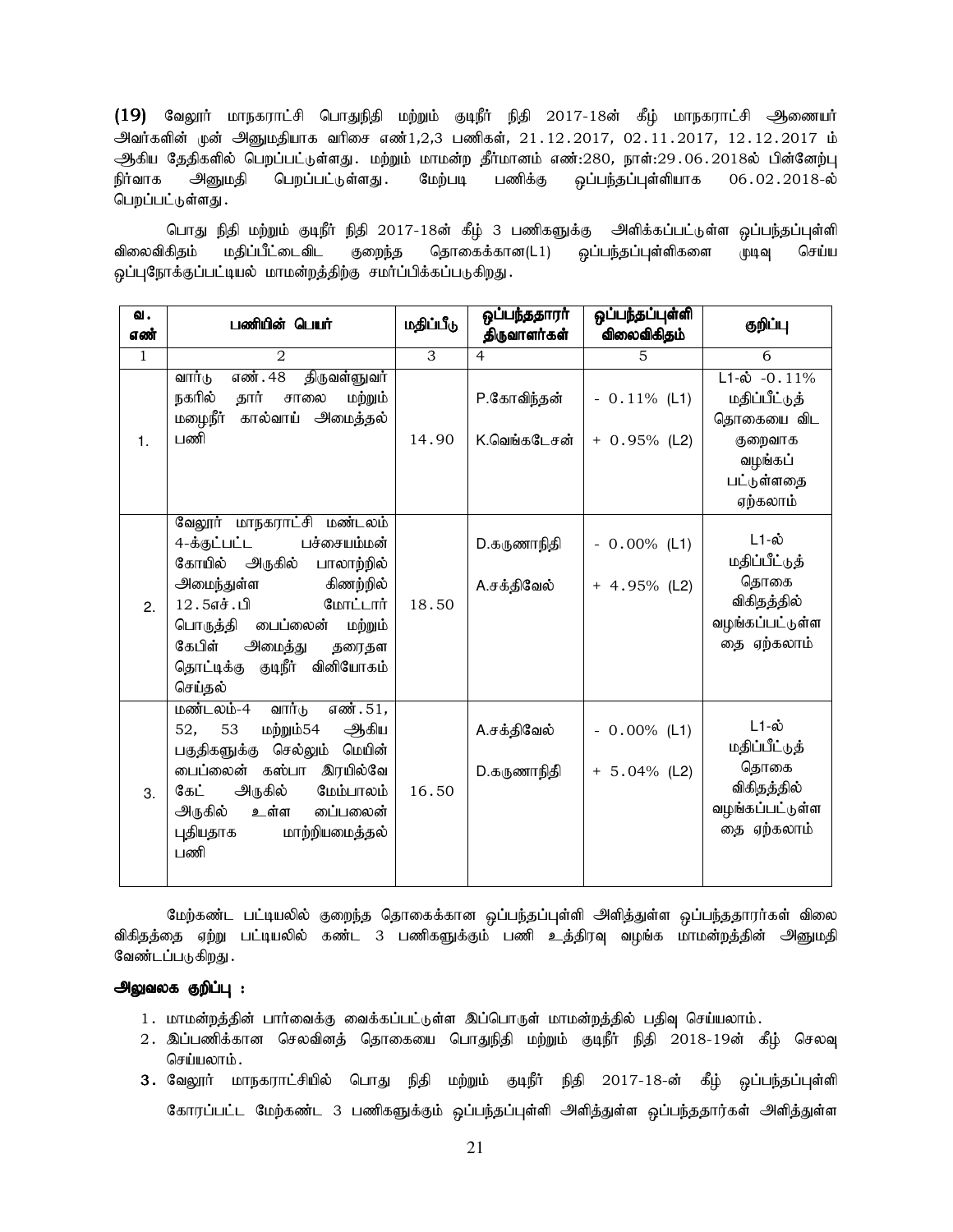**(19)** வேலூர் மாநகராட்சி பொதுநிதி மற்றும் குடிநீர் நிதி 2017-18ன் கீழ் மாநகராட்சி ஆணையர் அவர்களின் முன் அனுமதியாக வரிசை எண்1,2,3 பணிகள், 21.12.2017, 02.11.2017, 12.12.2017 ம் ஆகிய தேதிகளில் பெறப்பட்டுள்ளது. மற்றும் மாமன்ற தீர்மானம் எண்:280, நாள்:29.06.2018ல் பின்னேற்பு நிர்வாக அனுமதி பெறப்பட்டுள்ளது. மேற்படி பணிக்கு ஒப்பந்தப்புள்ளியாக 06.02.2018-ல் பெறப்பட்டுள்ளது.

பொது நிதி மற்றும் குடிநீர் நிதி 2017-18ன் கீழ் 3 பணிகளுக்கு அளிக்கப்பட்டுள்ள ஒப்பந்தப்புள்ளி விலைவிகிதம் மதிப்பீட்டைவிட குறைந்த தொகைக்கான(L1) ஒப்பந்தப்புள்ளிகளை முடிவு செய்ய ஒப்புநோக்குப்பட்டியல் மாமன்றத்திற்கு சமர்ப்பிக்கப்படுகிறது.

| வ. எண் | பணியின் பெயர் | மதிப்பீடு | ஒப்பந்ததாரர் திருவாளர்கள் | ஒப்பந்தப்புள்ளி விலைவிகிதம் | குறிப்பு |
|---|---|---|---|---|---|
| 1 | 2 | 3 | 4 | 5 | 6 |
| 1. | வார்டு எண்.48 திருவள்ளுவர் நகரில் தார் சாலை மற்றும் மழைநீர் கால்வாய் அமைத்தல் பணி | 14.90 | P.கோவிந்தன்<br>K.வெங்கடேசன் | - 0.11% (L1)<br>+ 0.95% (L2) | L1-ல் -0.11% மதிப்பீட்டுத் தொகையை விட குறைவாக வழங்கப் பட்டுள்ளதை ஏற்கலாம் |
| 2. | வேலூர் மாநகராட்சி மண்டலம் 4-க்குட்பட்ட பச்சையம்மன் கோயில் அருகில் பாலாற்றில் அமைந்துள்ள கிணற்றில் 12.5எச்.பி மோட்டார் பொருத்தி பைப்லைன் மற்றும் கேபிள் அமைத்து தரைதள தொட்டிக்கு குடிநீர் வினியோகம் செய்தல் | 18.50 | D.கருணாநிதி<br>A.சக்திவேல் | - 0.00% (L1)<br>+ 4.95% (L2) | L1-ல் மதிப்பீட்டுத் தொகை விகிதத்தில் வழங்கப்பட்டுள்ளதை ஏற்கலாம் |
| 3. | மண்டலம்-4 வார்டு எண்.51, 52, 53 மற்றும்54 ஆகிய பகுதிகளுக்கு செல்லும் மெயின் பைப்லைன் கஸ்பா இரயில்வே கேட் அருகில் மேம்பாலம் அருகில் உள்ள பைப்லைன் புதியதாக மாற்றியமைத்தல் பணி | 16.50 | A.சக்திவேல்<br>D.கருணாநிதி | - 0.00% (L1)<br>+ 5.04% (L2) | L1-ல் மதிப்பீட்டுத் தொகை விகிதத்தில் வழங்கப்பட்டுள்ளதை ஏற்கலாம் |

மேற்கண்ட பட்டியலில் குறைந்த தொகைக்கான ஒப்பந்தப்புள்ளி அளித்துள்ள ஒப்பந்ததாரர்கள் விலை விகிதத்தை ஏற்று பட்டியலில் கண்ட 3 பணிகளுக்கும் பணி உத்திரவு வழங்க மாமன்றத்தின் அனுமதி வேண்டப்படுகிறது.

**அலுவலக குறிப்பு :**

1. மாமன்றத்தின் பார்வைக்கு வைக்கப்பட்டுள்ள இப்பொருள் மாமன்றத்தில் பதிவு செய்யலாம்.
2. இப்பணிக்கான செலவினத் தொகையை பொதுநிதி மற்றும் குடிநீர் நிதி 2018-19ன் கீழ் செலவு செய்யலாம்.
3. வேலூர் மாநகராட்சியில் பொது நிதி மற்றும் குடிநீர் நிதி 2017-18-ன் கீழ் ஒப்பந்தப்புள்ளி கோரப்பட்ட மேற்கண்ட 3 பணிகளுக்கும் ஒப்பந்தப்புள்ளி அளித்துள்ள ஒப்பந்ததார்கள் அளித்துள்ள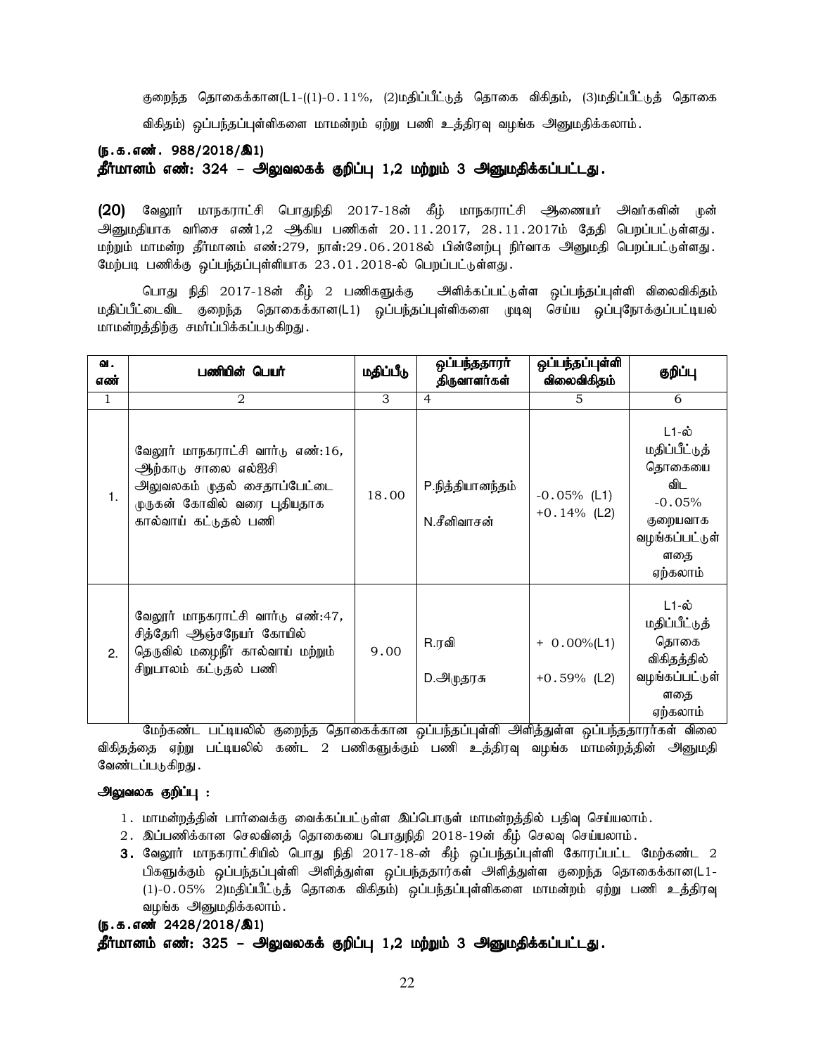குறைந்த தொகைக்கான(L1-((1)-0.11%, (2)மதிப்பீட்டுத் தொகை விகிதம், (3)மதிப்பீட்டுத் தொகை விகிதம்) ஒப்பந்தப்புள்ளிகளை மாமன்றம் ஏற்று பணி உத்திரவு வழங்க அனுமதிக்கலாம்.

**(ந.க.எண். 988/2018/இ1)**

**தீர்மானம் எண்: 324 – அலுவலகக் குறிப்பு 1,2 மற்றும் 3 அனுமதிக்கப்பட்டது.**

**(20)** வேலூர் மாநகராட்சி பொதுநிதி 2017-18ன் கீழ் மாநகராட்சி ஆணையர் அவர்களின் முன் அனுமதியாக வரிசை எண்1,2 ஆகிய பணிகள் 20.11.2017, 28.11.2017ம் தேதி பெறப்பட்டுள்ளது. மற்றும் மாமன்ற தீர்மானம் எண்:279, நாள்:29.06.2018ல் பின்னேற்பு நிர்வாக அனுமதி பெறப்பட்டுள்ளது. மேற்படி பணிக்கு ஒப்பந்தப்புள்ளியாக 23.01.2018-ல் பெறப்பட்டுள்ளது.

பொது நிதி 2017-18ன் கீழ் 2 பணிகளுக்கு அளிக்கப்பட்டுள்ள ஒப்பந்தப்புள்ளி விலைவிகிதம் மதிப்பீட்டைவிட குறைந்த தொகைக்கான(L1) ஒப்பந்தப்புள்ளிகளை முடிவு செய்ய ஒப்புநோக்குப்பட்டியல் மாமன்றத்திற்கு சமர்ப்பிக்கப்படுகிறது.

| வ. எண் | பணியின் பெயர் | மதிப்பீடு | ஒப்பந்ததாரர் திருவாளர்கள் | ஒப்பந்தப்புள்ளி விலைவிகிதம் | குறிப்பு |
|---|---|---|---|---|---|
| 1 | 2 | 3 | 4 | 5 | 6 |
| 1. | வேலூர் மாநகராட்சி வார்டு எண்:16, ஆற்காடு சாலை எல்ஐசி அலுவலகம் முதல் சைதாப்பேட்டை முருகன் கோவில் வரை புதியதாக கால்வாய் கட்டுதல் பணி | 18.00 | P.நித்தியானந்தம்<br>N.சீனிவாசன் | -0.05% (L1)<br>+0.14% (L2) | L1-ல் மதிப்பீட்டுத் தொகையை விட -0.05% குறைவாக வழங்கப்பட்டுள்ளதை ஏற்கலாம் |
| 2. | வேலூர் மாநகராட்சி வார்டு எண்:47, சித்தேரி ஆஞ்சநேயர் கோயில் தெருவில் மழைநீர் கால்வாய் மற்றும் சிறுபாலம் கட்டுதல் பணி | 9.00 | R.ரவி<br>D.அமுதரசு | + 0.00%(L1)<br>+0.59% (L2) | L1-ல் மதிப்பீட்டுத் தொகை விகிதத்தில் வழங்கப்பட்டுள்ளதை ஏற்கலாம் |

மேற்கண்ட பட்டியலில் குறைந்த தொகைக்கான ஒப்பந்தப்புள்ளி அளித்துள்ள ஒப்பந்ததாரர்கள் விலை விகிதத்தை ஏற்று பட்டியலில் கண்ட 2 பணிகளுக்கும் பணி உத்திரவு வழங்க மாமன்றத்தின் அனுமதி வேண்டப்படுகிறது.

**அலுவலக குறிப்பு :**

1. மாமன்றத்தின் பார்வைக்கு வைக்கப்பட்டுள்ள இப்பொருள் மாமன்றத்தில் பதிவு செய்யலாம்.
2. இப்பணிக்கான செலவினத் தொகையை பொதுநிதி 2018-19ன் கீழ் செலவு செய்யலாம்.
3. வேலூர் மாநகராட்சியில் பொது நிதி 2017-18-ன் கீழ் ஒப்பந்தப்புள்ளி கோரப்பட்ட மேற்கண்ட 2 பிகளுக்கும் ஒப்பந்தப்புள்ளி அளித்துள்ள ஒப்பந்ததார்கள் அளித்துள்ள குறைந்த தொகைக்கான(L1-(1)-0.05% 2)மதிப்பீட்டுத் தொகை விகிதம்) ஒப்பந்தப்புள்ளிகளை மாமன்றம் ஏற்று பணி உத்திரவு வழங்க அனுமதிக்கலாம்.

**(ந.க.எண் 2428/2018/இ1)**

**தீர்மானம் எண்: 325 – அலுவலகக் குறிப்பு 1,2 மற்றும் 3 அனுமதிக்கப்பட்டது.**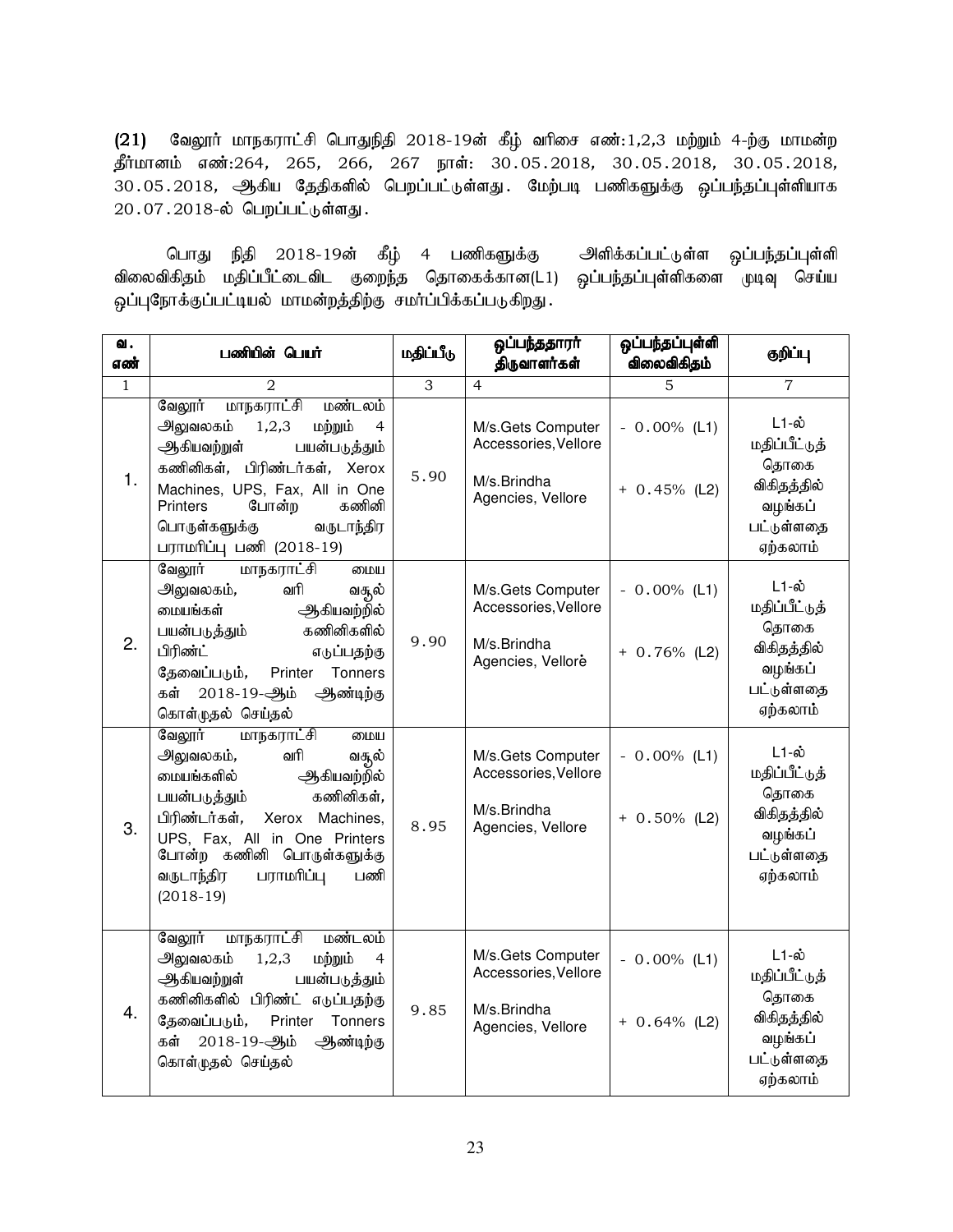**(21)** வேலூர் மாநகராட்சி பொதுநிதி 2018-19ன் கீழ் வரிசை எண்:1,2,3 மற்றும் 4-ற்கு மாமன்ற தீர்மானம் எண்:264, 265, 266, 267 நாள்: 30.05.2018, 30.05.2018, 30.05.2018, 30.05.2018, ஆகிய தேதிகளில் பெறப்பட்டுள்ளது. மேற்படி பணிகளுக்கு ஒப்பந்தப்புள்ளியாக 20.07.2018-ல் பெறப்பட்டுள்ளது.

பொது நிதி 2018-19ன் கீழ் 4 பணிகளுக்கு அளிக்கப்பட்டுள்ள ஒப்பந்தப்புள்ளி விலைவிகிதம் மதிப்பீட்டைவிட குறைந்த தொகைக்கான(L1) ஒப்பந்தப்புள்ளிகளை முடிவு செய்ய ஒப்புநோக்குப்பட்டியல் மாமன்றத்திற்கு சமர்ப்பிக்கப்படுகிறது.

| வ. எண் | பணியின் பெயர் | மதிப்பீடு | ஒப்பந்ததாரர் திருவாளர்கள் | ஒப்பந்தப்புள்ளி விலைவிகிதம் | குறிப்பு |
|---|---|---|---|---|---|
| 1 | 2 | 3 | 4 | 5 | 7 |
| 1. | வேலூர் மாநகராட்சி மண்டலம் அலுவலகம் 1,2,3 மற்றும் 4 ஆகியவற்றுள் பயன்படுத்தும் கணினிகள், பிரிண்டர்கள், Xerox Machines, UPS, Fax, All in One Printers போன்ற கணினி பொருள்களுக்கு வருடாந்திர பராமரிப்பு பணி (2018-19) | 5.90 | M/s.Gets Computer Accessories,Vellore<br>M/s.Brindha Agencies, Vellore | - 0.00% (L1)<br>+ 0.45% (L2) | L1-ல் மதிப்பீட்டுத் தொகை விகிதத்தில் வழங்கப் பட்டுள்ளதை ஏற்கலாம் |
| 2. | வேலூர் மாநகராட்சி மைய அலுவலகம், வரி வசூல் மையங்கள் ஆகியவற்றில் பயன்படுத்தும் கணினிகளில் பிரிண்ட் எடுப்பதற்கு தேவைப்படும், Printer Tonners கள் 2018-19-ஆம் ஆண்டிற்கு கொள்முதல் செய்தல் | 9.90 | M/s.Gets Computer Accessories,Vellore<br>M/s.Brindha Agencies, Vellore | - 0.00% (L1)<br>+ 0.76% (L2) | L1-ல் மதிப்பீட்டுத் தொகை விகிதத்தில் வழங்கப் பட்டுள்ளதை ஏற்கலாம் |
| 3. | வேலூர் மாநகராட்சி மைய அலுவலகம், வரி வசூல் மையங்களில் ஆகியவற்றில் பயன்படுத்தும் கணினிகள், பிரிண்டர்கள், Xerox Machines, UPS, Fax, All in One Printers போன்ற கணினி பொருள்களுக்கு வருடாந்திர பராமரிப்பு பணி (2018-19) | 8.95 | M/s.Gets Computer Accessories,Vellore<br>M/s.Brindha Agencies, Vellore | - 0.00% (L1)<br>+ 0.50% (L2) | L1-ல் மதிப்பீட்டுத் தொகை விகிதத்தில் வழங்கப் பட்டுள்ளதை ஏற்கலாம் |
| 4. | வேலூர் மாநகராட்சி மண்டலம் அலுவலகம் 1,2,3 மற்றும் 4 ஆகியவற்றுள் பயன்படுத்தும் கணினிகளில் பிரிண்ட் எடுப்பதற்கு தேவைப்படும், Printer Tonners கள் 2018-19-ஆம் ஆண்டிற்கு கொள்முதல் செய்தல் | 9.85 | M/s.Gets Computer Accessories,Vellore<br>M/s.Brindha Agencies, Vellore | - 0.00% (L1)<br>+ 0.64% (L2) | L1-ல் மதிப்பீட்டுத் தொகை விகிதத்தில் வழங்கப் பட்டுள்ளதை ஏற்கலாம் |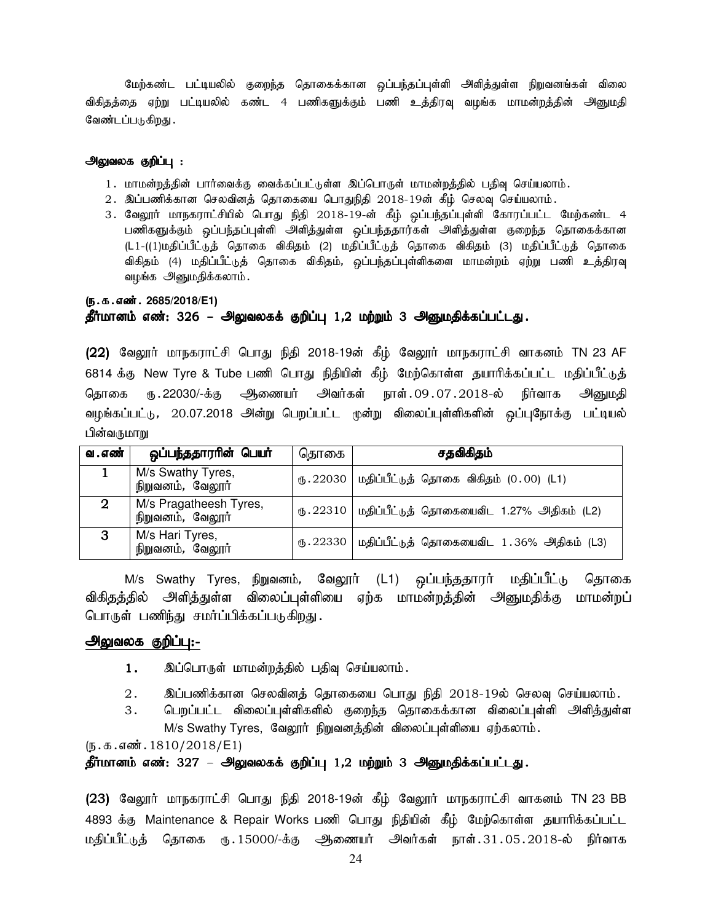மேற்கண்ட பட்டியலில் குறைந்த தொகைக்கான ஒப்பந்தப்புள்ளி அளித்துள்ள நிறுவனங்கள் விலை விகிதத்தை ஏற்று பட்டியலில் கண்ட 4 பணிகளுக்கும் பணி உத்திரவு வழங்க மாமன்றத்தின் அனுமதி வேண்டப்படுகிறது.

**அலுவலக குறிப்பு :**

1. மாமன்றத்தின் பார்வைக்கு வைக்கப்பட்டுள்ள இப்பொருள் மாமன்றத்தில் பதிவு செய்யலாம்.
2. இப்பணிக்கான செலவினத் தொகையை பொதுநிதி 2018-19ன் கீழ் செலவு செய்யலாம்.
3. வேலூர் மாநகராட்சியில் பொது நிதி 2018-19-ன் கீழ் ஒப்பந்தப்புள்ளி கோரப்பட்ட மேற்கண்ட 4 பணிகளுக்கும் ஒப்பந்தப்புள்ளி அளித்துள்ள ஒப்பந்ததார்கள் அளித்துள்ள குறைந்த தொகைக்கான (L1-((1)மதிப்பீட்டுத் தொகை விகிதம் (2) மதிப்பீட்டுத் தொகை விகிதம் (3) மதிப்பீட்டுத் தொகை விகிதம் (4) மதிப்பீட்டுத் தொகை விகிதம், ஒப்பந்தப்புள்ளிகளை மாமன்றம் ஏற்று பணி உத்திரவு வழங்க அனுமதிக்கலாம்.

**(ந.க.எண். 2685/2018/E1)**

**தீர்மானம் எண்: 326 – அலுவலகக் குறிப்பு 1,2 மற்றும் 3 அனுமதிக்கப்பட்டது.**

**(22)** வேலூர் மாநகராட்சி பொது நிதி 2018-19ன் கீழ் வேலூர் மாநகராட்சி வாகனம் TN 23 AF 6814 க்கு New Tyre & Tube பணி பொது நிதியின் கீழ் மேற்கொள்ள தயாரிக்கப்பட்ட மதிப்பீட்டுத் தொகை ரு.22030/-க்கு ஆணையர் அவர்கள் நாள்.09.07.2018-ல் நிர்வாக அனுமதி வழங்கப்பட்டு, 20.07.2018 அன்று பெறப்பட்ட மூன்று விலைப்புள்ளிகளின் ஒப்புநோக்கு பட்டியல் பின்வருமாறு

| வ.எண் | ஒப்பந்ததாரரின் பெயர் | தொகை | சதவிகிதம் |
|---|---|---|---|
| 1 | M/s Swathy Tyres, நிறுவனம், வேலூர் | ரு.22030 | மதிப்பீட்டுத் தொகை விகிதம் (0.00) (L1) |
| 2 | M/s Pragatheesh Tyres, நிறுவனம், வேலூர் | ரு.22310 | மதிப்பீட்டுத் தொகையைவிட 1.27% அதிகம் (L2) |
| 3 | M/s Hari Tyres, நிறுவனம், வேலூர் | ரு.22330 | மதிப்பீட்டுத் தொகையைவிட 1.36% அதிகம் (L3) |

M/s Swathy Tyres, நிறுவனம், வேலூர் (L1) ஒப்பந்ததாரர் மதிப்பீட்டு தொகை விகிதத்தில் அளித்துள்ள விலைப்புள்ளியை ஏற்க மாமன்றத்தின் அனுமதிக்கு மாமன்றப் பொருள் பணிந்து சமர்ப்பிக்கப்படுகிறது.

**அலுவலக குறிப்பு:-**

1. இப்பொருள் மாமன்றத்தில் பதிவு செய்யலாம்.
2. இப்பணிக்கான செலவினத் தொகையை பொது நிதி 2018-19ல் செலவு செய்யலாம்.
3. பெறப்பட்ட விலைப்புள்ளிகளில் குறைந்த தொகைக்கான விலைப்புள்ளி அளித்துள்ள M/s Swathy Tyres, வேலூர் நிறுவனத்தின் விலைப்புள்ளியை ஏற்கலாம்.

(ந.க.எண்.1810/2018/E1)

**தீர்மானம் எண்: 327 – அலுவலகக் குறிப்பு 1,2 மற்றும் 3 அனுமதிக்கப்பட்டது.**

**(23)** வேலூர் மாநகராட்சி பொது நிதி 2018-19ன் கீழ் வேலூர் மாநகராட்சி வாகனம் TN 23 BB 4893 க்கு Maintenance & Repair Works பணி பொது நிதியின் கீழ் மேற்கொள்ள தயாரிக்கப்பட்ட மதிப்பீட்டுத் தொகை ரு.15000/-க்கு ஆணையர் அவர்கள் நாள்.31.05.2018-ல் நிர்வாக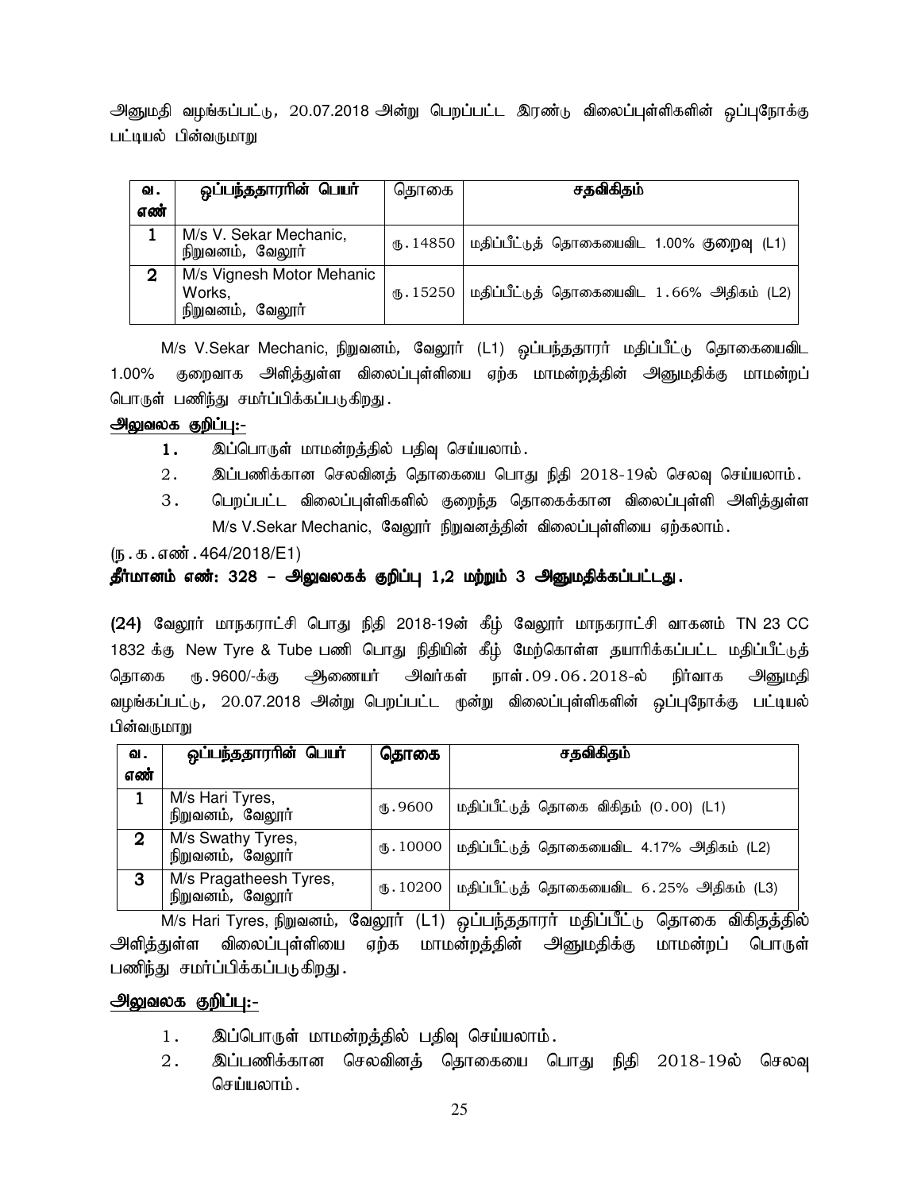அனுமதி வழங்கப்பட்டு, 20.07.2018 அன்று பெறப்பட்ட இரண்டு விலைப்புள்ளிகளின் ஒப்புநோக்கு பட்டியல் பின்வருமாறு

| வ. எண் | ஒப்பந்ததாரரின் பெயர் | தொகை | சதவிகிதம் |
|---|---|---|---|
| 1 | M/s V. Sekar Mechanic, நிறுவனம், வேலூர் | ரு.14850 | மதிப்பீட்டுத் தொகையைவிட 1.00% குறைவு (L1) |
| 2 | M/s Vignesh Motor Mehanic Works, நிறுவனம், வேலூர் | ரு.15250 | மதிப்பீட்டுத் தொகையைவிட 1.66% அதிகம் (L2) |

M/s V.Sekar Mechanic, நிறுவனம், வேலூர் (L1) ஒப்பந்ததாரர் மதிப்பீட்டு தொகையைவிட 1.00% குறைவாக அளித்துள்ள விலைப்புள்ளியை ஏற்க மாமன்றத்தின் அனுமதிக்கு மாமன்றப் பொருள் பணிந்து சமர்ப்பிக்கப்படுகிறது.

**அலுவலக குறிப்பு:-**

1. இப்பொருள் மாமன்றத்தில் பதிவு செய்யலாம்.
2. இப்பணிக்கான செலவினத் தொகையை பொது நிதி 2018-19ல் செலவு செய்யலாம்.
3. பெறப்பட்ட விலைப்புள்ளிகளில் குறைந்த தொகைக்கான விலைப்புள்ளி அளித்துள்ள M/s V.Sekar Mechanic, வேலூர் நிறுவனத்தின் விலைப்புள்ளியை ஏற்கலாம்.

(ந.க.எண்.464/2018/E1)

**தீர்மானம் எண்: 328 – அலுவலகக் குறிப்பு 1,2 மற்றும் 3 அனுமதிக்கப்பட்டது.**

**(24)** வேலூர் மாநகராட்சி பொது நிதி 2018-19ன் கீழ் வேலூர் மாநகராட்சி வாகனம் TN 23 CC 1832 க்கு New Tyre & Tube பணி பொது நிதியின் கீழ் மேற்கொள்ள தயாரிக்கப்பட்ட மதிப்பீட்டுத் தொகை ரு.9600/-க்கு ஆணையர் அவர்கள் நாள்.09.06.2018-ல் நிர்வாக அனுமதி வழங்கப்பட்டு, 20.07.2018 அன்று பெறப்பட்ட மூன்று விலைப்புள்ளிகளின் ஒப்புநோக்கு பட்டியல் பின்வருமாறு

| வ. எண் | ஒப்பந்ததாரரின் பெயர் | தொகை | சதவிகிதம் |
|---|---|---|---|
| 1 | M/s Hari Tyres, நிறுவனம், வேலூர் | ரு.9600 | மதிப்பீட்டுத் தொகை விகிதம் (0.00) (L1) |
| 2 | M/s Swathy Tyres, நிறுவனம், வேலூர் | ரு.10000 | மதிப்பீட்டுத் தொகையைவிட 4.17% அதிகம் (L2) |
| 3 | M/s Pragatheesh Tyres, நிறுவனம், வேலூர் | ரு.10200 | மதிப்பீட்டுத் தொகையைவிட 6.25% அதிகம் (L3) |

M/s Hari Tyres, நிறுவனம், வேலூர் (L1) ஒப்பந்ததாரர் மதிப்பீட்டு தொகை விகிதத்தில் அளித்துள்ள விலைப்புள்ளியை ஏற்க மாமன்றத்தின் அனுமதிக்கு மாமன்றப் பொருள் பணிந்து சமர்ப்பிக்கப்படுகிறது.

**அலுவலக குறிப்பு:-**

1. இப்பொருள் மாமன்றத்தில் பதிவு செய்யலாம்.
2. இப்பணிக்கான செலவினத் தொகையை பொது நிதி 2018-19ல் செலவு செய்யலாம்.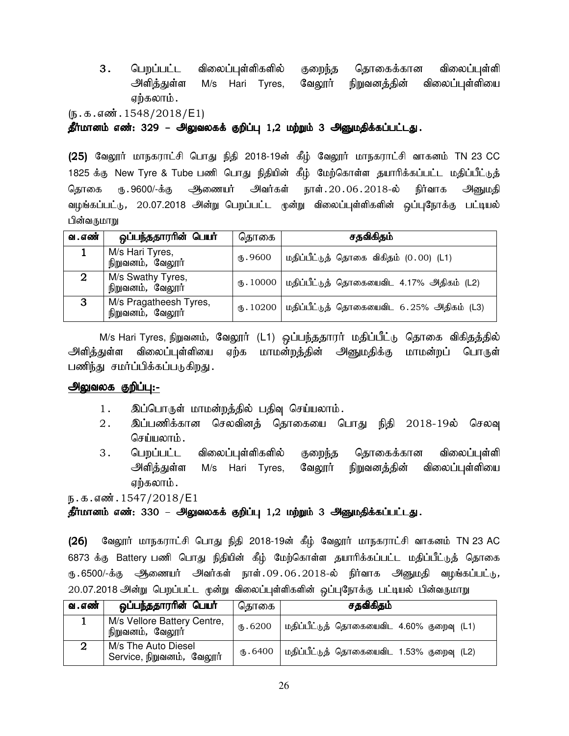3. பெறப்பட்ட விலைப்புள்ளிகளில் குறைந்த தொகைக்கான விலைப்புள்ளி அளித்துள்ள M/s Hari Tyres, வேலூர் நிறுவனத்தின் விலைப்புள்ளியை ஏற்கலாம்.

(ந.க.எண்.1548/2018/E1)

**தீர்மானம் எண்: 329 – அலுவலகக் குறிப்பு 1,2 மற்றும் 3 அனுமதிக்கப்பட்டது.**

**(25)** வேலூர் மாநகராட்சி பொது நிதி 2018-19ன் கீழ் வேலூர் மாநகராட்சி வாகனம் TN 23 CC 1825 க்கு New Tyre & Tube பணி பொது நிதியின் கீழ் மேற்கொள்ள தயாரிக்கப்பட்ட மதிப்பீட்டுத் தொகை ரூ.9600/-க்கு ஆணையர் அவர்கள் நாள்.20.06.2018-ல் நிர்வாக அனுமதி வழங்கப்பட்டு, 20.07.2018 அன்று பெறப்பட்ட மூன்று விலைப்புள்ளிகளின் ஒப்புநோக்கு பட்டியல் பின்வருமாறு

| வ.எண் | ஒப்பந்ததாரரின் பெயர் | தொகை | சதவிகிதம் |
|---|---|---|---|
| 1 | M/s Hari Tyres, நிறுவனம், வேலூர் | ரூ.9600 | மதிப்பீட்டுத் தொகை விகிதம் (0.00) (L1) |
| 2 | M/s Swathy Tyres, நிறுவனம், வேலூர் | ரூ.10000 | மதிப்பீட்டுத் தொகையைவிட 4.17% அதிகம் (L2) |
| 3 | M/s Pragatheesh Tyres, நிறுவனம், வேலூர் | ரூ.10200 | மதிப்பீட்டுத் தொகையைவிட 6.25% அதிகம் (L3) |

M/s Hari Tyres, நிறுவனம், வேலூர் (L1) ஒப்பந்ததாரர் மதிப்பீட்டு தொகை விகிதத்தில் அளித்துள்ள விலைப்புள்ளியை ஏற்க மாமன்றத்தின் அனுமதிக்கு மாமன்றப் பொருள் பணிந்து சமர்ப்பிக்கப்படுகிறது.

**அலுவலக குறிப்பு:-**

1. இப்பொருள் மாமன்றத்தில் பதிவு செய்யலாம்.
2. இப்பணிக்கான செலவினத் தொகையை பொது நிதி 2018-19ல் செலவு செய்யலாம்.
3. பெறப்பட்ட விலைப்புள்ளிகளில் குறைந்த தொகைக்கான விலைப்புள்ளி அளித்துள்ள M/s Hari Tyres, வேலூர் நிறுவனத்தின் விலைப்புள்ளியை ஏற்கலாம்.

ந.க.எண்.1547/2018/E1

**தீர்மானம் எண்: 330 – அலுவலகக் குறிப்பு 1,2 மற்றும் 3 அனுமதிக்கப்பட்டது.**

**(26)** வேலூர் மாநகராட்சி பொது நிதி 2018-19ன் கீழ் வேலூர் மாநகராட்சி வாகனம் TN 23 AC 6873 க்கு Battery பணி பொது நிதியின் கீழ் மேற்கொள்ள தயாரிக்கப்பட்ட மதிப்பீட்டுத் தொகை ரூ.6500/-க்கு ஆணையர் அவர்கள் நாள்.09.06.2018-ல் நிர்வாக அனுமதி வழங்கப்பட்டு, 20.07.2018 அன்று பெறப்பட்ட மூன்று விலைப்புள்ளிகளின் ஒப்புநோக்கு பட்டியல் பின்வருமாறு

| வ.எண் | ஒப்பந்ததாரரின் பெயர் | தொகை | சதவிகிதம் |
|---|---|---|---|
| 1 | M/s Vellore Battery Centre, நிறுவனம், வேலூர் | ரூ.6200 | மதிப்பீட்டுத் தொகையைவிட 4.60% குறைவு (L1) |
| 2 | M/s The Auto Diesel Service, நிறுவனம், வேலூர் | ரூ.6400 | மதிப்பீட்டுத் தொகையைவிட 1.53% குறைவு (L2) |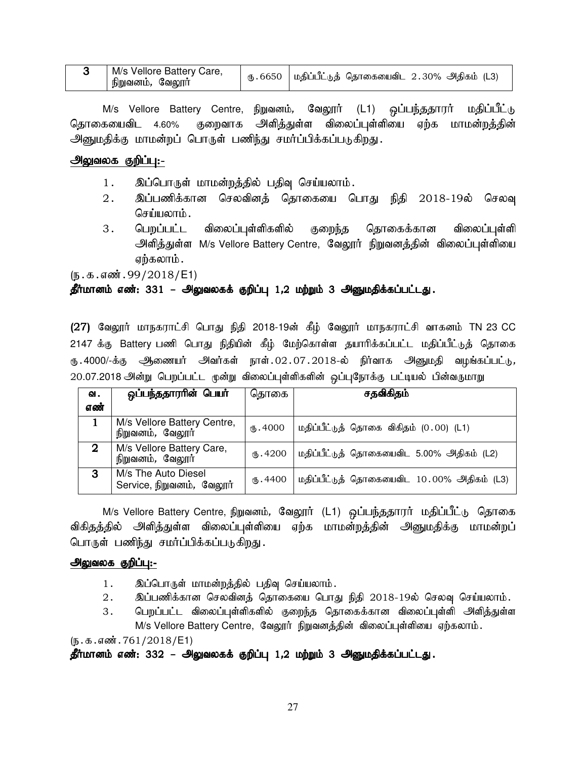| 3 | M/s Vellore Battery Care, நிறுவனம், வேலூர் | ரு.6650 | மதிப்பீட்டுத் தொகையைவிட 2.30% அதிகம் (L3) |
|---|---|---|---|

M/s Vellore Battery Centre, நிறுவனம், வேலூர் (L1) ஒப்பந்ததாரர் மதிப்பீட்டு தொகையைவிட 4.60% குறைவாக அளித்துள்ள விலைப்புள்ளியை ஏற்க மாமன்றத்தின் அனுமதிக்கு மாமன்றப் பொருள் பணிந்து சமர்ப்பிக்கப்படுகிறது.

**அலுவலக குறிப்பு:-**

1. இப்பொருள் மாமன்றத்தில் பதிவு செய்யலாம்.
2. இப்பணிக்கான செலவினத் தொகையை பொது நிதி 2018-19ல் செலவு செய்யலாம்.
3. பெறப்பட்ட விலைப்புள்ளிகளில் குறைந்த தொகைக்கான விலைப்புள்ளி அளித்துள்ள M/s Vellore Battery Centre, வேலூர் நிறுவனத்தின் விலைப்புள்ளியை ஏற்கலாம்.

(ந.க.எண்.99/2018/E1)

**தீர்மானம் எண்: 331 – அலுவலகக் குறிப்பு 1,2 மற்றும் 3 அனுமதிக்கப்பட்டது.**

**(27)** வேலூர் மாநகராட்சி பொது நிதி 2018-19ன் கீழ் வேலூர் மாநகராட்சி வாகனம் TN 23 CC 2147 க்கு Battery பணி பொது நிதியின் கீழ் மேற்கொள்ள தயாரிக்கப்பட்ட மதிப்பீட்டுத் தொகை ரு.4000/-க்கு ஆணையர் அவர்கள் நாள்.02.07.2018-ல் நிர்வாக அனுமதி வழங்கப்பட்டு, 20.07.2018 அன்று பெறப்பட்ட மூன்று விலைப்புள்ளிகளின் ஒப்புநோக்கு பட்டியல் பின்வருமாறு

| வ. எண் | ஒப்பந்ததாரரின் பெயர் | தொகை | சதவிகிதம் |
|---|---|---|---|
| 1 | M/s Vellore Battery Centre, நிறுவனம், வேலூர் | ரு.4000 | மதிப்பீட்டுத் தொகை விகிதம் (0.00) (L1) |
| 2 | M/s Vellore Battery Care, நிறுவனம், வேலூர் | ரு.4200 | மதிப்பீட்டுத் தொகையைவிட 5.00% அதிகம் (L2) |
| 3 | M/s The Auto Diesel Service, நிறுவனம், வேலூர் | ரு.4400 | மதிப்பீட்டுத் தொகையைவிட 10.00% அதிகம் (L3) |

M/s Vellore Battery Centre, நிறுவனம், வேலூர் (L1) ஒப்பந்ததாரர் மதிப்பீட்டு தொகை விகிதத்தில் அளித்துள்ள விலைப்புள்ளியை ஏற்க மாமன்றத்தின் அனுமதிக்கு மாமன்றப் பொருள் பணிந்து சமர்ப்பிக்கப்படுகிறது.

**அலுவலக குறிப்பு:-**

1. இப்பொருள் மாமன்றத்தில் பதிவு செய்யலாம்.
2. இப்பணிக்கான செலவினத் தொகையை பொது நிதி 2018-19ல் செலவு செய்யலாம்.
3. பெறப்பட்ட விலைப்புள்ளிகளில் குறைந்த தொகைக்கான விலைப்புள்ளி அளித்துள்ள M/s Vellore Battery Centre, வேலூர் நிறுவனத்தின் விலைப்புள்ளியை ஏற்கலாம்.

(ந.க.எண்.761/2018/E1)

**தீர்மானம் எண்: 332 – அலுவலகக் குறிப்பு 1,2 மற்றும் 3 அனுமதிக்கப்பட்டது.**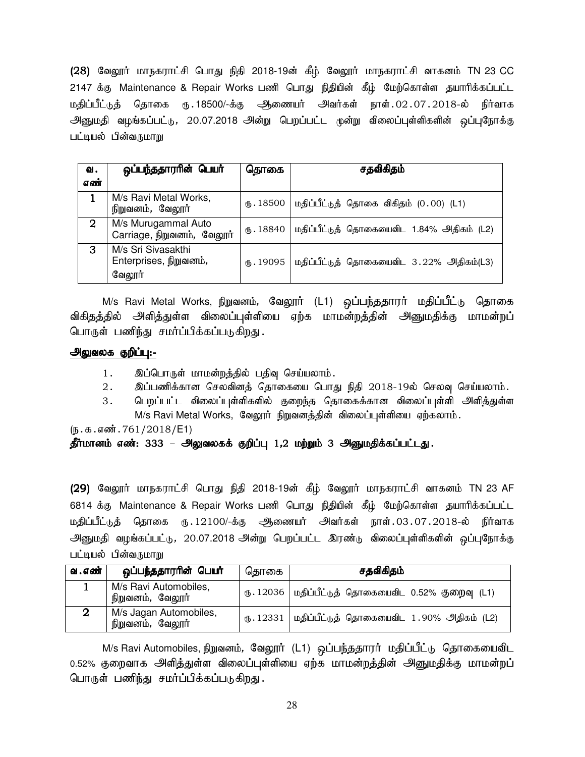**(28)** வேலூர் மாநகராட்சி பொது நிதி 2018-19ன் கீழ் வேலூர் மாநகராட்சி வாகனம் TN 23 CC 2147 க்கு Maintenance & Repair Works பணி பொது நிதியின் கீழ் மேற்கொள்ள தயாரிக்கப்பட்ட மதிப்பீட்டுத் தொகை ரூ.18500/-க்கு ஆணையர் அவர்கள் நாள்.02.07.2018-ல் நிர்வாக அனுமதி வழங்கப்பட்டு, 20.07.2018 அன்று பெறப்பட்ட மூன்று விலைப்புள்ளிகளின் ஒப்புநோக்கு பட்டியல் பின்வருமாறு

| வ. எண் | ஒப்பந்ததாரரின் பெயர் | தொகை | சதவிகிதம் |
|---|---|---|---|
| 1 | M/s Ravi Metal Works, நிறுவனம், வேலூர் | ரூ.18500 | மதிப்பீட்டுத் தொகை விகிதம் (0.00) (L1) |
| 2 | M/s Murugammal Auto Carriage, நிறுவனம், வேலூர் | ரூ.18840 | மதிப்பீட்டுத் தொகையைவிட 1.84% அதிகம் (L2) |
| 3 | M/s Sri Sivasakthi Enterprises, நிறுவனம், வேலூர் | ரூ.19095 | மதிப்பீட்டுத் தொகையைவிட 3.22% அதிகம்(L3) |

M/s Ravi Metal Works, நிறுவனம், வேலூர் (L1) ஒப்பந்ததாரர் மதிப்பீட்டு தொகை விகிதத்தில் அளித்துள்ள விலைப்புள்ளியை ஏற்க மாமன்றத்தின் அனுமதிக்கு மாமன்றப் பொருள் பணிந்து சமர்ப்பிக்கப்படுகிறது.

**<u>அலுவலக குறிப்பு:-</u>**

1. இப்பொருள் மாமன்றத்தில் பதிவு செய்யலாம்.
2. இப்பணிக்கான செலவினத் தொகையை பொது நிதி 2018-19ல் செலவு செய்யலாம்.
3. பெறப்பட்ட விலைப்புள்ளிகளில் குறைந்த தொகைக்கான விலைப்புள்ளி அளித்துள்ள M/s Ravi Metal Works, வேலூர் நிறுவனத்தின் விலைப்புள்ளியை ஏற்கலாம்.

(ந.க.எண்.761/2018/E1)

**தீர்மானம் எண்: 333 – அலுவலகக் குறிப்பு 1,2 மற்றும் 3 அனுமதிக்கப்பட்டது.**

**(29)** வேலூர் மாநகராட்சி பொது நிதி 2018-19ன் கீழ் வேலூர் மாநகராட்சி வாகனம் TN 23 AF 6814 க்கு Maintenance & Repair Works பணி பொது நிதியின் கீழ் மேற்கொள்ள தயாரிக்கப்பட்ட மதிப்பீட்டுத் தொகை ரூ.12100/-க்கு ஆணையர் அவர்கள் நாள்.03.07.2018-ல் நிர்வாக அனுமதி வழங்கப்பட்டு, 20.07.2018 அன்று பெறப்பட்ட இரண்டு விலைப்புள்ளிகளின் ஒப்புநோக்கு பட்டியல் பின்வருமாறு

| வ.எண் | ஒப்பந்ததாரரின் பெயர் | தொகை | சதவிகிதம் |
|---|---|---|---|
| 1 | M/s Ravi Automobiles, நிறுவனம், வேலூர் | ரூ.12036 | மதிப்பீட்டுத் தொகையைவிட 0.52% குறைவு (L1) |
| 2 | M/s Jagan Automobiles, நிறுவனம், வேலூர் | ரூ.12331 | மதிப்பீட்டுத் தொகையைவிட 1.90% அதிகம் (L2) |

M/s Ravi Automobiles, நிறுவனம், வேலூர் (L1) ஒப்பந்ததாரர் மதிப்பீட்டு தொகையைவிட 0.52% குறைவாக அளித்துள்ள விலைப்புள்ளியை ஏற்க மாமன்றத்தின் அனுமதிக்கு மாமன்றப் பொருள் பணிந்து சமர்ப்பிக்கப்படுகிறது.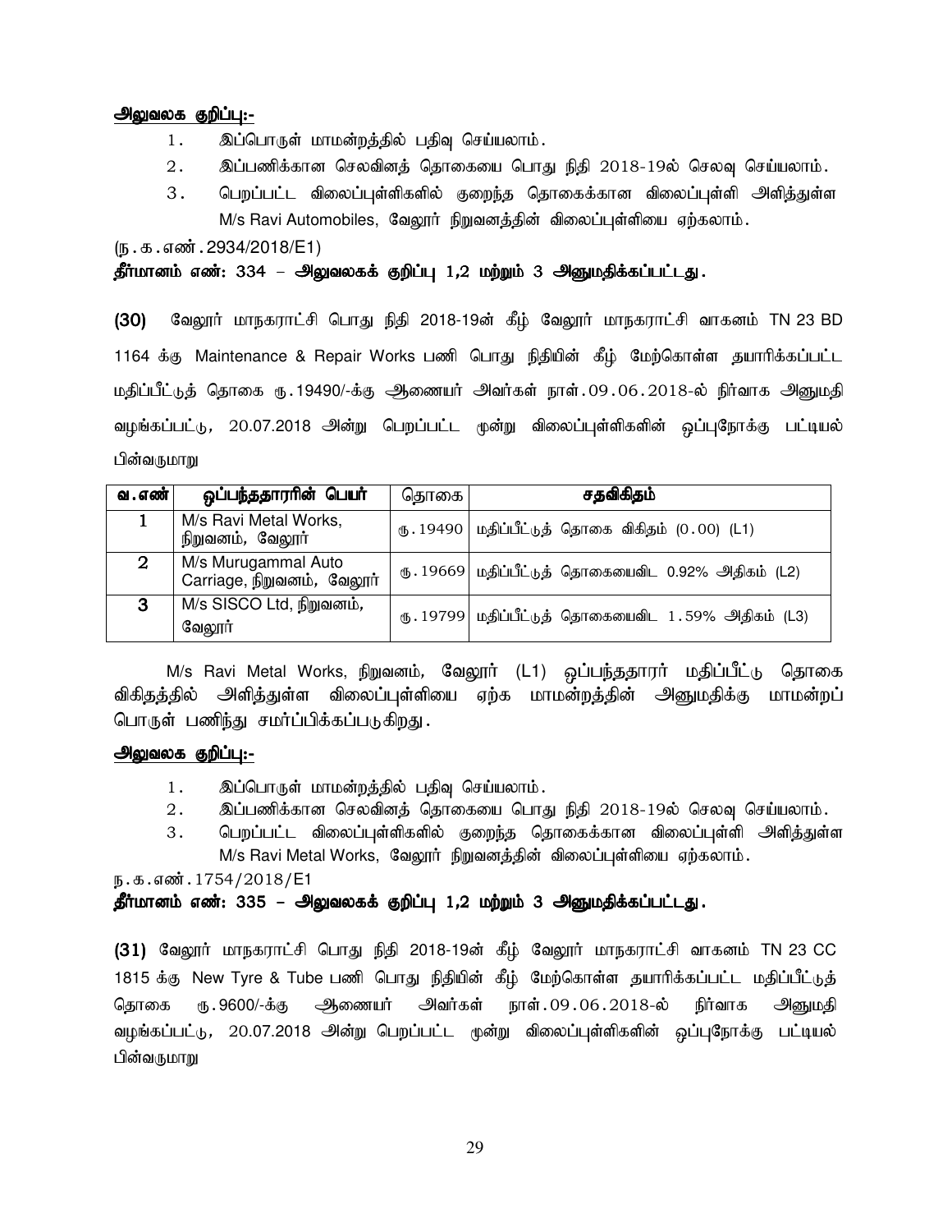**அலுவலக குறிப்பு:-**

1. இப்பொருள் மாமன்றத்தில் பதிவு செய்யலாம்.
2. இப்பணிக்கான செலவினத் தொகையை பொது நிதி 2018-19ல் செலவு செய்யலாம்.
3. பெறப்பட்ட விலைப்புள்ளிகளில் குறைந்த தொகைக்கான விலைப்புள்ளி அளித்துள்ள M/s Ravi Automobiles, வேலூர் நிறுவனத்தின் விலைப்புள்ளியை ஏற்கலாம்.

(ந.க.எண்.2934/2018/E1)

**தீர்மானம் எண்: 334 – அலுவலகக் குறிப்பு 1,2 மற்றும் 3 அனுமதிக்கப்பட்டது.**

**(30)** வேலூர் மாநகராட்சி பொது நிதி 2018-19ன் கீழ் வேலூர் மாநகராட்சி வாகனம் TN 23 BD 1164 க்கு Maintenance & Repair Works பணி பொது நிதியின் கீழ் மேற்கொள்ள தயாரிக்கப்பட்ட மதிப்பீட்டுத் தொகை ரூ.19490/-க்கு ஆணையர் அவர்கள் நாள்.09.06.2018-ல் நிர்வாக அனுமதி வழங்கப்பட்டு, 20.07.2018 அன்று பெறப்பட்ட மூன்று விலைப்புள்ளிகளின் ஒப்புநோக்கு பட்டியல் பின்வருமாறு

| வ.எண் | ஒப்பந்ததாரரின் பெயர் | தொகை | சதவிகிதம் |
|---|---|---|---|
| 1 | M/s Ravi Metal Works, நிறுவனம், வேலூர் | ரூ.19490 | மதிப்பீட்டுத் தொகை விகிதம் (0.00) (L1) |
| 2 | M/s Murugammal Auto Carriage, நிறுவனம், வேலூர் | ரூ.19669 | மதிப்பீட்டுத் தொகையைவிட 0.92% அதிகம் (L2) |
| 3 | M/s SISCO Ltd, நிறுவனம், வேலூர் | ரூ.19799 | மதிப்பீட்டுத் தொகையைவிட 1.59% அதிகம் (L3) |

M/s Ravi Metal Works, நிறுவனம், வேலூர் (L1) ஒப்பந்ததாரர் மதிப்பீட்டு தொகை விகிதத்தில் அளித்துள்ள விலைப்புள்ளியை ஏற்க மாமன்றத்தின் அனுமதிக்கு மாமன்றப் பொருள் பணிந்து சமர்ப்பிக்கப்படுகிறது.

**அலுவலக குறிப்பு:-**

1. இப்பொருள் மாமன்றத்தில் பதிவு செய்யலாம்.
2. இப்பணிக்கான செலவினத் தொகையை பொது நிதி 2018-19ல் செலவு செய்யலாம்.
3. பெறப்பட்ட விலைப்புள்ளிகளில் குறைந்த தொகைக்கான விலைப்புள்ளி அளித்துள்ள M/s Ravi Metal Works, வேலூர் நிறுவனத்தின் விலைப்புள்ளியை ஏற்கலாம்.

ந.க.எண்.1754/2018/E1

**தீர்மானம் எண்: 335 – அலுவலகக் குறிப்பு 1,2 மற்றும் 3 அனுமதிக்கப்பட்டது.**

**(31)** வேலூர் மாநகராட்சி பொது நிதி 2018-19ன் கீழ் வேலூர் மாநகராட்சி வாகனம் TN 23 CC 1815 க்கு New Tyre & Tube பணி பொது நிதியின் கீழ் மேற்கொள்ள தயாரிக்கப்பட்ட மதிப்பீட்டுத் தொகை ரூ.9600/-க்கு ஆணையர் அவர்கள் நாள்.09.06.2018-ல் நிர்வாக அனுமதி வழங்கப்பட்டு, 20.07.2018 அன்று பெறப்பட்ட மூன்று விலைப்புள்ளிகளின் ஒப்புநோக்கு பட்டியல் பின்வருமாறு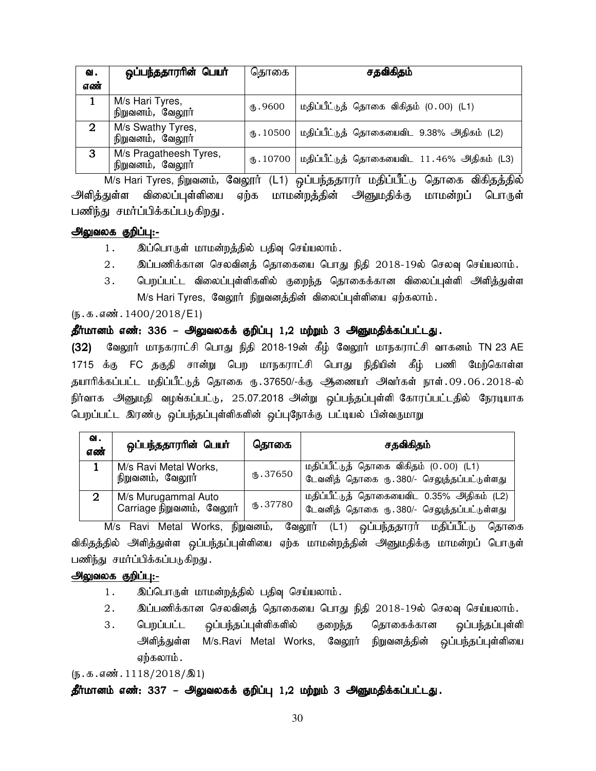| வ. எண் | ஒப்பந்ததாரரின் பெயர் | தொகை | சதவிகிதம் |
|---|---|---|---|
| 1 | M/s Hari Tyres, நிறுவனம், வேலூர் | ரூ.9600 | மதிப்பீட்டுத் தொகை விகிதம் (0.00) (L1) |
| 2 | M/s Swathy Tyres, நிறுவனம், வேலூர் | ரூ.10500 | மதிப்பீட்டுத் தொகையைவிட 9.38% அதிகம் (L2) |
| 3 | M/s Pragatheesh Tyres, நிறுவனம், வேலூர் | ரூ.10700 | மதிப்பீட்டுத் தொகையைவிட 11.46% அதிகம் (L3) |

M/s Hari Tyres, நிறுவனம், வேலூர் (L1) ஒப்பந்ததாரர் மதிப்பீட்டு தொகை விகிதத்தில் அளித்துள்ள விலைப்புள்ளியை ஏற்க மாமன்றத்தின் அனுமதிக்கு மாமன்றப் பொருள் பணிந்து சமர்ப்பிக்கப்படுகிறது.

**அலுவலக குறிப்பு:-**

1. இப்பொருள் மாமன்றத்தில் பதிவு செய்யலாம்.
2. இப்பணிக்கான செலவினத் தொகையை பொது நிதி 2018-19ல் செலவு செய்யலாம்.
3. பெறப்பட்ட விலைப்புள்ளிகளில் குறைந்த தொகைக்கான விலைப்புள்ளி அளித்துள்ள M/s Hari Tyres, வேலூர் நிறுவனத்தின் விலைப்புள்ளியை ஏற்கலாம்.

(ந.க.எண்.1400/2018/E1)

**தீர்மானம் எண்: 336 – அலுவலகக் குறிப்பு 1,2 மற்றும் 3 அனுமதிக்கப்பட்டது.**

**(32)** வேலூர் மாநகராட்சி பொது நிதி 2018-19ன் கீழ் வேலூர் மாநகராட்சி வாகனம் TN 23 AE 1715 க்கு FC தகுதி சான்று பெற மாநகராட்சி பொது நிதியின் கீழ் பணி மேற்கொள்ள தயாரிக்கப்பட்ட மதிப்பீட்டுத் தொகை ரூ.37650/-க்கு ஆணையர் அவர்கள் நாள்.09.06.2018-ல் நிர்வாக அனுமதி வழங்கப்பட்டு, 25.07.2018 அன்று ஒப்பந்தப்புள்ளி கோரப்பட்டதில் நேரடியாக பெறப்பட்ட இரண்டு ஒப்பந்தப்புள்ளிகளின் ஒப்புநோக்கு பட்டியல் பின்வருமாறு

| வ. எண் | ஒப்பந்ததாரரின் பெயர் | தொகை | சதவிகிதம் |
|---|---|---|---|
| 1 | M/s Ravi Metal Works, நிறுவனம், வேலூர் | ரூ.37650 | மதிப்பீட்டுத் தொகை விகிதம் (0.00) (L1) டேவனித் தொகை ரூ.380/- செலுத்தப்பட்டுள்ளது |
| 2 | M/s Murugammal Auto Carriage நிறுவனம், வேலூர் | ரூ.37780 | மதிப்பீட்டுத் தொகையைவிட 0.35% அதிகம் (L2) டேவனித் தொகை ரூ.380/- செலுத்தப்பட்டுள்ளது |

M/s Ravi Metal Works, நிறுவனம், வேலூர் (L1) ஒப்பந்ததாரர் மதிப்பீட்டு தொகை விகிதத்தில் அளித்துள்ள ஒப்பந்தப்புள்ளியை ஏற்க மாமன்றத்தின் அனுமதிக்கு மாமன்றப் பொருள் பணிந்து சமர்ப்பிக்கப்படுகிறது.

**அலுவலக குறிப்பு:-**

1. இப்பொருள் மாமன்றத்தில் பதிவு செய்யலாம்.
2. இப்பணிக்கான செலவினத் தொகையை பொது நிதி 2018-19ல் செலவு செய்யலாம்.
3. பெறப்பட்ட ஒப்பந்தப்புள்ளிகளில் குறைந்த தொகைக்கான ஒப்பந்தப்புள்ளி அளித்துள்ள M/s.Ravi Metal Works, வேலூர் நிறுவனத்தின் ஒப்பந்தப்புள்ளியை ஏற்கலாம்.

(ந.க.எண்.1118/2018/இ1)

**தீர்மானம் எண்: 337 – அலுவலகக் குறிப்பு 1,2 மற்றும் 3 அனுமதிக்கப்பட்டது.**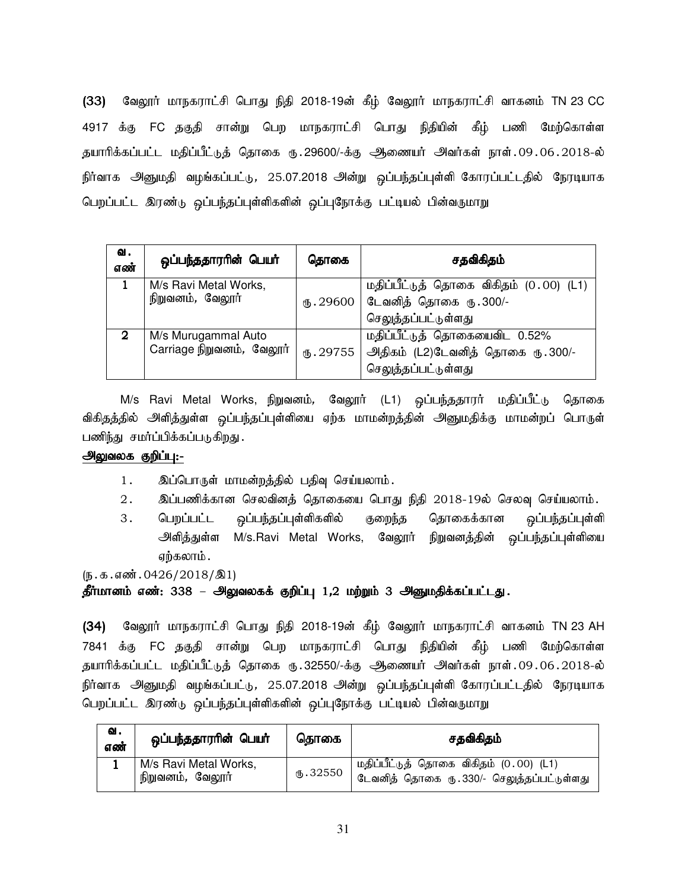**(33)** வேலூர் மாநகராட்சி பொது நிதி 2018-19ன் கீழ் வேலூர் மாநகராட்சி வாகனம் TN 23 CC 4917 க்கு FC தகுதி சான்று பெற மாநகராட்சி பொது நிதியின் கீழ் பணி மேற்கொள்ள தயாரிக்கப்பட்ட மதிப்பீட்டுத் தொகை ரூ.29600/-க்கு ஆணையர் அவர்கள் நாள்.09.06.2018-ல் நிர்வாக அனுமதி வழங்கப்பட்டு, 25.07.2018 அன்று ஒப்பந்தப்புள்ளி கோரப்பட்டதில் நேரடியாக பெறப்பட்ட இரண்டு ஒப்பந்தப்புள்ளிகளின் ஒப்புநோக்கு பட்டியல் பின்வருமாறு

| வ. எண் | ஒப்பந்ததாரரின் பெயர் | தொகை | சதவிகிதம் |
|---|---|---|---|
| 1 | M/s Ravi Metal Works, நிறுவனம், வேலூர் | ரூ.29600 | மதிப்பீட்டுத் தொகை விகிதம் (0.00) (L1) டேவனித் தொகை ரூ.300/- செலுத்தப்பட்டுள்ளது |
| 2 | M/s Murugammal Auto Carriage நிறுவனம், வேலூர் | ரூ.29755 | மதிப்பீட்டுத் தொகையைவிட 0.52% அதிகம் (L2)டேவனித் தொகை ரூ.300/- செலுத்தப்பட்டுள்ளது |

M/s Ravi Metal Works, நிறுவனம், வேலூர் (L1) ஒப்பந்ததாரர் மதிப்பீட்டு தொகை விகிதத்தில் அளித்துள்ள ஒப்பந்தப்புள்ளியை ஏற்க மாமன்றத்தின் அனுமதிக்கு மாமன்றப் பொருள் பணிந்து சமர்ப்பிக்கப்படுகிறது.

**<u>அலுவலக குறிப்பு:-</u>**

1. இப்பொருள் மாமன்றத்தில் பதிவு செய்யலாம்.
2. இப்பணிக்கான செலவினத் தொகையை பொது நிதி 2018-19ல் செலவு செய்யலாம்.
3. பெறப்பட்ட ஒப்பந்தப்புள்ளிகளில் குறைந்த தொகைக்கான ஒப்பந்தப்புள்ளி அளித்துள்ள M/s.Ravi Metal Works, வேலூர் நிறுவனத்தின் ஒப்பந்தப்புள்ளியை ஏற்கலாம்.

(ந.க.எண்.0426/2018/இ1)

**தீர்மானம் எண்: 338 – அலுவலகக் குறிப்பு 1,2 மற்றும் 3 அனுமதிக்கப்பட்டது.**

**(34)** வேலூர் மாநகராட்சி பொது நிதி 2018-19ன் கீழ் வேலூர் மாநகராட்சி வாகனம் TN 23 AH 7841 க்கு FC தகுதி சான்று பெற மாநகராட்சி பொது நிதியின் கீழ் பணி மேற்கொள்ள தயாரிக்கப்பட்ட மதிப்பீட்டுத் தொகை ரூ.32550/-க்கு ஆணையர் அவர்கள் நாள்.09.06.2018-ல் நிர்வாக அனுமதி வழங்கப்பட்டு, 25.07.2018 அன்று ஒப்பந்தப்புள்ளி கோரப்பட்டதில் நேரடியாக பெறப்பட்ட இரண்டு ஒப்பந்தப்புள்ளிகளின் ஒப்புநோக்கு பட்டியல் பின்வருமாறு

| வ. எண் | ஒப்பந்ததாரரின் பெயர் | தொகை | சதவிகிதம் |
|---|---|---|---|
| 1 | M/s Ravi Metal Works, நிறுவனம், வேலூர் | ரூ.32550 | மதிப்பீட்டுத் தொகை விகிதம் (0.00) (L1) டேவனித் தொகை ரூ.330/- செலுத்தப்பட்டுள்ளது |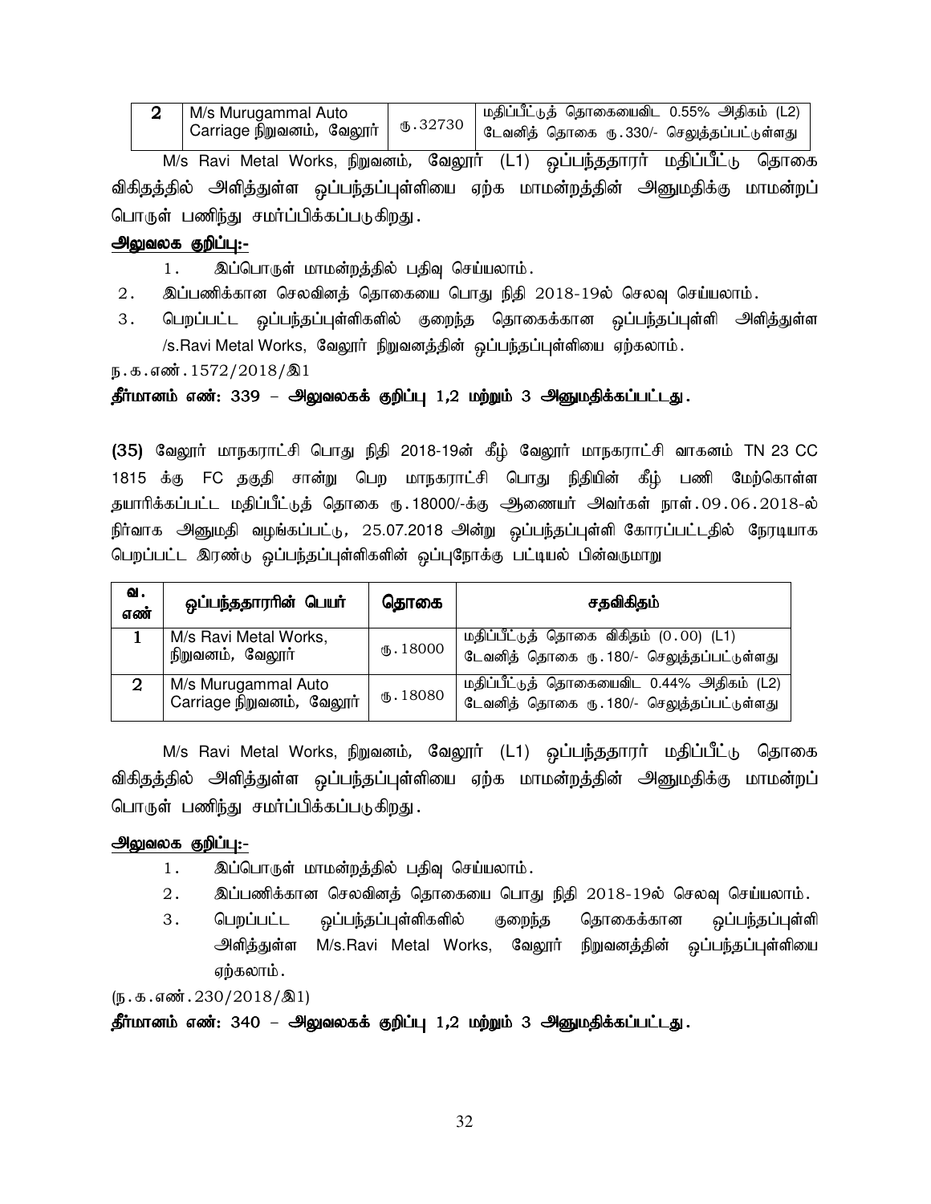| 2 | M/s Murugammal Auto Carriage நிறுவனம், வேலூர் | ரு.32730 | மதிப்பீட்டுத் தொகையைவிட 0.55% அதிகம் (L2) டேவனித் தொகை ரு.330/- செலுத்தப்பட்டுள்ளது |
|---|---|---|---|

M/s Ravi Metal Works, நிறுவனம், வேலூர் (L1) ஒப்பந்ததாரர் மதிப்பீட்டு தொகை விகிதத்தில் அளித்துள்ள ஒப்பந்தப்புள்ளியை ஏற்க மாமன்றத்தின் அனுமதிக்கு மாமன்றப் பொருள் பணிந்து சமர்ப்பிக்கப்படுகிறது.

**அலுவலக குறிப்பு:-**

1. இப்பொருள் மாமன்றத்தில் பதிவு செய்யலாம்.
2. இப்பணிக்கான செலவினத் தொகையை பொது நிதி 2018-19ல் செலவு செய்யலாம்.
3. பெறப்பட்ட ஒப்பந்தப்புள்ளிகளில் குறைந்த தொகைக்கான ஒப்பந்தப்புள்ளி அளித்துள்ள /s.Ravi Metal Works, வேலூர் நிறுவனத்தின் ஒப்பந்தப்புள்ளியை ஏற்கலாம்.

ந.க.எண்.1572/2018/இ1

**தீர்மானம் எண்: 339 – அலுவலகக் குறிப்பு 1,2 மற்றும் 3 அனுமதிக்கப்பட்டது.**

**(35)** வேலூர் மாநகராட்சி பொது நிதி 2018-19ன் கீழ் வேலூர் மாநகராட்சி வாகனம் TN 23 CC 1815 க்கு FC தகுதி சான்று பெற மாநகராட்சி பொது நிதியின் கீழ் பணி மேற்கொள்ள தயாரிக்கப்பட்ட மதிப்பீட்டுத் தொகை ரு.18000/-க்கு ஆணையர் அவர்கள் நாள்.09.06.2018-ல் நிர்வாக அனுமதி வழங்கப்பட்டு, 25.07.2018 அன்று ஒப்பந்தப்புள்ளி கோரப்பட்டதில் நேரடியாக பெறப்பட்ட இரண்டு ஒப்பந்தப்புள்ளிகளின் ஒப்புநோக்கு பட்டியல் பின்வருமாறு

| வ. எண் | ஒப்பந்ததாரரின் பெயர் | தொகை | சதவிகிதம் |
|---|---|---|---|
| 1 | M/s Ravi Metal Works, நிறுவனம், வேலூர் | ரு.18000 | மதிப்பீட்டுத் தொகை விகிதம் (0.00) (L1) டேவனித் தொகை ரு.180/- செலுத்தப்பட்டுள்ளது |
| 2 | M/s Murugammal Auto Carriage நிறுவனம், வேலூர் | ரு.18080 | மதிப்பீட்டுத் தொகையைவிட 0.44% அதிகம் (L2) டேவனித் தொகை ரு.180/- செலுத்தப்பட்டுள்ளது |

M/s Ravi Metal Works, நிறுவனம், வேலூர் (L1) ஒப்பந்ததாரர் மதிப்பீட்டு தொகை விகிதத்தில் அளித்துள்ள ஒப்பந்தப்புள்ளியை ஏற்க மாமன்றத்தின் அனுமதிக்கு மாமன்றப் பொருள் பணிந்து சமர்ப்பிக்கப்படுகிறது.

**அலுவலக குறிப்பு:-**

1. இப்பொருள் மாமன்றத்தில் பதிவு செய்யலாம்.
2. இப்பணிக்கான செலவினத் தொகையை பொது நிதி 2018-19ல் செலவு செய்யலாம்.
3. பெறப்பட்ட ஒப்பந்தப்புள்ளிகளில் குறைந்த தொகைக்கான ஒப்பந்தப்புள்ளி அளித்துள்ள M/s.Ravi Metal Works, வேலூர் நிறுவனத்தின் ஒப்பந்தப்புள்ளியை ஏற்கலாம்.

(ந.க.எண்.230/2018/இ1)

**தீர்மானம் எண்: 340 – அலுவலகக் குறிப்பு 1,2 மற்றும் 3 அனுமதிக்கப்பட்டது.**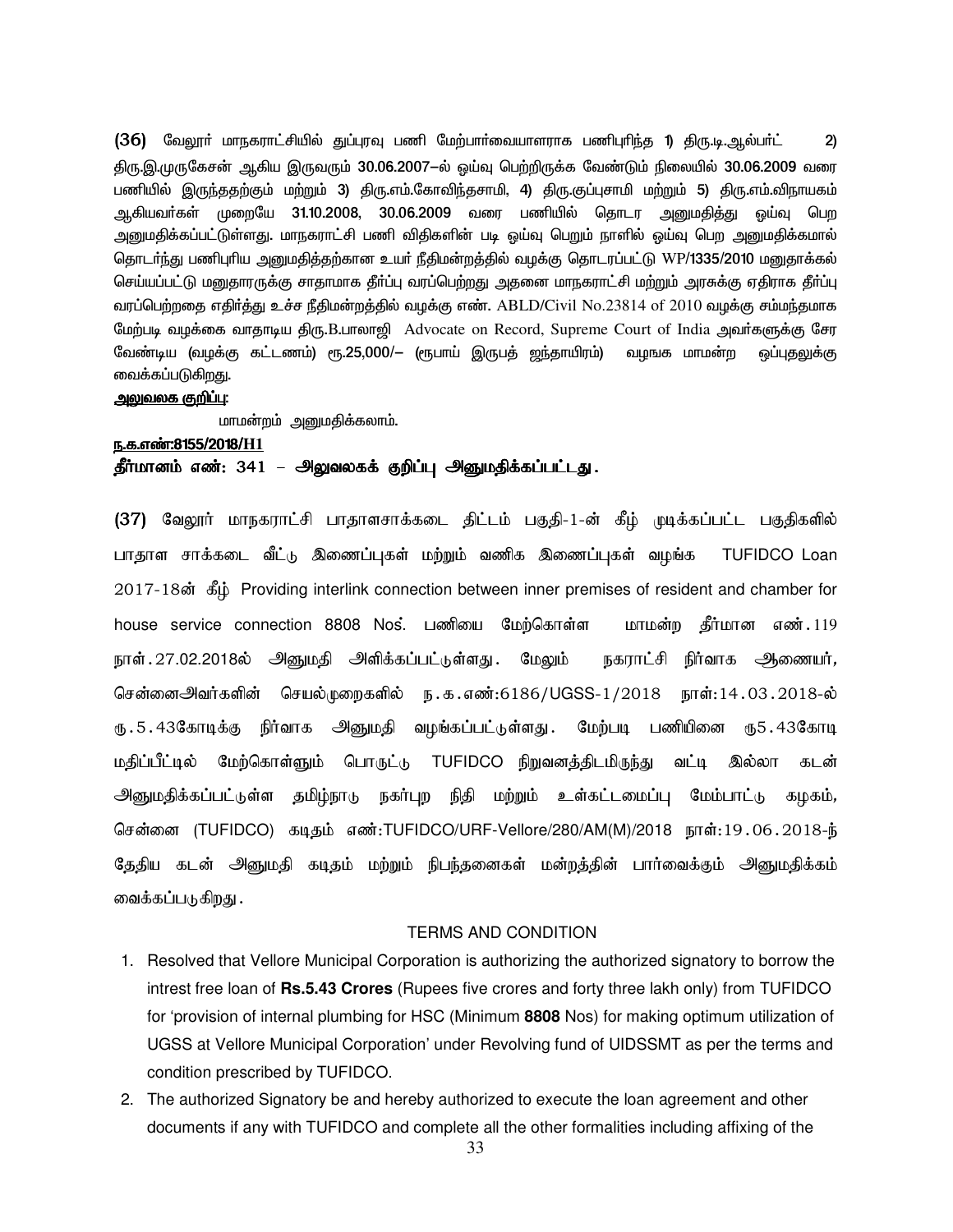(36) வேலூர் மாநகராட்சியில் துப்புரவு பணி மேற்பார்வையாளராக பணிபுரிந்த 1) திரு.டி.ஆல்பர்ட் 2) திரு.இ.முருகேசன் ஆகிய இருவரும் 30.06.2007–ல் ஒய்வு பெற்றிருக்க வேண்டும் நிலையில் 30.06.2009 வரை பணியில் இருந்ததற்கும் மற்றும் 3) திரு.எம்.கோவிந்தசாமி, 4) திரு.குப்புசாமி மற்றும் 5) திரு.எம்.விநாயகம் ஆகியவர்கள் முறையே 31.10.2008, 30.06.2009 வரை பணியில் தொடர அனுமதித்து ஒய்வு பெற அனுமதிக்கப்பட்டுள்ளது. மாநகராட்சி பணி விதிகளின் படி ஒய்வு பெறும் நாளில் ஒய்வு பெற அனுமதிக்கமால் தொடர்ந்து பணிபுரிய அனுமதித்தற்கான உயர் நீதிமன்றத்தில் வழக்கு தொடரப்பட்டு WP/1335/2010 மனுதாக்கல் செய்யப்பட்டு மனுதாரருக்கு சாதாமாக தீர்ப்பு வரப்பெற்றது அதனை மாநகராட்சி மற்றும் அரசுக்கு ஏதிராக தீர்ப்பு வரப்பெற்றதை எதிர்த்து உச்ச நீதிமன்றத்தில் வழக்கு எண். ABLD/Civil No.23814 of 2010 வழக்கு சம்மந்தமாக மேற்படி வழக்கை வாதாடிய திரு.B.பாலாஜி Advocate on Record, Supreme Court of India அவர்களுக்கு சேர வேண்டிய (வழக்கு கட்டணம்) ரூ.25,000/– (ரூபாய் இருபத் ஐந்தாயிரம்) வழஙக மாமன்ற ஒப்புதலுக்கு வைக்கப்படுகிறது.

**அலுவலக குறிப்பு:**

மாமன்றம் அனுமதிக்கலாம்.

**ந.க.எண்:8155/2018/H1**

**தீர்மானம் எண்: 341 – அலுவலகக் குறிப்பு அனுமதிக்கப்பட்டது.**

(37) வேலூர் மாநகராட்சி பாதாளசாக்கடை திட்டம் பகுதி-1-ன் கீழ் முடிக்கப்பட்ட பகுதிகளில் பாதாள சாக்கடை வீட்டு இணைப்புகள் மற்றும் வணிக இணைப்புகள் வழங்க TUFIDCO Loan 2017-18ன் கீழ் Providing interlink connection between inner premises of resident and chamber for house service connection 8808 Nos. பணியை மேற்கொள்ள மாமன்ற தீர்மான எண்.119 நாள்.27.02.2018ல் அனுமதி அளிக்கப்பட்டுள்ளது. மேலும் நகராட்சி நிர்வாக ஆணையர், சென்னைஅவர்களின் செயல்முறைகளில் ந.க.எண்:6186/UGSS-1/2018 நாள்:14.03.2018-ல் ரூ.5.43கோடிக்கு நிர்வாக அனுமதி வழங்கப்பட்டுள்ளது. மேற்படி பணியினை ரூ5.43கோடி மதிப்பீட்டில் மேற்கொள்ளும் பொருட்டு TUFIDCO நிறுவனத்திடமிருந்து வட்டி இல்லா கடன் அனுமதிக்கப்பட்டுள்ள தமிழ்நாடு நகர்புற நிதி மற்றும் உள்கட்டமைப்பு மேம்பாட்டு கழகம், சென்னை (TUFIDCO) கடிதம் எண்:TUFIDCO/URF-Vellore/280/AM(M)/2018 நாள்:19.06.2018-ந் தேதிய கடன் அனுமதி கடிதம் மற்றும் நிபந்தனைகள் மன்றத்தின் பார்வைக்கும் அனுமதிக்கம் வைக்கப்படுகிறது.

TERMS AND CONDITION

1. Resolved that Vellore Municipal Corporation is authorizing the authorized signatory to borrow the intrest free loan of **Rs.5.43 Crores** (Rupees five crores and forty three lakh only) from TUFIDCO for 'provision of internal plumbing for HSC (Minimum **8808** Nos) for making optimum utilization of UGSS at Vellore Municipal Corporation' under Revolving fund of UIDSSMT as per the terms and condition prescribed by TUFIDCO.
2. The authorized Signatory be and hereby authorized to execute the loan agreement and other documents if any with TUFIDCO and complete all the other formalities including affixing of the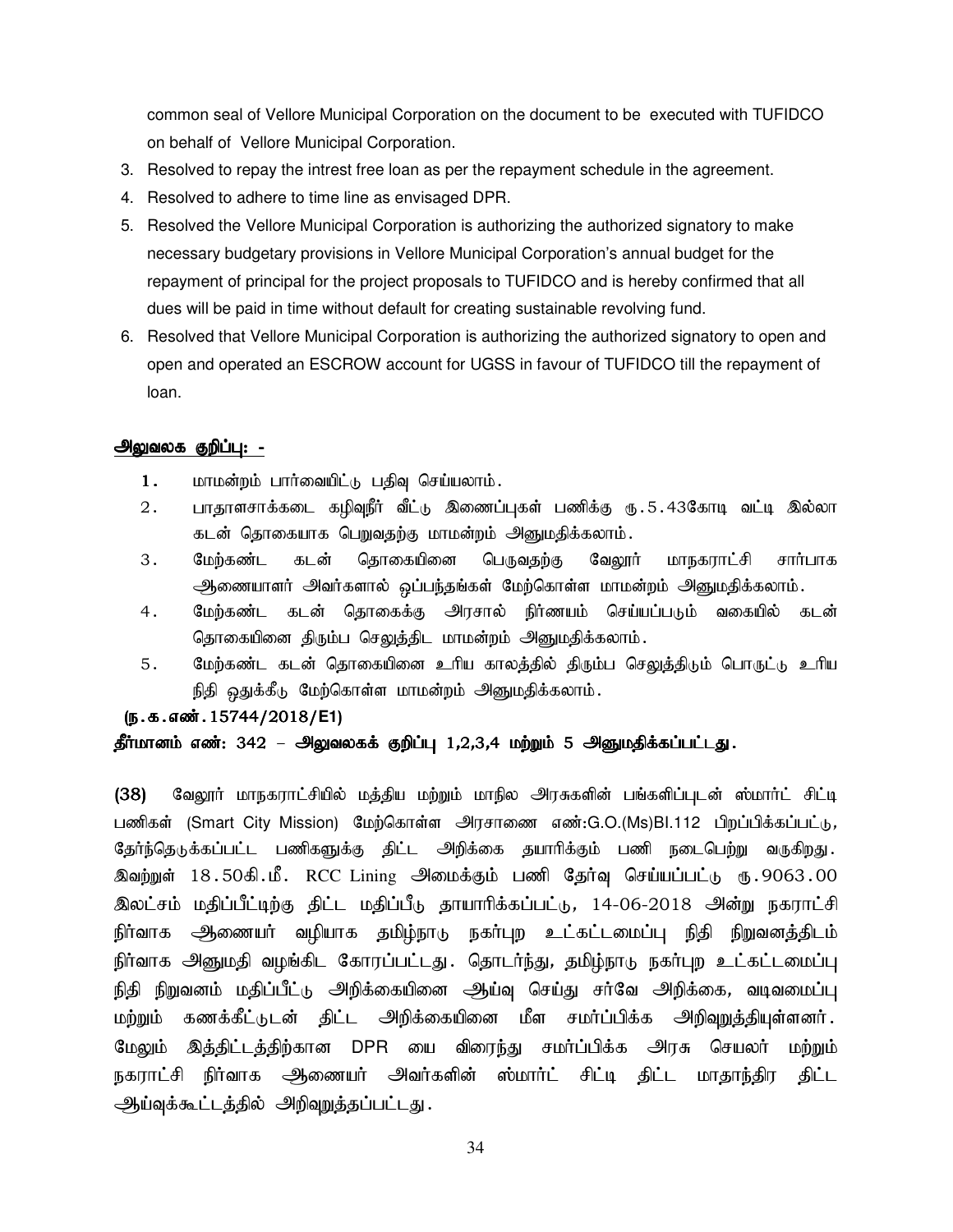common seal of Vellore Municipal Corporation on the document to be executed with TUFIDCO on behalf of Vellore Municipal Corporation.

3. Resolved to repay the intrest free loan as per the repayment schedule in the agreement.
4. Resolved to adhere to time line as envisaged DPR.
5. Resolved the Vellore Municipal Corporation is authorizing the authorized signatory to make necessary budgetary provisions in Vellore Municipal Corporation's annual budget for the repayment of principal for the project proposals to TUFIDCO and is hereby confirmed that all dues will be paid in time without default for creating sustainable revolving fund.
6. Resolved that Vellore Municipal Corporation is authorizing the authorized signatory to open and open and operated an ESCROW account for UGSS in favour of TUFIDCO till the repayment of loan.

**<u>அலுவலக குறிப்பு: -</u>**

1. மாமன்றம் பார்வையிட்டு பதிவு செய்யலாம்.
2. பாதாளசாக்கடை கழிவுநீர் வீட்டு இணைப்புகள் பணிக்கு ரூ.5.43கோடி வட்டி இல்லா கடன் தொகையாக பெறுவதற்கு மாமன்றம் அனுமதிக்கலாம்.
3. மேற்கண்ட கடன் தொகையினை பெருவதற்கு வேலூர் மாநகராட்சி சார்பாக ஆணையாளர் அவர்களால் ஒப்பந்தங்கள் மேற்கொள்ள மாமன்றம் அனுமதிக்கலாம்.
4. மேற்கண்ட கடன் தொகைக்கு அரசால் நிர்ணயம் செய்யப்படும் வகையில் கடன் தொகையினை திரும்ப செலுத்திட மாமன்றம் அனுமதிக்கலாம்.
5. மேற்கண்ட கடன் தொகையினை உரிய காலத்தில் திரும்ப செலுத்திடும் பொருட்டு உரிய நிதி ஒதுக்கீடு மேற்கொள்ள மாமன்றம் அனுமதிக்கலாம்.

**(ந.க.எண்.15744/2018/E1)**

**தீர்மானம் எண்: 342 – அலுவலகக் குறிப்பு 1,2,3,4 மற்றும் 5 அனுமதிக்கப்பட்டது.**

**(38)** வேலூர் மாநகராட்சியில் மத்திய மற்றும் மாநில அரசுகளின் பங்களிப்புடன் ஸ்மார்ட் சிட்டி பணிகள் (Smart City Mission) மேற்கொள்ள அரசாணை எண்:G.O.(Ms)Bl.112 பிறப்பிக்கப்பட்டு, தேர்ந்தெடுக்கப்பட்ட பணிகளுக்கு திட்ட அறிக்கை தயாரிக்கும் பணி நடைபெற்று வருகிறது. இவற்றுள் 18.50கி.மீ. RCC Lining அமைக்கும் பணி தேர்வு செய்யப்பட்டு ரூ.9063.00 இலட்சம் மதிப்பீட்டிற்கு திட்ட மதிப்பீடு தாயாரிக்கப்பட்டு, 14-06-2018 அன்று நகராட்சி நிர்வாக ஆணையர் வழியாக தமிழ்நாடு நகர்புற உட்கட்டமைப்பு நிதி நிறுவனத்திடம் நிர்வாக அனுமதி வழங்கிட கோரப்பட்டது. தொடர்ந்து, தமிழ்நாடு நகர்புற உட்கட்டமைப்பு நிதி நிறுவனம் மதிப்பீட்டு அறிக்கையினை ஆய்வு செய்து சர்வே அறிக்கை, வடிவமைப்பு மற்றும் கணக்கீட்டுடன் திட்ட அறிக்கையினை மீள சமர்ப்பிக்க அறிவுறுத்தியுள்ளனர். மேலும் இத்திட்டத்திற்கான DPR யை விரைந்து சமர்ப்பிக்க அரசு செயலர் மற்றும் நகராட்சி நிர்வாக ஆணையர் அவர்களின் ஸ்மார்ட் சிட்டி திட்ட மாதாந்திர திட்ட ஆய்வுக்கூட்டத்தில் அறிவுறுத்தப்பட்டது.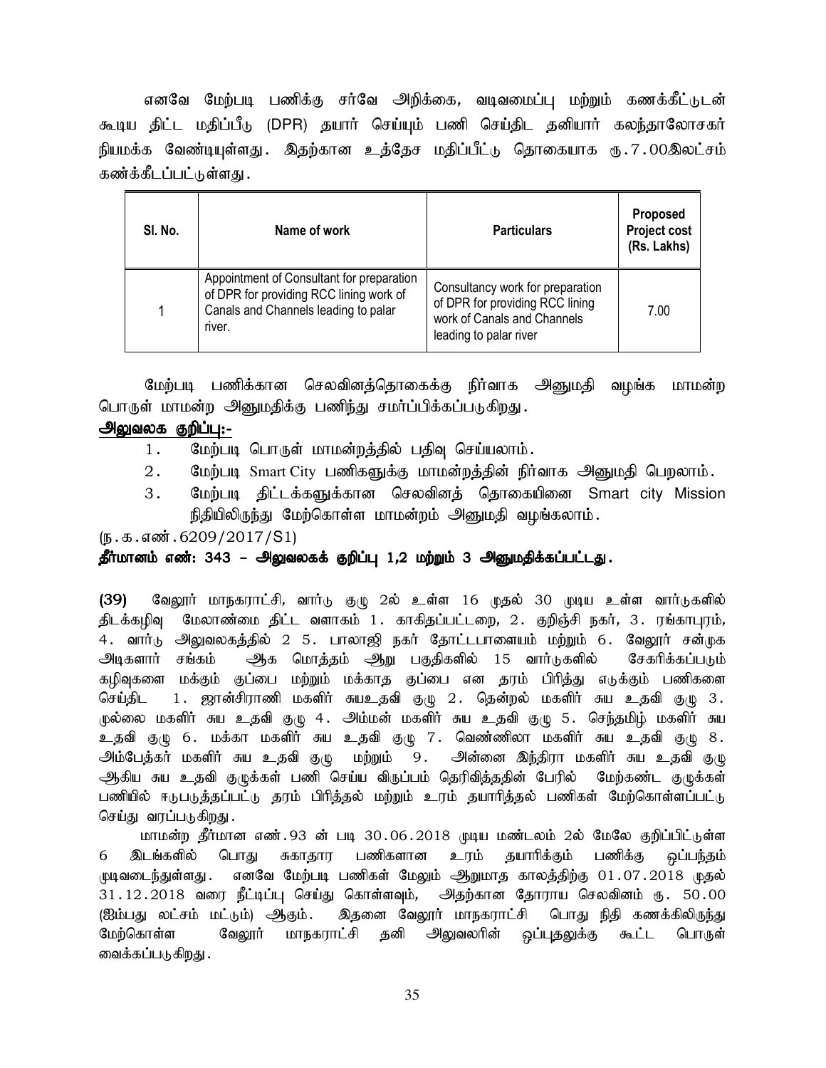எனவே மேற்படி பணிக்கு சர்வே அறிக்கை, வடிவமைப்பு மற்றும் கணக்கீட்டுடன் கூடிய திட்ட மதிப்பீடு (DPR) தயார் செய்யும் பணி செய்திட தனியார் கலந்தாலோசகர் நியமக்க வேண்டியுள்ளது. இதற்கான உத்தேச மதிப்பீட்டு தொகையாக ரு.7.00இலட்சம் கண்க்கீடப்பட்டுள்ளது.

| Sl. No. | Name of work | Particulars | Proposed Project cost (Rs. Lakhs) |
|---|---|---|---|
| 1 | Appointment of Consultant for preparation of DPR for providing RCC lining work of Canals and Channels leading to palar river. | Consultancy work for preparation of DPR for providing RCC lining work of Canals and Channels leading to palar river | 7.00 |

மேற்படி பணிக்கான செலவினத்தொகைக்கு நிர்வாக அனுமதி வழங்க மாமன்ற பொருள் மாமன்ற அனுமதிக்கு பணிந்து சமர்ப்பிக்கப்படுகிறது.

**அலுவலக குறிப்பு:-**

1. மேற்படி பொருள் மாமன்றத்தில் பதிவு செய்யலாம்.
2. மேற்படி Smart City பணிகளுக்கு மாமன்றத்தின் நிர்வாக அனுமதி பெறலாம்.
3. மேற்படி திட்டக்களுக்கான செலவினத் தொகையினை Smart city Mission நிதியிலிருந்து மேற்கொள்ள மாமன்றம் அனுமதி வழங்கலாம்.

(ந.க.எண்.6209/2017/S1)

**தீர்மானம் எண்: 343 – அலுவலகக் குறிப்பு 1,2 மற்றும் 3 அனுமதிக்கப்பட்டது.**

**(39)** வேலூர் மாநகராட்சி, வார்டு குழு 2ல் உள்ள 16 முதல் 30 முடிய உள்ள வார்டுகளில் திடக்கழிவு மேலாண்மை திட்ட வளாகம் 1. காகிதப்பட்டறை, 2. குறிஞ்சி நகர், 3. ரங்காபுரம், 4. வார்டு அலுவலகத்தில் 2 5. பாலாஜி நகர் தோட்டபாளையம் மற்றும் 6. வேலூர் சன்முக அடிகளார் சங்கம் ஆக மொத்தம் ஆறு பகுதிகளில் 15 வார்டுகளில் சேகரிக்கப்படும் கழிவுகளை மக்கும் குப்பை மற்றும் மக்காத குப்பை என தரம் பிரித்து எடுக்கும் பணிகளை செய்திட 1. ஜான்சிராணி மகளிர் சுயஉதவி குழு 2. தென்றல் மகளிர் சுய உதவி குழு 3. முல்லை மகளிர் சுய உதவி குழு 4. அம்மன் மகளிர் சுய உதவி குழு 5. செந்தமிழ் மகளிர் சுய உதவி குழு 6. மக்கா மகளிர் சுய உதவி குழு 7. வெண்ணிலா மகளிர் சுய உதவி குழு 8. அம்பேத்கர் மகளிர் சுய உதவி குழு மற்றும் 9. அன்னை இந்திரா மகளிர் சுய உதவி குழு ஆகிய சுய உதவி குழுக்கள் பணி செய்ய விருப்பம் தெரிவித்ததின் பேரில் மேற்கண்ட குழுக்கள் பணியில் ஈடுபடுத்தப்பட்டு தரம் பிரித்தல் மற்றும் உரம் தயாரித்தல் பணிகள் மேற்கொள்ளப்பட்டு செய்து வரப்படுகிறது.

மாமன்ற தீர்மான எண்.93 ன் படி 30.06.2018 முடிய மண்டலம் 2ல் மேலே குறிப்பிட்டுள்ள 6 இடங்களில் பொது சுகாதார பணிகளான உரம் தயாரிக்கும் பணிக்கு ஒப்பந்தம் முடிவடைந்துள்ளது. எனவே மேற்படி பணிகள் மேலும் ஆறுமாத காலத்திற்கு 01.07.2018 முதல் 31.12.2018 வரை நீட்டிப்பு செய்து கொள்ளவும், அதற்கான தோராய செலவினம் ரூ. 50.00 (ஐம்பது லட்சம் மட்டும்) ஆகும். இதனை வேலூர் மாநகராட்சி பொது நிதி கணக்கிலிருந்து மேற்கொள்ள வேலூர் மாநகராட்சி தனி அலுவலரின் ஒப்புதலுக்கு கூட்ட பொருள் வைக்கப்படுகிறது.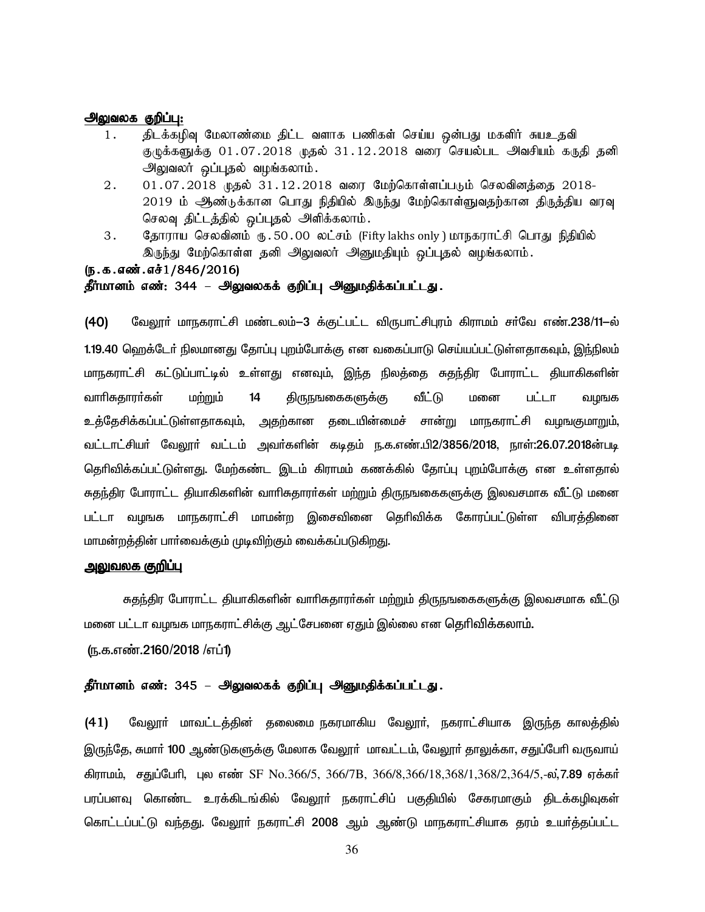**அலுவலக குறிப்பு:**

1. திடக்கழிவு மேலாண்மை திட்ட வளாக பணிகள் செய்ய ஒன்பது மகளிர் சுயஉதவி குழுக்களுக்கு 01.07.2018 முதல் 31.12.2018 வரை செயல்பட அவசியம் கருதி தனி அலுவலர் ஒப்புதல் வழங்கலாம்.
2. 01.07.2018 முதல் 31.12.2018 வரை மேற்கொள்ளப்படும் செலவினத்தை 2018-2019 ம் ஆண்டுக்கான பொது நிதியில் இருந்து மேற்கொள்ளுவதற்கான திருத்திய வரவு செலவு திட்டத்தில் ஒப்புதல் அளிக்கலாம்.
3. தோராய செலவினம் ரு.50.00 லட்சம் (Fifty lakhs only ) மாநகராட்சி பொது நிதியில் இருந்து மேற்கொள்ள தனி அலுவலர் அனுமதியும் ஒப்புதல் வழங்கலாம்.

**(ந.க.எண்.எச்1/846/2016)**

**தீர்மானம் எண்: 344 – அலுவலகக் குறிப்பு அனுமதிக்கப்பட்டது.**

**(40)** வேலூர் மாநகராட்சி மண்டலம்–3 க்குட்பட்ட விருபாட்சிபுரம் கிராமம் சர்வே எண்.238/11–ல் **1.19.40** ஹெக்டேர் நிலமானது தோப்பு புறம்போக்கு என வகைப்பாடு செய்யப்பட்டுள்ளதாகவும், இந்நிலம் மாநகராட்சி கட்டுப்பாட்டில் உள்ளது எனவும், இந்த நிலத்தை சுதந்திர போராட்ட தியாகிகளின் வாரிசுதாரா்கள் மற்றும் **14** திருநஙகைகளுக்கு வீட்டு மனை பட்டா வழஙக உத்தேசிக்கப்பட்டுள்ளதாகவும், அதற்கான தடையின்மைச் சான்று மாநகராட்சி வழஙகுமாறும், வட்டாட்சியா் வேலூா் வட்டம் அவா்களின் கடிதம் ந.க.எண்.பி2/3856/2018, நாள்:26.07.2018ன்படி தெரிவிக்கப்பட்டுள்ளது. மேற்கண்ட இடம் கிராமம் கணக்கில் தோப்பு புறம்போக்கு என உள்ளதால் சுதந்திர போராட்ட தியாகிகளின் வாரிசுதாரா்கள் மற்றும் திருநஙகைகளுக்கு இலவசமாக வீட்டு மனை பட்டா வழஙக மாநகராட்சி மாமன்ற இசைவினை தெரிவிக்க கோரப்பட்டுள்ள விபரத்தினை மாமன்றத்தின் பார்வைக்கும் முடிவிற்கும் வைக்கப்படுகிறது.

**அலுவலக குறிப்பு**

சுதந்திர போராட்ட தியாகிகளின் வாரிசுதாரா்கள் மற்றும் திருநஙகைகளுக்கு இலவசமாக வீட்டு மனை பட்டா வழஙக மாநகராட்சிக்கு ஆட்சேபனை ஏதும் இல்லை என தெரிவிக்கலாம்.

(ந.க.எண்.2160/2018 /எப்1)

**தீர்மானம் எண்: 345 – அலுவலகக் குறிப்பு அனுமதிக்கப்பட்டது.**

**(41)** வேலூர் மாவட்டத்தின் தலைமை நகரமாகிய வேலூர், நகராட்சியாக இருந்த காலத்தில் இருந்தே, சுமார் 100 ஆண்டுகளுக்கு மேலாக வேலூர் மாவட்டம், வேலூர் தாலுக்கா, சதுப்பேரி வருவாய் கிராமம், சதுப்பேரி, புல எண் SF No.366/5, 366/7B, 366/8,366/18,368/1,368/2,364/5,-ல்,**7.89** ஏக்கர் பரப்பளவு கொண்ட உரக்கிடங்கில் வேலூர் நகராட்சிப் பகுதியில் சேகரமாகும் திடக்கழிவுகள் கொட்டப்பட்டு வந்தது. வேலூர் நகராட்சி 2008 ஆம் ஆண்டு மாநகராட்சியாக தரம் உயர்த்தப்பட்ட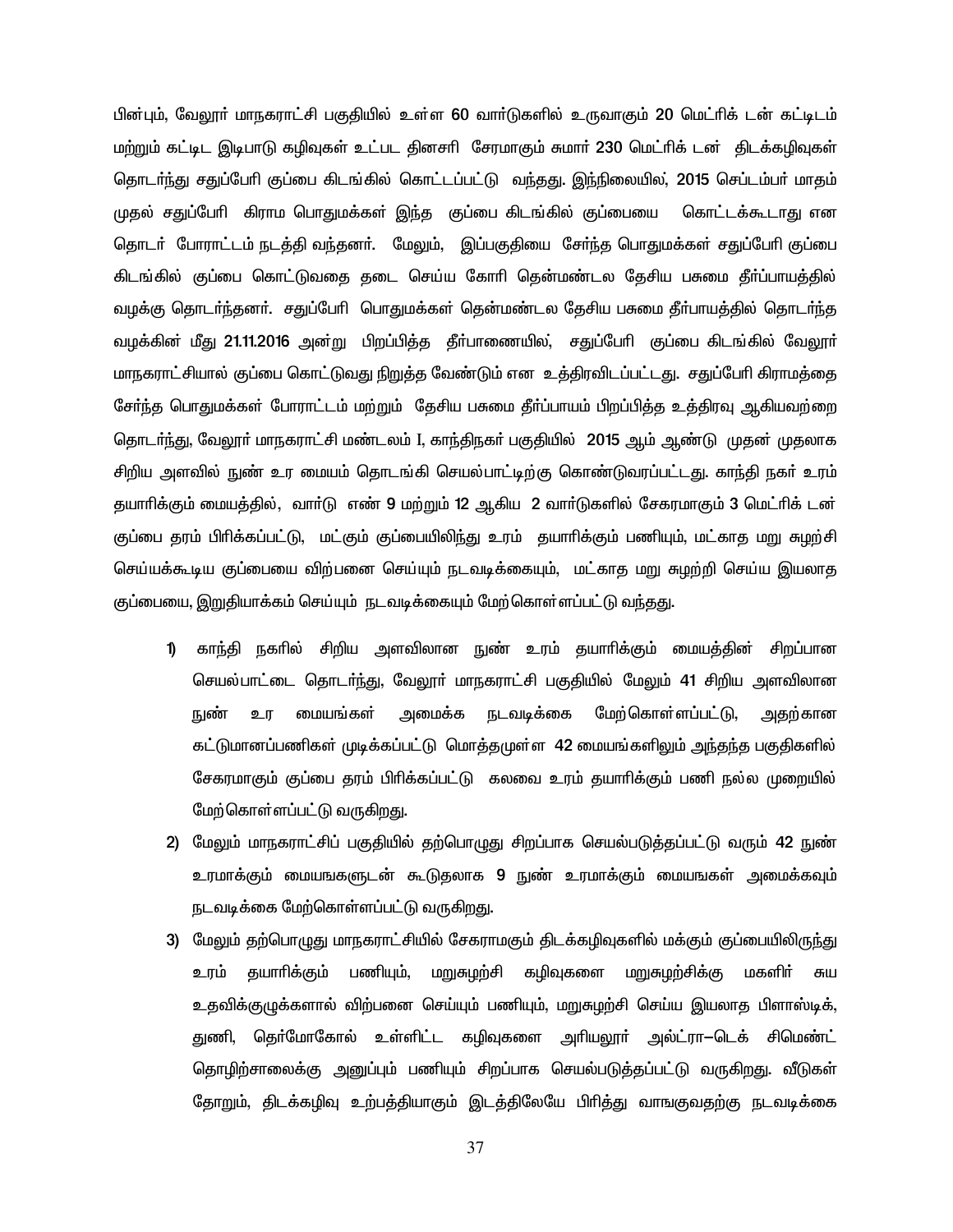பின்பும், வேலூர் மாநகராட்சி பகுதியில் உள்ள 60 வார்டுகளில் உருவாகும் 20 மெட்ரிக் டன் கட்டிடம் மற்றும் கட்டிட இடிபாடு கழிவுகள் உட்பட தினசரி சேரமாகும் சுமார் 230 மெட்ரிக் டன் திடக்கழிவுகள் தொடர்ந்து சதுப்பேரி குப்பை கிடங்கில் கொட்டப்பட்டு வந்தது. இந்நிலையில், 2015 செப்டம்பர் மாதம் முதல் சதுப்பேரி கிராம பொதுமக்கள் இந்த குப்பை கிடங்கில் குப்பையை கொட்டக்கூடாது என தொடர் போராட்டம் நடத்தி வந்தனர். மேலும், இப்பகுதியை சேர்ந்த பொதுமக்கள் சதுப்பேரி குப்பை கிடங்கில் குப்பை கொட்டுவதை தடை செய்ய கோரி தென்மண்டல தேசிய பசுமை தீர்ப்பாயத்தில் வழக்கு தொடர்ந்தனர். சதுப்பேரி பொதுமக்கள் தென்மண்டல தேசிய பசுமை தீர்பாயத்தில் தொடர்ந்த வழக்கின் மீது 21.11.2016 அன்று பிறப்பித்த தீர்பாணையில், சதுப்பேரி குப்பை கிடங்கில் வேலூர் மாநகராட்சியால் குப்பை கொட்டுவது நிறுத்த வேண்டும் என உத்திரவிடப்பட்டது. சதுப்பேரி கிராமத்தை சேர்ந்த பொதுமக்கள் போராட்டம் மற்றும் தேசிய பசுமை தீர்ப்பாயம் பிறப்பித்த உத்திரவு ஆகியவற்றை தொடர்ந்து, வேலூர் மாநகராட்சி மண்டலம் I, காந்திநகர் பகுதியில் 2015 ஆம் ஆண்டு முதன் முதலாக சிறிய அளவில் நுண் உர மையம் தொடங்கி செயல்பாட்டிற்கு கொண்டுவரப்பட்டது. காந்தி நகர் உரம் தயாரிக்கும் மையத்தில், வார்டு எண் 9 மற்றும் 12 ஆகிய 2 வார்டுகளில் சேகரமாகும் 3 மெட்ரிக் டன் குப்பை தரம் பிரிக்கப்பட்டு, மட்கும் குப்பையிலிந்து உரம் தயாரிக்கும் பணியும், மட்காத மறு சுழற்சி செய்யக்கூடிய குப்பையை விற்பனை செய்யும் நடவடிக்கையும், மட்காத மறு சுழற்றி செய்ய இயலாத குப்பையை, இறுதியாக்கம் செய்யும் நடவடிக்கையும் மேற்கொள்ளப்பட்டு வந்தது.

1) காந்தி நகரில் சிறிய அளவிலான நுண் உரம் தயாரிக்கும் மையத்தின் சிறப்பான செயல்பாட்டை தொடர்ந்து, வேலூர் மாநகராட்சி பகுதியில் மேலும் 41 சிறிய அளவிலான நுண் உர மையங்கள் அமைக்க நடவடிக்கை மேற்கொள்ளப்பட்டு, அதற்கான கட்டுமானப்பணிகள் முடிக்கப்பட்டு மொத்தமுள்ள 42 மையங்களிலும் அந்தந்த பகுதிகளில் சேகரமாகும் குப்பை தரம் பிரிக்கப்பட்டு கலவை உரம் தயாரிக்கும் பணி நல்ல முறையில் மேற்கொள்ளப்பட்டு வருகிறது.
2) மேலும் மாநகராட்சிப் பகுதியில் தற்பொழுது சிறப்பாக செயல்படுத்தப்பட்டு வரும் 42 நுண் உரமாக்கும் மையங்களுடன் கூடுதலாக 9 நுண் உரமாக்கும் மையங்கள் அமைக்கவும் நடவடிக்கை மேற்கொள்ளப்பட்டு வருகிறது.
3) மேலும் தற்பொழுது மாநகராட்சியில் சேகராமகும் திடக்கழிவுகளில் மக்கும் குப்பையிலிருந்து உரம் தயாரிக்கும் பணியும், மறுசுழற்சி கழிவுகளை மறுசுழற்சிக்கு மகளிர் சுய உதவிக்குழுக்களால் விற்பனை செய்யும் பணியும், மறுசுழற்சி செய்ய இயலாத பிளாஸ்டிக், துணி, தெர்மோகோல் உள்ளிட்ட கழிவுகளை அரியலூர் அல்ட்ரா–டெக் சிமெண்ட் தொழிற்சாலைக்கு அனுப்பும் பணியும் சிறப்பாக செயல்படுத்தப்பட்டு வருகிறது. வீடுகள் தோறும், திடக்கழிவு உற்பத்தியாகும் இடத்திலேயே பிரித்து வாங்குவதற்கு நடவடிக்கை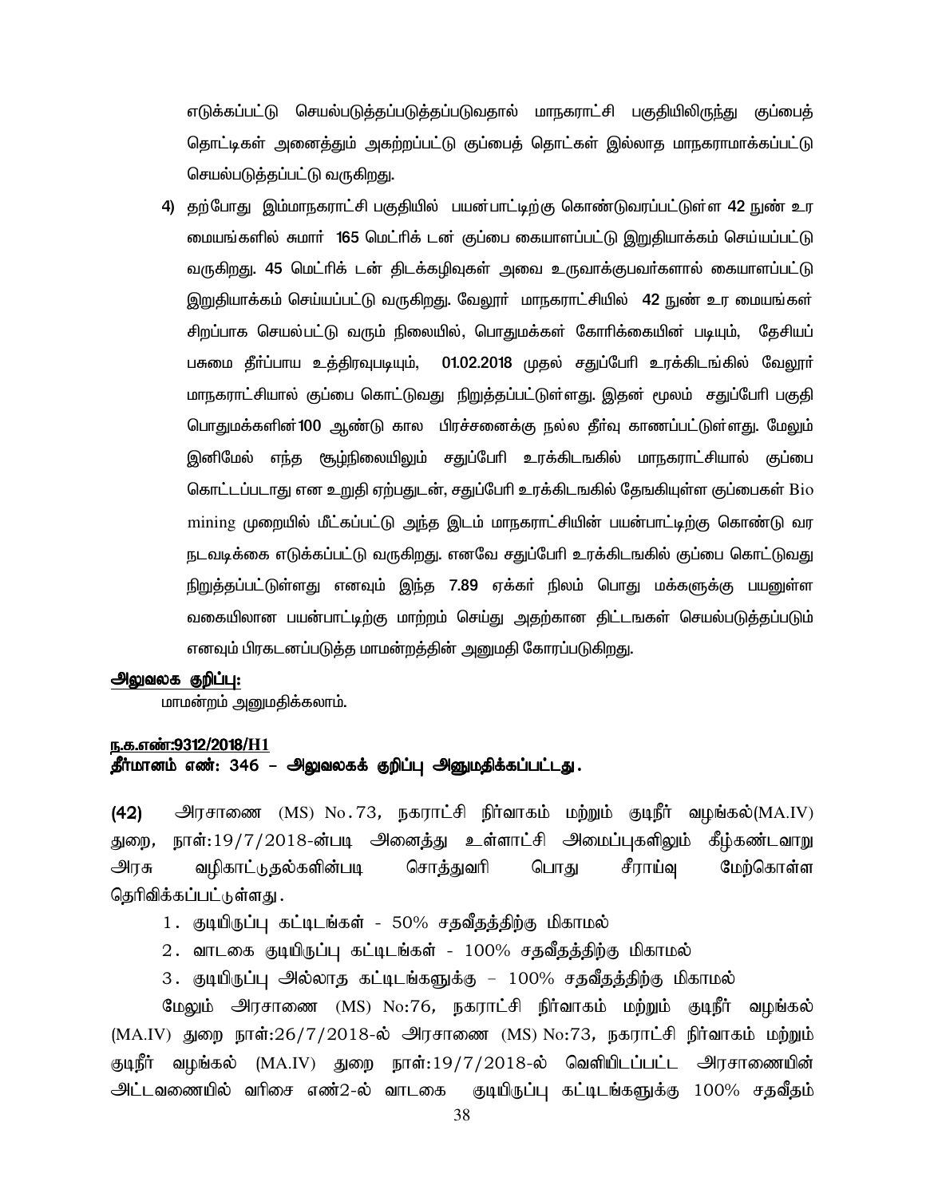எடுக்கப்பட்டு செயல்படுத்தப்படுத்தப்படுவதால் மாநகராட்சி பகுதியிலிருந்து குப்பைத் தொட்டிகள் அனைத்தும் அகற்றப்பட்டு குப்பைத் தொட்கள் இல்லாத மாநகராமாக்கப்பட்டு செயல்படுத்தப்பட்டு வருகிறது.

4) தற்போது இம்மாநகராட்சி பகுதியில் பயன்பாட்டிற்கு கொண்டுவரப்பட்டுள்ள 42 நுண் உர மையங்களில் சுமார் 165 மெட்ரிக் டன் குப்பை கையாளப்பட்டு இறுதியாக்கம் செய்யப்பட்டு வருகிறது. 45 மெட்ரிக் டன் திடக்கழிவுகள் அவை உருவாக்குபவர்களால் கையாளப்பட்டு இறுதியாக்கம் செய்யப்பட்டு வருகிறது. வேலூர் மாநகராட்சியில் 42 நுண் உர மையங்கள் சிறப்பாக செயல்பட்டு வரும் நிலையில், பொதுமக்கள் கோரிக்கையின் படியும், தேசியப் பசுமை தீர்ப்பாய உத்திரவுபடியும், 01.02.2018 முதல் சதுப்பேரி உரக்கிடங்கில் வேலூர் மாநகராட்சியால் குப்பை கொட்டுவது நிறுத்தப்பட்டுள்ளது. இதன் மூலம் சதுப்பேரி பகுதி பொதுமக்களின் 100 ஆண்டு கால பிரச்சனைக்கு நல்ல தீர்வு காணப்பட்டுள்ளது. மேலும் இனிமேல் எந்த சூழ்நிலையிலும் சதுப்பேரி உரக்கிடஙகில் மாநகராட்சியால் குப்பை கொட்டப்படாது என உறுதி ஏற்பதுடன், சதுப்பேரி உரக்கிடஙகில் தேஙகியுள்ள குப்பைகள் Bio mining முறையில் மீட்கப்பட்டு அந்த இடம் மாநகராட்சியின் பயன்பாட்டிற்கு கொண்டு வர நடவடிக்கை எடுக்கப்பட்டு வருகிறது. எனவே சதுப்பேரி உரக்கிடஙகில் குப்பை கொட்டுவது நிறுத்தப்பட்டுள்ளது எனவும் இந்த 7.89 ஏக்கர் நிலம் பொது மக்களுக்கு பயனுள்ள வகையிலான பயன்பாட்டிற்கு மாற்றம் செய்து அதற்கான திட்டஙகள் செயல்படுத்தப்படும் எனவும் பிரகடனப்படுத்த மாமன்றத்தின் அனுமதி கோரப்படுகிறது.

**அலுவலக குறிப்பு:**

மாமன்றம் அனுமதிக்கலாம்.

**ந.க.எண்:9312/2018/H1**

**தீர்மானம் எண்: 346 – அலுவலகக் குறிப்பு அனுமதிக்கப்பட்டது.**

**(42)** அரசாணை (MS) No.73, நகராட்சி நிர்வாகம் மற்றும் குடிநீர் வழங்கல்(MA.IV) துறை, நாள்:19/7/2018-ன்படி அனைத்து உள்ளாட்சி அமைப்புகளிலும் கீழ்கண்டவாறு அரசு வழிகாட்டுதல்களின்படி சொத்துவரி பொது சீராய்வு மேற்கொள்ள தெரிவிக்கப்பட்டுள்ளது.

1. குடியிருப்பு கட்டிடங்கள் - 50% சதவீதத்திற்கு மிகாமல்
2. வாடகை குடியிருப்பு கட்டிடங்கள் - 100% சதவீதத்திற்கு மிகாமல்
3. குடியிருப்பு அல்லாத கட்டிடஙகளுக்கு – 100% சதவீதத்திற்கு மிகாமல்

மேலும் அரசாணை (MS) No:76, நகராட்சி நிர்வாகம் மற்றும் குடிநீர் வழங்கல் (MA.IV) துறை நாள்:26/7/2018-ல் அரசாணை (MS) No:73, நகராட்சி நிர்வாகம் மற்றும் குடிநீர் வழங்கல் (MA.IV) துறை நாள்:19/7/2018-ல் வெளியிடப்பட்ட அரசாணையின் அட்டவணையில் வரிசை எண்2-ல் வாடகை குடியிருப்பு கட்டிடங்களுக்கு 100% சதவீதம்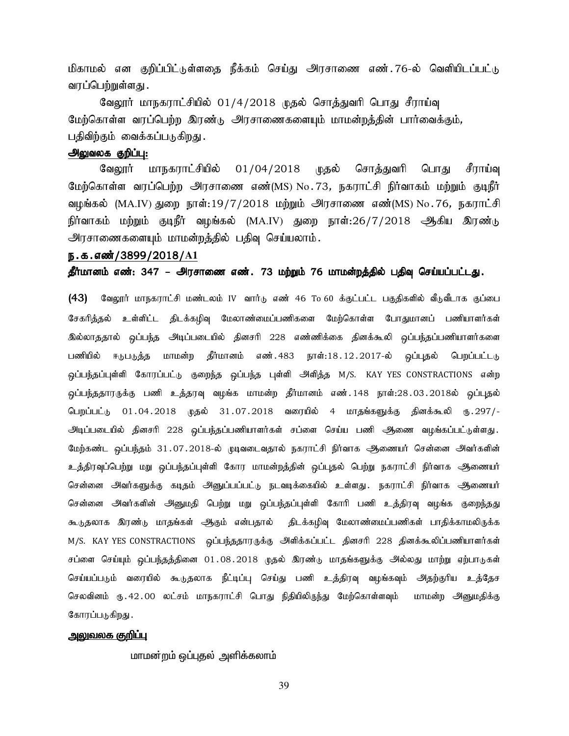மிகாமல் என குறிப்பிட்டுள்ளதை நீக்கம் செய்து அரசாணை எண்.76-ல் வெளியிடப்பட்டு வரப்பெற்றுள்ளது.

வேலூர் மாநகராட்சியில் 01/4/2018 முதல் சொத்துவரி பொது சீராய்வு மேற்கொள்ள வரப்பெற்ற இரண்டு அரசாணைகளையும் மாமன்றத்தின் பார்வைக்கும், பதிவிற்கும் வைக்கப்படுகிறது.

**அலுவலக குறிப்பு:**

வேலூர் மாநகராட்சியில் 01/04/2018 முதல் சொத்துவரி பொது சீராய்வு மேற்கொள்ள வரப்பெற்ற அரசாணை எண்(MS) No.73, நகராட்சி நிர்வாகம் மற்றும் குடிநீர் வழங்கல் (MA.IV) துறை நாள்:19/7/2018 மற்றும் அரசாணை எண்(MS) No.76, நகராட்சி நிர்வாகம் மற்றும் குடிநீர் வழங்கல் (MA.IV) துறை நாள்:26/7/2018 ஆகிய இரண்டு அரசாணைகளையும் மாமன்றத்தில் பதிவு செய்யலாம்.

**ந.க.எண்/3899/2018/A1**

**தீர்மானம் எண்: 347 – அரசாணை எண். 73 மற்றும் 76 மாமன்றத்தில் பதிவு செய்யப்பட்டது.**

**(43)** வேலூர் மாநகராட்சி மண்டலம் IV வார்டு எண் 46 To 60 க்குட்பட்ட பகுதிகளில் வீடுவீடாக குப்பை சேகரித்தல் உள்ளிட்ட திடக்கழிவு மேலாண்மைப்பணிகளை மேற்கொள்ள போதுமானப் பணியாளர்கள் இல்லாததால் ஒப்பந்த அடிப்படையில் தினசரி 228 எண்ணிக்கை தினக்கூலி ஒப்பந்தப்பணியாளர்களை பணியில் ஈடுபடுத்த மாமன்ற தீர்மானம் எண்.483 நாள்:18.12.2017-ல் ஒப்புதல் பெறப்பட்டு ஒப்பந்தப்புள்ளி கோரப்பட்டு குறைந்த ஒப்பந்த புள்ளி அளித்த M/S. KAY YES CONSTRACTIONS என்ற ஒப்பந்ததாரருக்கு பணி உத்தரவு வழங்க மாமன்ற தீர்மானம் எண்.148 நாள்:28.03.2018ல் ஒப்புதல் பெறப்பட்டு 01.04.2018 முதல் 31.07.2018 வரையில் 4 மாதங்களுக்கு தினக்கூலி ரு.297/- அடிப்படையில் தினசரி 228 ஒப்பந்தப்பணியாளர்கள் சப்ளை செய்ய பணி ஆணை வழங்கப்பட்டுள்ளது. மேற்கண்ட ஒப்பந்தம் 31.07.2018-ல் முடிவடைவதால் நகராட்சி நிர்வாக ஆணையர் சென்னை அவர்களின் உத்திரவுப்பெற்று மறு ஒப்பந்தப்புள்ளி கோர மாமன்றத்தின் ஒப்புதல் பெற்று நகராட்சி நிர்வாக ஆணையர் சென்னை அவர்களுக்கு கடிதம் அனுப்பப்பட்டு நடவடிக்கையில் உள்ளது. நகராட்சி நிர்வாக ஆணையர் சென்னை அவர்களின் அனுமதி பெற்று மறு ஒப்பந்தப்புள்ளி கோரி பணி உத்திரவு வழங்க குறைந்தது கூடுதலாக இரண்டு மாதங்கள் ஆகும் என்பதால் திடக்கழிவு மேலாண்மைப்பணிகள் பாதிக்காமலிருக்க M/S. KAY YES CONSTRACTIONS ஒப்பந்ததாரருக்கு அளிக்கப்பட்ட தினசரி 228 தினக்கூலிப்பணியாளர்கள் சப்ளை செய்யும் ஒப்பந்தத்தினை 01.08.2018 முதல் இரண்டு மாதங்களுக்கு அல்லது மாற்று ஏற்பாடுகள் செய்யப்படும் வரையில் கூடுதலாக நீட்டிப்பு செய்து பணி உத்திரவு வழங்கவும் அதற்குரிய உத்தேச செலவினம் ரு.42.00 லட்சம் மாநகராட்சி பொது நிதியிலிருந்து மேற்கொள்ளவும் மாமன்ற அனுமதிக்கு கோரப்படுகிறது.

**அலுவலக குறிப்பு**

மாமன்றம் ஒப்புதல் அளிக்கலாம்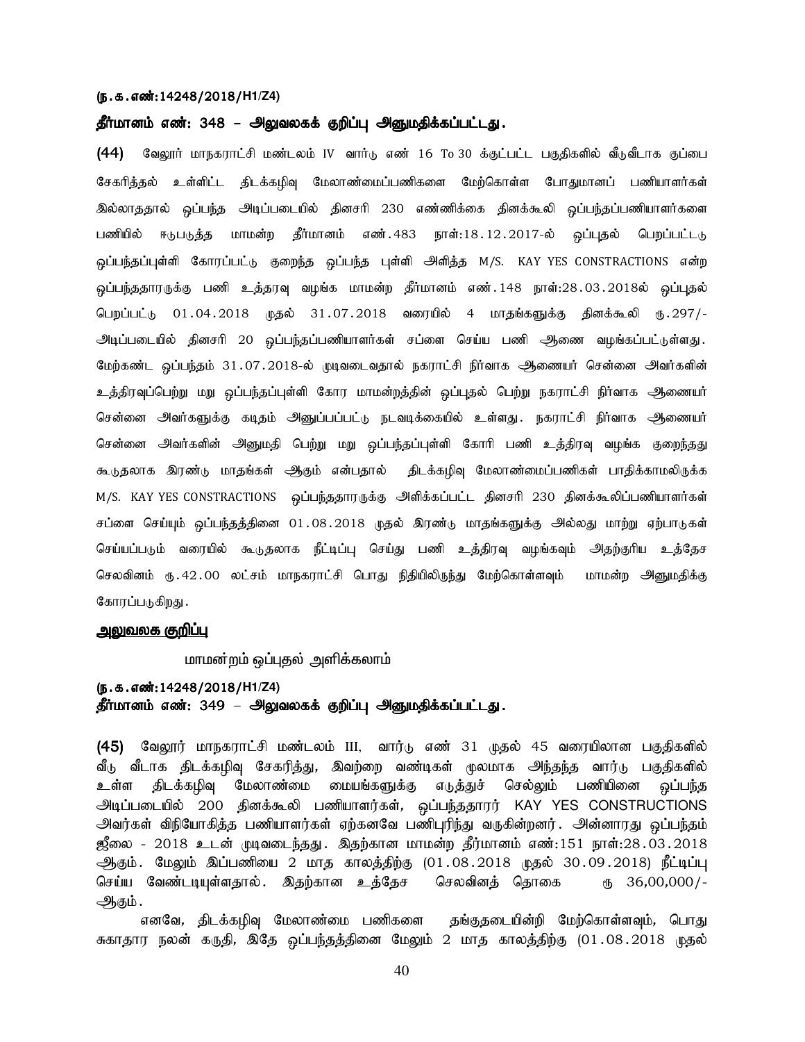**(ந.க.எண்:14248/2018/H1/Z4)**

**தீர்மானம் எண்: 348 – அலுவலகக் குறிப்பு அனுமதிக்கப்பட்டது.**

**(44)** வேலூர் மாநகராட்சி மண்டலம் IV வார்டு எண் 16 To 30 க்குட்பட்ட பகுதிகளில் வீடுவீடாக குப்பை சேகரித்தல் உள்ளிட்ட திடக்கழிவு மேலாண்மைப்பணிகளை மேற்கொள்ள போதுமானப் பணியாளர்கள் இல்லாததால் ஒப்பந்த அடிப்படையில் தினசரி 230 எண்ணிக்கை தினக்கூலி ஒப்பந்தப்பணியாளர்களை பணியில் ஈடுபடுத்த மாமன்ற தீர்மானம் எண்.483 நாள்:18.12.2017-ல் ஒப்புதல் பெறப்பட்டு ஒப்பந்தப்புள்ளி கோரப்பட்டு குறைந்த ஒப்பந்த புள்ளி அளித்த M/S. KAY YES CONSTRACTIONS என்ற ஒப்பந்ததாரருக்கு பணி உத்தரவு வழங்க மாமன்ற தீர்மானம் எண்.148 நாள்:28.03.2018ல் ஒப்புதல் பெறப்பட்டு 01.04.2018 முதல் 31.07.2018 வரையில் 4 மாதங்களுக்கு தினக்கூலி ரு.297/- அடிப்படையில் தினசரி 20 ஒப்பந்தப்பணியாளர்கள் சப்ளை செய்ய பணி ஆணை வழங்கப்பட்டுள்ளது. மேற்கண்ட ஒப்பந்தம் 31.07.2018-ல் முடிவடைவதால் நகராட்சி நிர்வாக ஆணையர் சென்னை அவர்களின் உத்திரவுப்பெற்று மறு ஒப்பந்தப்புள்ளி கோர மாமன்றத்தின் ஒப்புதல் பெற்று நகராட்சி நிர்வாக ஆணையர் சென்னை அவர்களுக்கு கடிதம் அனுப்பப்பட்டு நடவடிக்கையில் உள்ளது. நகராட்சி நிர்வாக ஆணையர் சென்னை அவர்களின் அனுமதி பெற்று மறு ஒப்பந்தப்புள்ளி கோரி பணி உத்திரவு வழங்க குறைந்தது கூடுதலாக இரண்டு மாதங்கள் ஆகும் என்பதால் திடக்கழிவு மேலாண்மைப்பணிகள் பாதிக்காமலிருக்க M/S. KAY YES CONSTRACTIONS ஒப்பந்ததாரருக்கு அளிக்கப்பட்ட தினசரி 230 தினக்கூலிப்பணியாளர்கள் சப்ளை செய்யும் ஒப்பந்தத்தினை 01.08.2018 முதல் இரண்டு மாதங்களுக்கு அல்லது மாற்று ஏற்பாடுகள் செய்யப்படும் வரையில் கூடுதலாக நீட்டிப்பு செய்து பணி உத்திரவு வழங்கவும் அதற்குரிய உத்தேச செலவினம் ரு.42.00 லட்சம் மாநகராட்சி பொது நிதியிலிருந்து மேற்கொள்ளவும் மாமன்ற அனுமதிக்கு கோரப்படுகிறது.

**<u>அலுவலக குறிப்பு</u>**

மாமன்றம் ஒப்புதல் அளிக்கலாம்

**(ந.க.எண்:14248/2018/H1/Z4)**
**தீர்மானம் எண்: 349 – அலுவலகக் குறிப்பு அனுமதிக்கப்பட்டது.**

**(45)** வேலூர் மாநகராட்சி மண்டலம் III, வார்டு எண் 31 முதல் 45 வரையிலான பகுதிகளில் வீடு வீடாக திடக்கழிவு சேகரித்து, இவற்றை வண்டிகள் மூலமாக அந்தந்த வார்டு பகுதிகளில் உள்ள திடக்கழிவு மேலாண்மை மையங்களுக்கு எடுத்துச் செல்லும் பணியினை ஒப்பந்த அடிப்படையில் 200 தினக்கூலி பணியாளர்கள், ஒப்பந்ததாரர் KAY YES CONSTRUCTIONS அவர்கள் விநியோகித்த பணியாளர்கள் ஏற்கனவே பணிபுரிந்து வருகின்றனர். அன்னாரது ஒப்பந்தம் ஜீலை - 2018 உடன் முடிவடைந்தது. இதற்கான மாமன்ற தீர்மானம் எண்:151 நாள்:28.03.2018 ஆகும். மேலும் இப்பணியை 2 மாத காலத்திற்கு (01.08.2018 முதல் 30.09.2018) நீட்டிப்பு செய்ய வேண்டியுள்ளதால். இதற்கான உத்தேச செலவினத் தொகை ரு 36,00,000/- ஆகும்.

எனவே, திடக்கழிவு மேலாண்மை பணிகளை தங்குதடையின்றி மேற்கொள்ளவும், பொது சுகாதார நலன் கருதி, இதே ஒப்பந்தத்தினை மேலும் 2 மாத காலத்திற்கு (01.08.2018 முதல்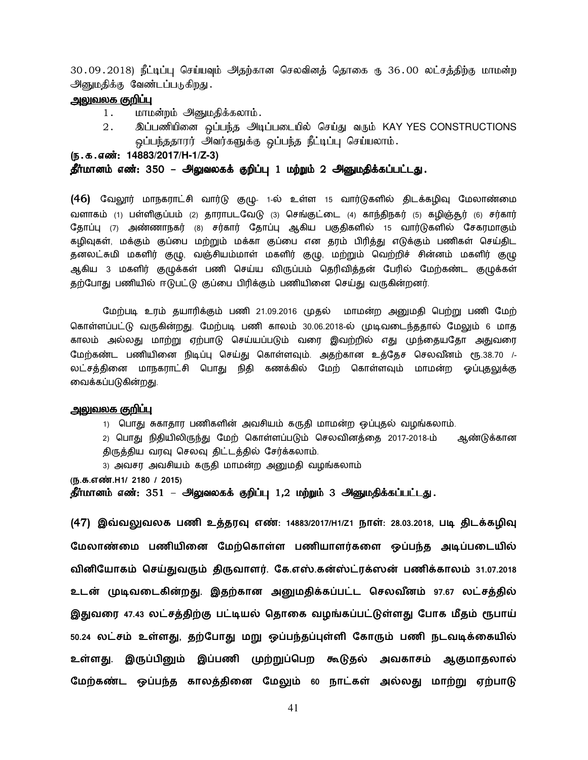30.09.2018) நீட்டிப்பு செய்யவும் அதற்கான செலவினத் தொகை ரு 36.00 லட்சத்திற்கு மாமன்ற அனுமதிக்கு வேண்டப்படுகிறது.

**<u>அலுவலக குறிப்பு</u>**

1. மாமன்றம் அனுமதிக்கலாம்.
2. இப்பணியினை ஒப்பந்த அடிப்படையில் செய்து வரும் KAY YES CONSTRUCTIONS ஒப்பந்ததாரர் அவர்களுக்கு ஒப்பந்த நீட்டிப்பு செய்யலாம்.

**(ந.க.எண்: 14883/2017/H-1/Z-3)**

**தீர்மானம் எண்: 350 – அலுவலகக் குறிப்பு 1 மற்றும் 2 அனுமதிக்கப்பட்டது.**

**(46)** வேலூர் மாநகராட்சி வார்டு குழு- 1-ல் உள்ள 15 வார்டுகளில் திடக்கழிவு மேலாண்மை வளாகம் (1) பள்ளிகுப்பம் (2) தாராபடவேடு (3) செங்குட்டை (4) காந்திநகர் (5) கழிஞ்சூர் (6) சர்கார் தோப்பு (7) அண்ணாநகர் (8) சர்கார் தோப்பு ஆகிய பகுதிகளில் 15 வார்டுகளில் சேகரமாகும் கழிவுகள், மக்கும் குப்பை மற்றும் மக்கா குப்பை என தரம் பிரித்து எடுக்கும் பணிகள் செய்திட தனலட்சுமி மகளிர் குழு, வஞ்சியம்மாள் மகளிர் குழு, மற்றும் வெற்றிச் சின்னம் மகளிர் குழு ஆகிய 3 மகளிர் குழுக்கள் பணி செய்ய விருப்பம் தெரிவித்தன் பேரில் மேற்கண்ட குழுக்கள் தற்போது பணியில் ஈடுபட்டு குப்பை பிரிக்கும் பணியினை செய்து வருகின்றனர்.

மேற்படி உரம் தயாரிக்கும் பணி 21.09.2016 முதல் மாமன்ற அனுமதி பெற்று பணி மேற் கொள்ளப்பட்டு வருகின்றது. மேற்படி பணி காலம் 30.06.2018-ல் முடிவடைந்ததால் மேலும் 6 மாத காலம் அல்லது மாற்று ஏற்பாடு செய்யப்படும் வரை இவற்றில் எது முந்தையதோ அதுவரை மேற்கண்ட பணியினை நிடிப்பு செய்து கொள்ளவும். அதற்கான உத்தேச செலவீனம் ரூ.38.70 /- லட்சத்தினை மாநகராட்சி பொது நிதி கணக்கில் மேற் கொள்ளவும் மாமன்ற ஒப்புதலுக்கு வைக்கப்படுகின்றது.

**<u>அலுவலக குறிப்பு</u>**

1) பொது சுகாதார பணிகளின் அவசியம் கருதி மாமன்ற ஒப்புதல் வழங்கலாம்.
2) பொது நிதியிலிருந்து மேற் கொள்ளப்படும் செலவினத்தை 2017-2018-ம் ஆண்டுக்கான திருத்திய வரவு செலவு திட்டத்தில் சேர்க்கலாம்.
3) அவசர அவசியம் கருதி மாமன்ற அனுமதி வழங்கலாம்

**(ந.க.எண்.H1/ 2180 / 2015)**

**தீர்மானம் எண்: 351 – அலுவலகக் குறிப்பு 1,2 மற்றும் 3 அனுமதிக்கப்பட்டது.**

**(47) இவ்வலுவலக பணி உத்தரவு எண்: 14883/2017/H1/Z1 நாள்: 28.03.2018, படி திடக்கழிவு மேலாண்மை பணியினை மேற்கொள்ள பணியாளர்களை ஒப்பந்த அடிப்படையில் வினியோகம் செய்துவரும் திருவாளர். கே.எஸ்.கன்ஸ்ட்ரக்ஸன் பணிக்காலம் 31.07.2018 உடன் முடிவடைகின்றது. இதற்கான அனுமதிக்கப்பட்ட செலவீனம் 97.67 லட்சத்தில் இதுவரை 47.43 லட்சத்திற்கு பட்டியல் தொகை வழங்கப்பட்டுள்ளது போக மீதம் ரூபாய் 50.24 லட்சம் உள்ளது, தற்போது மறு ஒப்பந்தப்புள்ளி கோரும் பணி நடவடிக்கையில் உள்ளது. இருப்பினும் இப்பணி முற்றுப்பெற கூடுதல் அவகாசம் ஆகுமாதலால் மேற்கண்ட ஒப்பந்த காலத்தினை மேலும் 60 நாட்கள் அல்லது மாற்று ஏற்பாடு**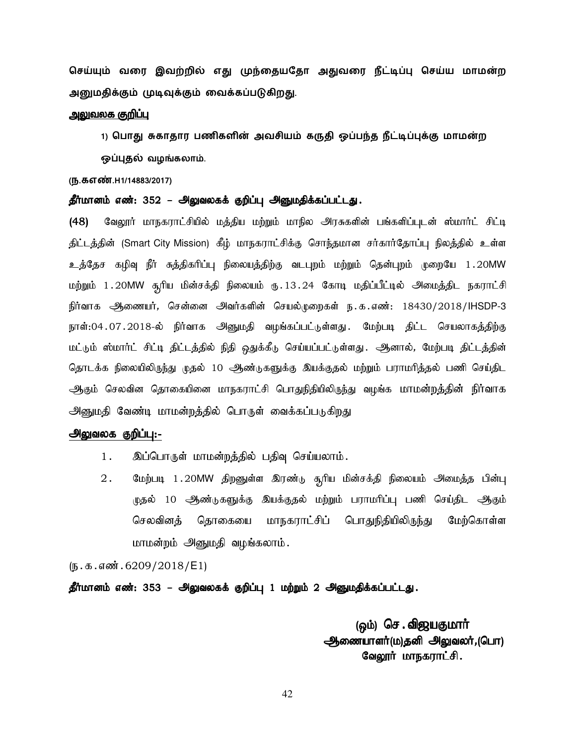**செய்யும் வரை இவற்றில் எது முந்தையதோ அதுவரை நீட்டிப்பு செய்ய மாமன்ற அனுமதிக்கும் முடிவுக்கும் வைக்கப்படுகிறது.**

**அலுவலக குறிப்பு**

**1) பொது சுகாதார பணிகளின் அவசியம் கருதி ஒப்பந்த நீட்டிப்புக்கு மாமன்ற ஒப்புதல் வழங்கலாம்.**

**(ந.கஎண்.H1/14883/2017)**

**தீர்மானம் எண்: 352 – அலுவலகக் குறிப்பு அனுமதிக்கப்பட்டது.**

**(48)** வேலூர் மாநகராட்சியில் மத்திய மற்றும் மாநில அரசுகளின் பங்களிப்புடன் ஸ்மார்ட் சிட்டி திட்டத்தின் (Smart City Mission) கீழ் மாநகராட்சிக்கு சொந்தமான சர்கார்தோப்பு நிலத்தில் உள்ள உத்தேச கழிவு நீர் சுத்திகரிப்பு நிலையத்திற்கு வடபுறம் மற்றும் தென்புறம் முறையே 1.20MW மற்றும் 1.20MW சூரிய மின்சக்தி நிலையம் ரூ.13.24 கோடி மதிப்பீட்டில் அமைத்திட நகராட்சி நிர்வாக ஆணையர், சென்னை அவர்களின் செயல்முறைகள் ந.க.எண்: 18430/2018/IHSDP-3 நாள்:04.07.2018-ல் நிர்வாக அனுமதி வழங்கப்பட்டுள்ளது. மேற்படி திட்ட செயலாகத்திற்கு மட்டும் ஸ்மார்ட் சிட்டி திட்டத்தில் நிதி ஒதுக்கீடு செய்யப்பட்டுள்ளது. ஆனால், மேற்படி திட்டத்தின் தொடக்க நிலையிலிருந்து முதல் 10 ஆண்டுகளுக்கு இயக்குதல் மற்றும் பராமரித்தல் பணி செய்திட ஆகும் செலவின தொகையினை மாநகராட்சி பொதுநிதியிலிருந்து வழங்க மாமன்றத்தின் நிர்வாக அனுமதி வேண்டி மாமன்றத்தில் பொருள் வைக்கப்படுகிறது

**அலுவலக குறிப்பு:-**

1. இப்பொருள் மாமன்றத்தில் பதிவு செய்யலாம்.
2. மேற்படி 1.20MW திறனுள்ள இரண்டு சூரிய மின்சக்தி நிலையம் அமைத்த பின்பு முதல் 10 ஆண்டுகளுக்கு இயக்குதல் மற்றும் பராமரிப்பு பணி செய்திட ஆகும் செலவினத் தொகையை மாநகராட்சிப் பொதுநிதியிலிருந்து மேற்கொள்ள மாமன்றம் அனுமதி வழங்கலாம்.

(ந.க.எண்.6209/2018/E1)

**தீர்மானம் எண்: 353 – அலுவலகக் குறிப்பு 1 மற்றும் 2 அனுமதிக்கப்பட்டது.**

**(ஓம்) செ.விஜயகுமார்**
**ஆணையாளர்(ம)தனி அலுவலர்,(பொ)**
**வேலூர் மாநகராட்சி.**